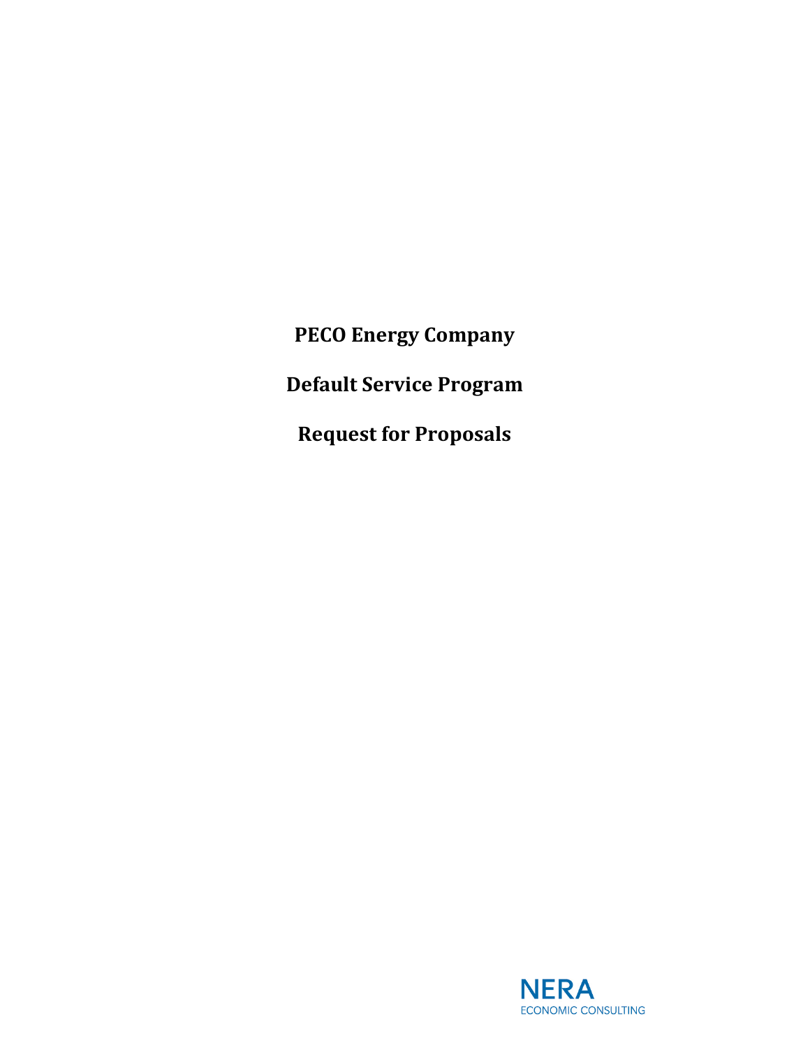# PECO Energy Company

# Default Service Program

# Request for Proposals

NERA
ECONOMIC CONSULTING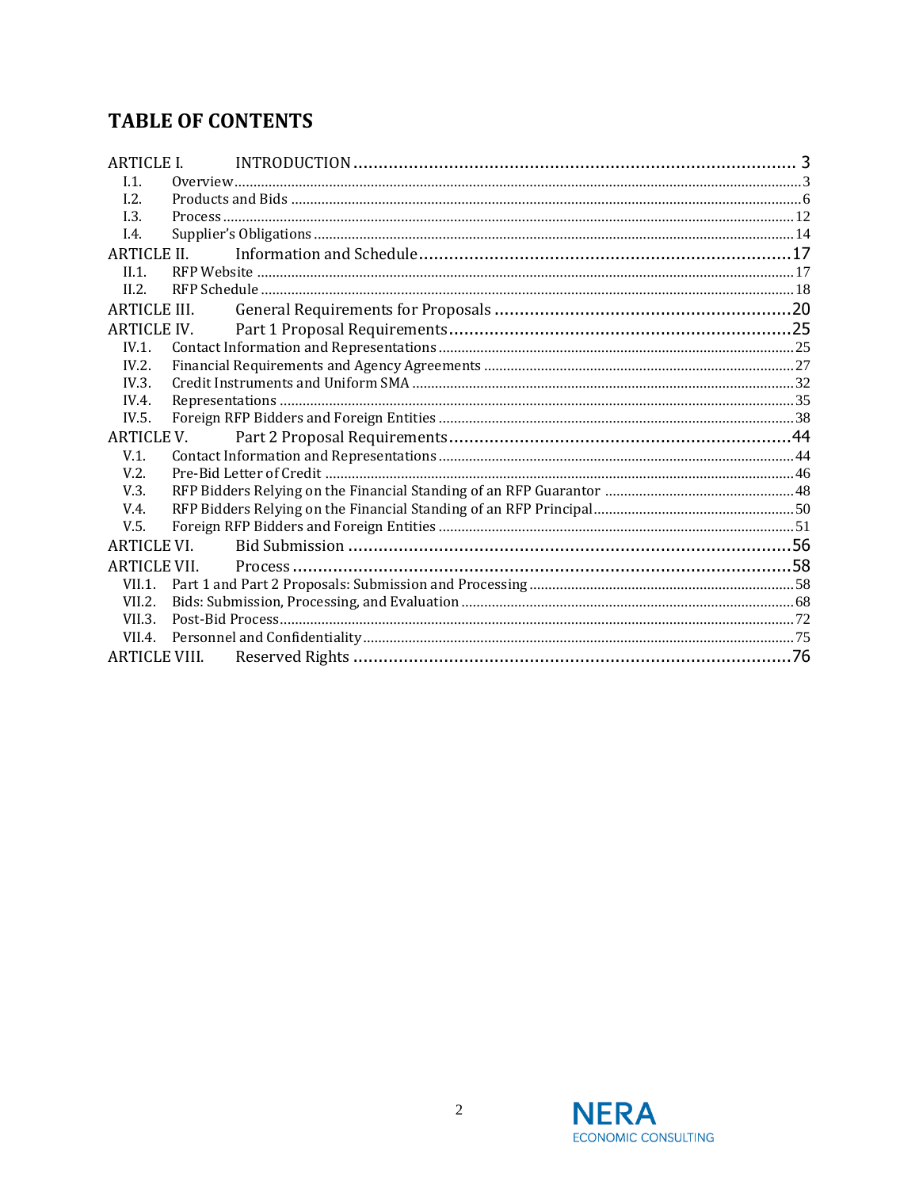# TABLE OF CONTENTS

ARTICLE I. INTRODUCTION ........................................................................................ 3
- I.1. Overview ........................................................................................ 3
- I.2. Products and Bids ........................................................................................ 6
- I.3. Process ........................................................................................ 12
- I.4. Supplier's Obligations ........................................................................................ 14

ARTICLE II. Information and Schedule ........................................................................................ 17
- II.1. RFP Website ........................................................................................ 17
- II.2. RFP Schedule ........................................................................................ 18

ARTICLE III. General Requirements for Proposals ........................................................................................ 20

ARTICLE IV. Part 1 Proposal Requirements ........................................................................................ 25
- IV.1. Contact Information and Representations ........................................................................................ 25
- IV.2. Financial Requirements and Agency Agreements ........................................................................................ 27
- IV.3. Credit Instruments and Uniform SMA ........................................................................................ 32
- IV.4. Representations ........................................................................................ 35
- IV.5. Foreign RFP Bidders and Foreign Entities ........................................................................................ 38

ARTICLE V. Part 2 Proposal Requirements ........................................................................................ 44
- V.1. Contact Information and Representations ........................................................................................ 44
- V.2. Pre-Bid Letter of Credit ........................................................................................ 46
- V.3. RFP Bidders Relying on the Financial Standing of an RFP Guarantor ........................................................................................ 48
- V.4. RFP Bidders Relying on the Financial Standing of an RFP Principal ........................................................................................ 50
- V.5. Foreign RFP Bidders and Foreign Entities ........................................................................................ 51

ARTICLE VI. Bid Submission ........................................................................................ 56

ARTICLE VII. Process ........................................................................................ 58
- VII.1. Part 1 and Part 2 Proposals: Submission and Processing ........................................................................................ 58
- VII.2. Bids: Submission, Processing, and Evaluation ........................................................................................ 68
- VII.3. Post-Bid Process ........................................................................................ 72
- VII.4. Personnel and Confidentiality ........................................................................................ 75

ARTICLE VIII. Reserved Rights ........................................................................................ 76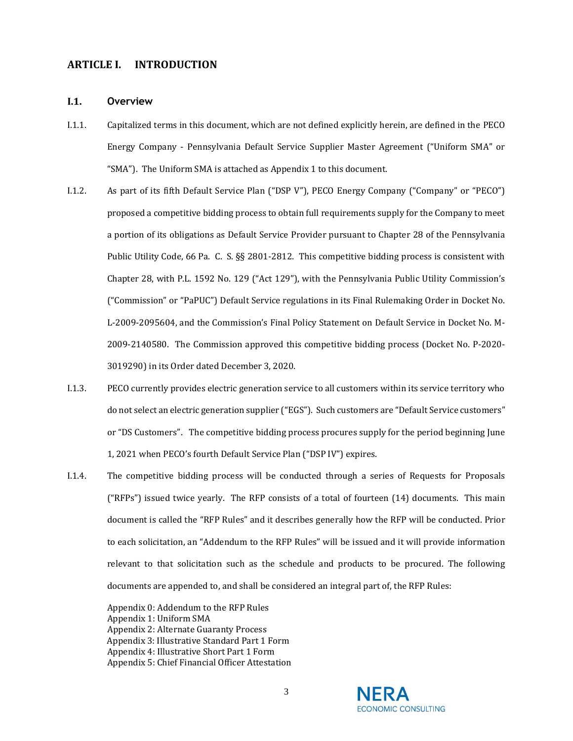# ARTICLE I. INTRODUCTION

## I.1. Overview

I.1.1. Capitalized terms in this document, which are not defined explicitly herein, are defined in the PECO Energy Company - Pennsylvania Default Service Supplier Master Agreement ("Uniform SMA" or "SMA"). The Uniform SMA is attached as Appendix 1 to this document.

I.1.2. As part of its fifth Default Service Plan ("DSP V"), PECO Energy Company ("Company" or "PECO") proposed a competitive bidding process to obtain full requirements supply for the Company to meet a portion of its obligations as Default Service Provider pursuant to Chapter 28 of the Pennsylvania Public Utility Code, 66 Pa. C. S. §§ 2801-2812. This competitive bidding process is consistent with Chapter 28, with P.L. 1592 No. 129 ("Act 129"), with the Pennsylvania Public Utility Commission's ("Commission" or "PaPUC") Default Service regulations in its Final Rulemaking Order in Docket No. L-2009-2095604, and the Commission's Final Policy Statement on Default Service in Docket No. M-2009-2140580. The Commission approved this competitive bidding process (Docket No. P-2020-3019290) in its Order dated December 3, 2020.

I.1.3. PECO currently provides electric generation service to all customers within its service territory who do not select an electric generation supplier ("EGS"). Such customers are "Default Service customers" or "DS Customers". The competitive bidding process procures supply for the period beginning June 1, 2021 when PECO's fourth Default Service Plan ("DSP IV") expires.

I.1.4. The competitive bidding process will be conducted through a series of Requests for Proposals ("RFPs") issued twice yearly. The RFP consists of a total of fourteen (14) documents. This main document is called the "RFP Rules" and it describes generally how the RFP will be conducted. Prior to each solicitation, an "Addendum to the RFP Rules" will be issued and it will provide information relevant to that solicitation such as the schedule and products to be procured. The following documents are appended to, and shall be considered an integral part of, the RFP Rules:

Appendix 0: Addendum to the RFP Rules
Appendix 1: Uniform SMA
Appendix 2: Alternate Guaranty Process
Appendix 3: Illustrative Standard Part 1 Form
Appendix 4: Illustrative Short Part 1 Form
Appendix 5: Chief Financial Officer Attestation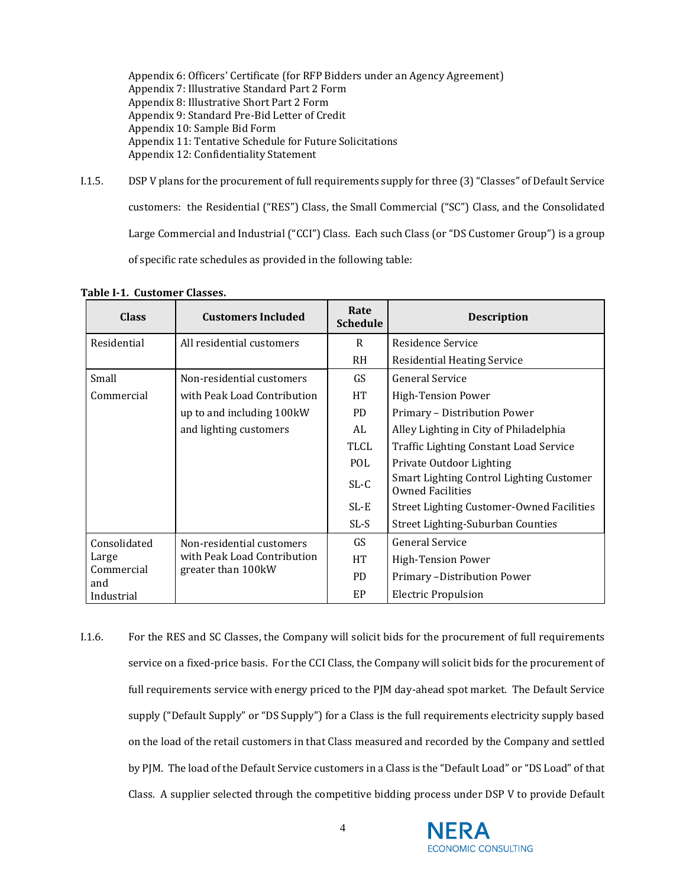Appendix 6: Officers' Certificate (for RFP Bidders under an Agency Agreement)
Appendix 7: Illustrative Standard Part 2 Form
Appendix 8: Illustrative Short Part 2 Form
Appendix 9: Standard Pre-Bid Letter of Credit
Appendix 10: Sample Bid Form
Appendix 11: Tentative Schedule for Future Solicitations
Appendix 12: Confidentiality Statement

I.1.5. DSP V plans for the procurement of full requirements supply for three (3) "Classes" of Default Service customers: the Residential ("RES") Class, the Small Commercial ("SC") Class, and the Consolidated Large Commercial and Industrial ("CCI") Class. Each such Class (or "DS Customer Group") is a group of specific rate schedules as provided in the following table:

**Table I-1. Customer Classes.**

| Class | Customers Included | Rate Schedule | Description |
|---|---|---|---|
| Residential | All residential customers | R | Residence Service |
| | | RH | Residential Heating Service |
| Small Commercial | Non-residential customers with Peak Load Contribution up to and including 100kW and lighting customers | GS | General Service |
| | | HT | High-Tension Power |
| | | PD | Primary – Distribution Power |
| | | AL | Alley Lighting in City of Philadelphia |
| | | TLCL | Traffic Lighting Constant Load Service |
| | | POL | Private Outdoor Lighting |
| | | SL-C | Smart Lighting Control Lighting Customer Owned Facilities |
| | | SL-E | Street Lighting Customer-Owned Facilities |
| | | SL-S | Street Lighting-Suburban Counties |
| Consolidated Large Commercial and Industrial | Non-residential customers with Peak Load Contribution greater than 100kW | GS | General Service |
| | | HT | High-Tension Power |
| | | PD | Primary –Distribution Power |
| | | EP | Electric Propulsion |

I.1.6. For the RES and SC Classes, the Company will solicit bids for the procurement of full requirements service on a fixed-price basis. For the CCI Class, the Company will solicit bids for the procurement of full requirements service with energy priced to the PJM day-ahead spot market. The Default Service supply ("Default Supply" or "DS Supply") for a Class is the full requirements electricity supply based on the load of the retail customers in that Class measured and recorded by the Company and settled by PJM. The load of the Default Service customers in a Class is the "Default Load" or "DS Load" of that Class. A supplier selected through the competitive bidding process under DSP V to provide Default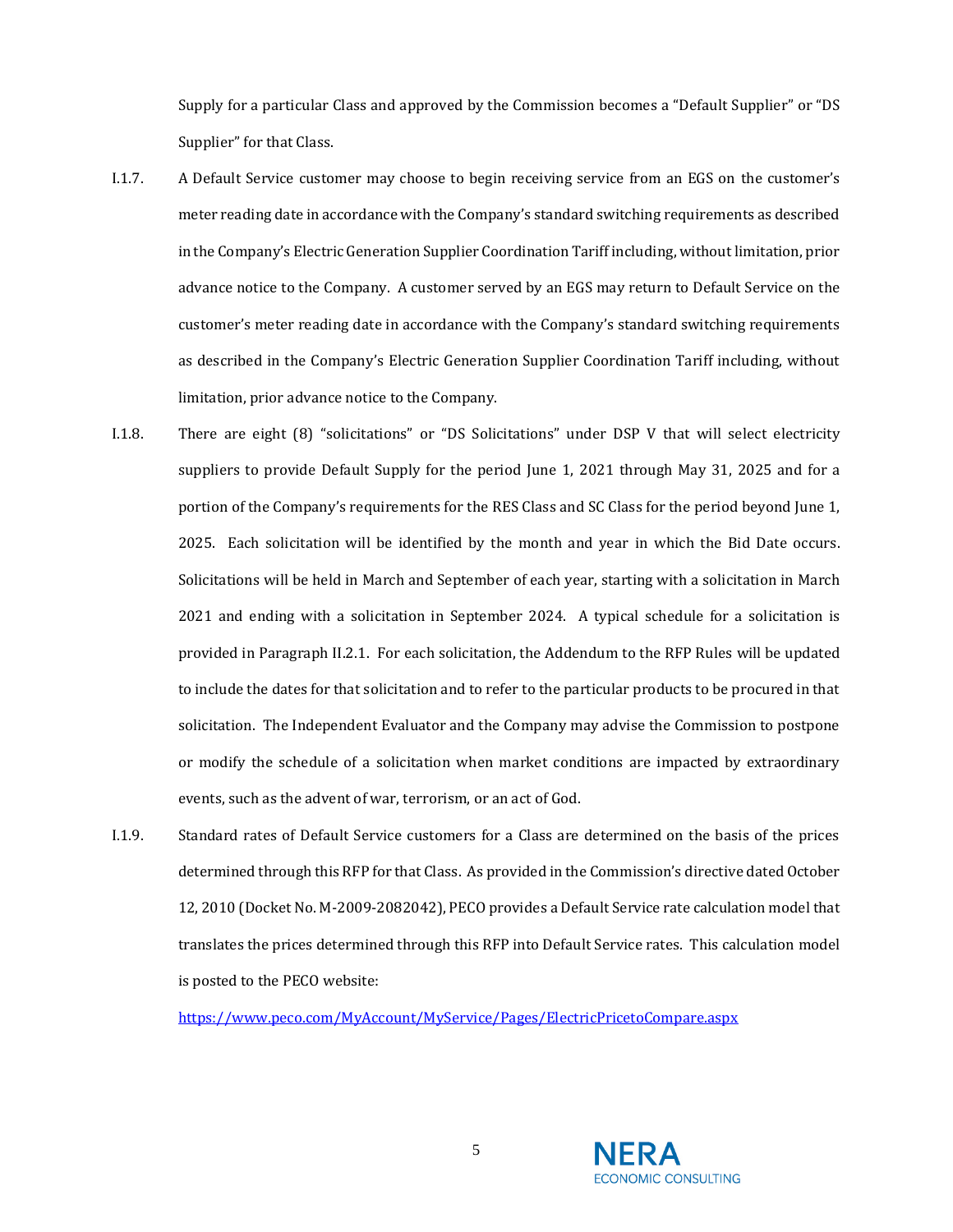Supply for a particular Class and approved by the Commission becomes a "Default Supplier" or "DS Supplier" for that Class.

I.1.7. A Default Service customer may choose to begin receiving service from an EGS on the customer's meter reading date in accordance with the Company's standard switching requirements as described in the Company's Electric Generation Supplier Coordination Tariff including, without limitation, prior advance notice to the Company. A customer served by an EGS may return to Default Service on the customer's meter reading date in accordance with the Company's standard switching requirements as described in the Company's Electric Generation Supplier Coordination Tariff including, without limitation, prior advance notice to the Company.

I.1.8. There are eight (8) "solicitations" or "DS Solicitations" under DSP V that will select electricity suppliers to provide Default Supply for the period June 1, 2021 through May 31, 2025 and for a portion of the Company's requirements for the RES Class and SC Class for the period beyond June 1, 2025. Each solicitation will be identified by the month and year in which the Bid Date occurs. Solicitations will be held in March and September of each year, starting with a solicitation in March 2021 and ending with a solicitation in September 2024. A typical schedule for a solicitation is provided in Paragraph II.2.1. For each solicitation, the Addendum to the RFP Rules will be updated to include the dates for that solicitation and to refer to the particular products to be procured in that solicitation. The Independent Evaluator and the Company may advise the Commission to postpone or modify the schedule of a solicitation when market conditions are impacted by extraordinary events, such as the advent of war, terrorism, or an act of God.

I.1.9. Standard rates of Default Service customers for a Class are determined on the basis of the prices determined through this RFP for that Class. As provided in the Commission's directive dated October 12, 2010 (Docket No. M-2009-2082042), PECO provides a Default Service rate calculation model that translates the prices determined through this RFP into Default Service rates. This calculation model is posted to the PECO website:

https://www.peco.com/MyAccount/MyService/Pages/ElectricPricetoCompare.aspx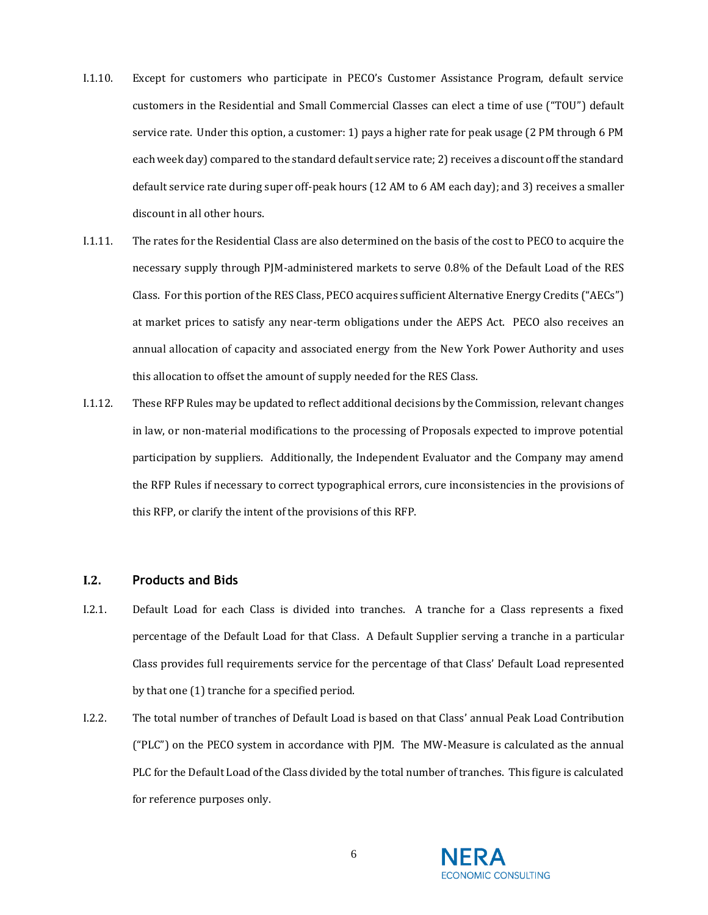I.1.10. Except for customers who participate in PECO's Customer Assistance Program, default service customers in the Residential and Small Commercial Classes can elect a time of use ("TOU") default service rate. Under this option, a customer: 1) pays a higher rate for peak usage (2 PM through 6 PM each week day) compared to the standard default service rate; 2) receives a discount off the standard default service rate during super off-peak hours (12 AM to 6 AM each day); and 3) receives a smaller discount in all other hours.

I.1.11. The rates for the Residential Class are also determined on the basis of the cost to PECO to acquire the necessary supply through PJM-administered markets to serve 0.8% of the Default Load of the RES Class. For this portion of the RES Class, PECO acquires sufficient Alternative Energy Credits ("AECs") at market prices to satisfy any near-term obligations under the AEPS Act. PECO also receives an annual allocation of capacity and associated energy from the New York Power Authority and uses this allocation to offset the amount of supply needed for the RES Class.

I.1.12. These RFP Rules may be updated to reflect additional decisions by the Commission, relevant changes in law, or non-material modifications to the processing of Proposals expected to improve potential participation by suppliers. Additionally, the Independent Evaluator and the Company may amend the RFP Rules if necessary to correct typographical errors, cure inconsistencies in the provisions of this RFP, or clarify the intent of the provisions of this RFP.

## I.2. Products and Bids

I.2.1. Default Load for each Class is divided into tranches. A tranche for a Class represents a fixed percentage of the Default Load for that Class. A Default Supplier serving a tranche in a particular Class provides full requirements service for the percentage of that Class' Default Load represented by that one (1) tranche for a specified period.

I.2.2. The total number of tranches of Default Load is based on that Class' annual Peak Load Contribution ("PLC") on the PECO system in accordance with PJM. The MW-Measure is calculated as the annual PLC for the Default Load of the Class divided by the total number of tranches. This figure is calculated for reference purposes only.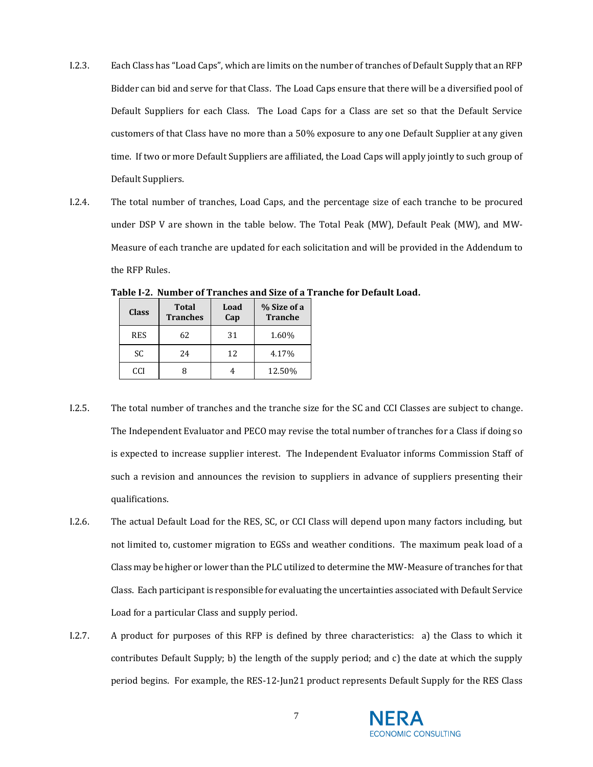I.2.3. Each Class has "Load Caps", which are limits on the number of tranches of Default Supply that an RFP Bidder can bid and serve for that Class. The Load Caps ensure that there will be a diversified pool of Default Suppliers for each Class. The Load Caps for a Class are set so that the Default Service customers of that Class have no more than a 50% exposure to any one Default Supplier at any given time. If two or more Default Suppliers are affiliated, the Load Caps will apply jointly to such group of Default Suppliers.

I.2.4. The total number of tranches, Load Caps, and the percentage size of each tranche to be procured under DSP V are shown in the table below. The Total Peak (MW), Default Peak (MW), and MW-Measure of each tranche are updated for each solicitation and will be provided in the Addendum to the RFP Rules.

**Table I-2. Number of Tranches and Size of a Tranche for Default Load.**

| Class | Total Tranches | Load Cap | % Size of a Tranche |
|---|---|---|---|
| RES | 62 | 31 | 1.60% |
| SC | 24 | 12 | 4.17% |
| CCI | 8 | 4 | 12.50% |

I.2.5. The total number of tranches and the tranche size for the SC and CCI Classes are subject to change. The Independent Evaluator and PECO may revise the total number of tranches for a Class if doing so is expected to increase supplier interest. The Independent Evaluator informs Commission Staff of such a revision and announces the revision to suppliers in advance of suppliers presenting their qualifications.

I.2.6. The actual Default Load for the RES, SC, or CCI Class will depend upon many factors including, but not limited to, customer migration to EGSs and weather conditions. The maximum peak load of a Class may be higher or lower than the PLC utilized to determine the MW-Measure of tranches for that Class. Each participant is responsible for evaluating the uncertainties associated with Default Service Load for a particular Class and supply period.

I.2.7. A product for purposes of this RFP is defined by three characteristics: a) the Class to which it contributes Default Supply; b) the length of the supply period; and c) the date at which the supply period begins. For example, the RES-12-Jun21 product represents Default Supply for the RES Class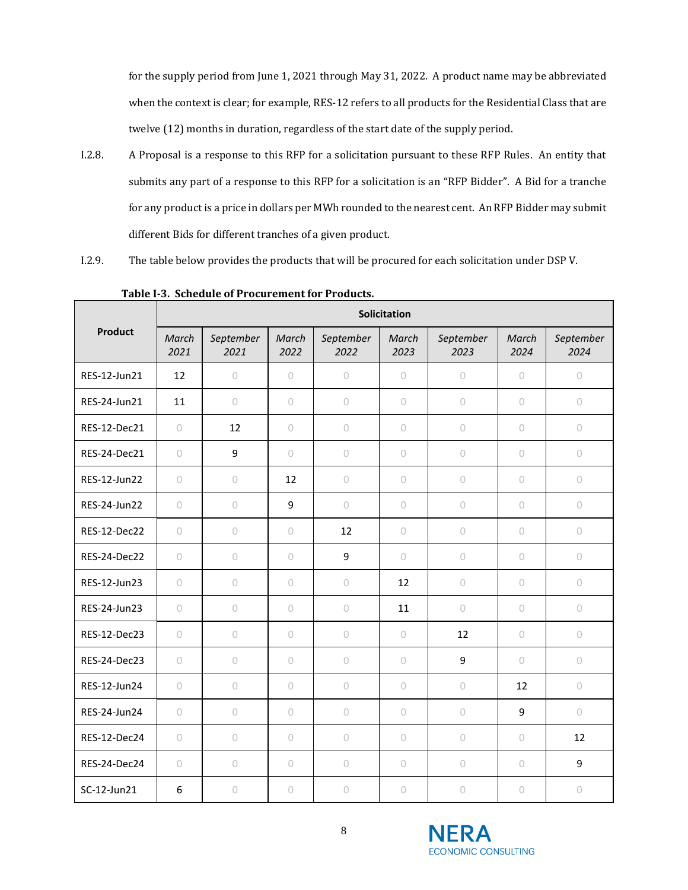for the supply period from June 1, 2021 through May 31, 2022. A product name may be abbreviated when the context is clear; for example, RES-12 refers to all products for the Residential Class that are twelve (12) months in duration, regardless of the start date of the supply period.

I.2.8. A Proposal is a response to this RFP for a solicitation pursuant to these RFP Rules. An entity that submits any part of a response to this RFP for a solicitation is an "RFP Bidder". A Bid for a tranche for any product is a price in dollars per MWh rounded to the nearest cent. An RFP Bidder may submit different Bids for different tranches of a given product.

I.2.9. The table below provides the products that will be procured for each solicitation under DSP V.

**Table I-3. Schedule of Procurement for Products.**

| Product | Solicitation | | | | | | | |
|---|---|---|---|---|---|---|---|---|
| | *March 2021* | *September 2021* | *March 2022* | *September 2022* | *March 2023* | *September 2023* | *March 2024* | *September 2024* |
| RES-12-Jun21 | 12 | 0 | 0 | 0 | 0 | 0 | 0 | 0 |
| RES-24-Jun21 | 11 | 0 | 0 | 0 | 0 | 0 | 0 | 0 |
| RES-12-Dec21 | 0 | 12 | 0 | 0 | 0 | 0 | 0 | 0 |
| RES-24-Dec21 | 0 | 9 | 0 | 0 | 0 | 0 | 0 | 0 |
| RES-12-Jun22 | 0 | 0 | 12 | 0 | 0 | 0 | 0 | 0 |
| RES-24-Jun22 | 0 | 0 | 9 | 0 | 0 | 0 | 0 | 0 |
| RES-12-Dec22 | 0 | 0 | 0 | 12 | 0 | 0 | 0 | 0 |
| RES-24-Dec22 | 0 | 0 | 0 | 9 | 0 | 0 | 0 | 0 |
| RES-12-Jun23 | 0 | 0 | 0 | 0 | 12 | 0 | 0 | 0 |
| RES-24-Jun23 | 0 | 0 | 0 | 0 | 11 | 0 | 0 | 0 |
| RES-12-Dec23 | 0 | 0 | 0 | 0 | 0 | 12 | 0 | 0 |
| RES-24-Dec23 | 0 | 0 | 0 | 0 | 0 | 9 | 0 | 0 |
| RES-12-Jun24 | 0 | 0 | 0 | 0 | 0 | 0 | 12 | 0 |
| RES-24-Jun24 | 0 | 0 | 0 | 0 | 0 | 0 | 9 | 0 |
| RES-12-Dec24 | 0 | 0 | 0 | 0 | 0 | 0 | 0 | 12 |
| RES-24-Dec24 | 0 | 0 | 0 | 0 | 0 | 0 | 0 | 9 |
| SC-12-Jun21 | 6 | 0 | 0 | 0 | 0 | 0 | 0 | 0 |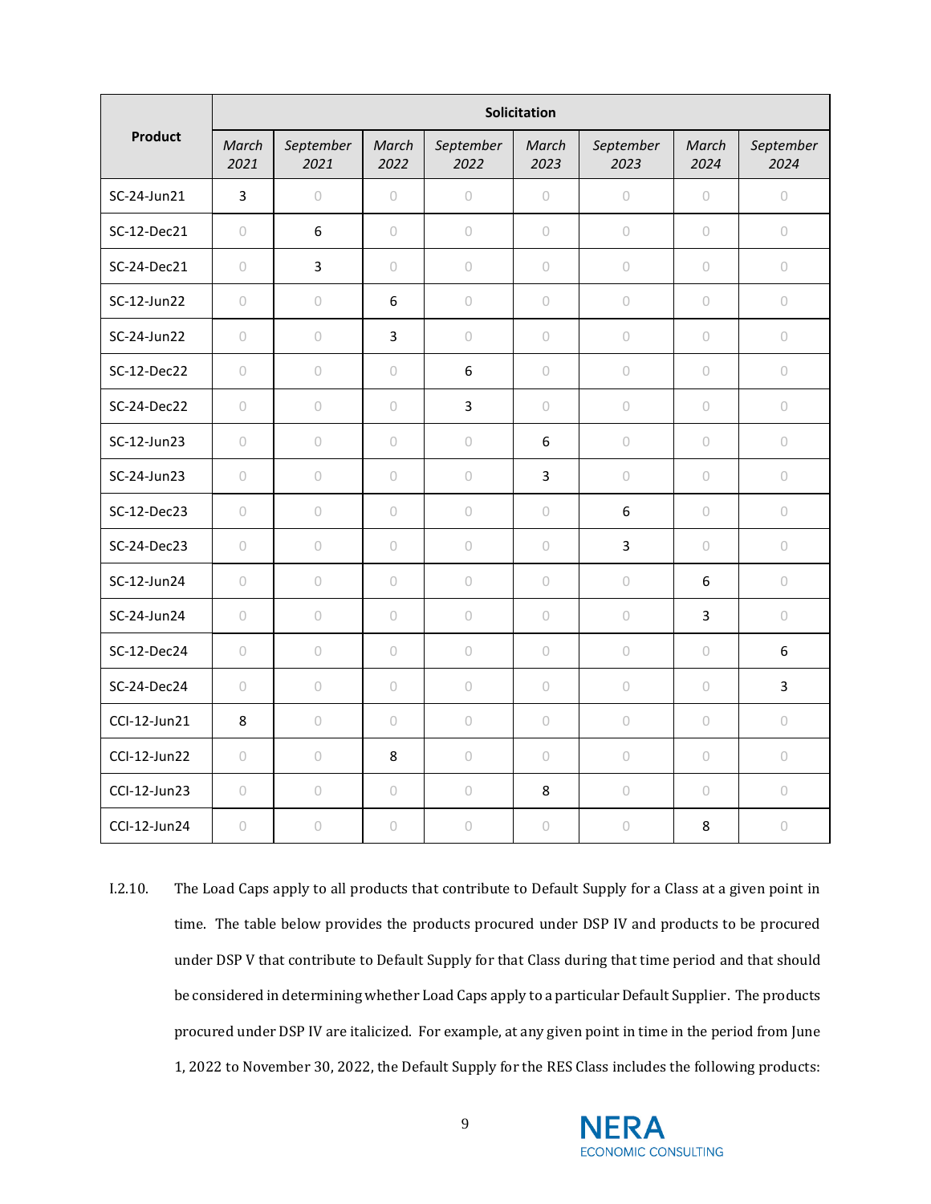| Product | Solicitation | | | | | | | |
|---|---|---|---|---|---|---|---|---|
| | *March 2021* | *September 2021* | *March 2022* | *September 2022* | *March 2023* | *September 2023* | *March 2024* | *September 2024* |
| SC-24-Jun21 | 3 | 0 | 0 | 0 | 0 | 0 | 0 | 0 |
| SC-12-Dec21 | 0 | 6 | 0 | 0 | 0 | 0 | 0 | 0 |
| SC-24-Dec21 | 0 | 3 | 0 | 0 | 0 | 0 | 0 | 0 |
| SC-12-Jun22 | 0 | 0 | 6 | 0 | 0 | 0 | 0 | 0 |
| SC-24-Jun22 | 0 | 0 | 3 | 0 | 0 | 0 | 0 | 0 |
| SC-12-Dec22 | 0 | 0 | 0 | 6 | 0 | 0 | 0 | 0 |
| SC-24-Dec22 | 0 | 0 | 0 | 3 | 0 | 0 | 0 | 0 |
| SC-12-Jun23 | 0 | 0 | 0 | 0 | 6 | 0 | 0 | 0 |
| SC-24-Jun23 | 0 | 0 | 0 | 0 | 3 | 0 | 0 | 0 |
| SC-12-Dec23 | 0 | 0 | 0 | 0 | 0 | 6 | 0 | 0 |
| SC-24-Dec23 | 0 | 0 | 0 | 0 | 0 | 3 | 0 | 0 |
| SC-12-Jun24 | 0 | 0 | 0 | 0 | 0 | 0 | 6 | 0 |
| SC-24-Jun24 | 0 | 0 | 0 | 0 | 0 | 0 | 3 | 0 |
| SC-12-Dec24 | 0 | 0 | 0 | 0 | 0 | 0 | 0 | 6 |
| SC-24-Dec24 | 0 | 0 | 0 | 0 | 0 | 0 | 0 | 3 |
| CCI-12-Jun21 | 8 | 0 | 0 | 0 | 0 | 0 | 0 | 0 |
| CCI-12-Jun22 | 0 | 0 | 8 | 0 | 0 | 0 | 0 | 0 |
| CCI-12-Jun23 | 0 | 0 | 0 | 0 | 8 | 0 | 0 | 0 |
| CCI-12-Jun24 | 0 | 0 | 0 | 0 | 0 | 0 | 8 | 0 |

I.2.10. The Load Caps apply to all products that contribute to Default Supply for a Class at a given point in time. The table below provides the products procured under DSP IV and products to be procured under DSP V that contribute to Default Supply for that Class during that time period and that should be considered in determining whether Load Caps apply to a particular Default Supplier. The products procured under DSP IV are italicized. For example, at any given point in time in the period from June 1, 2022 to November 30, 2022, the Default Supply for the RES Class includes the following products: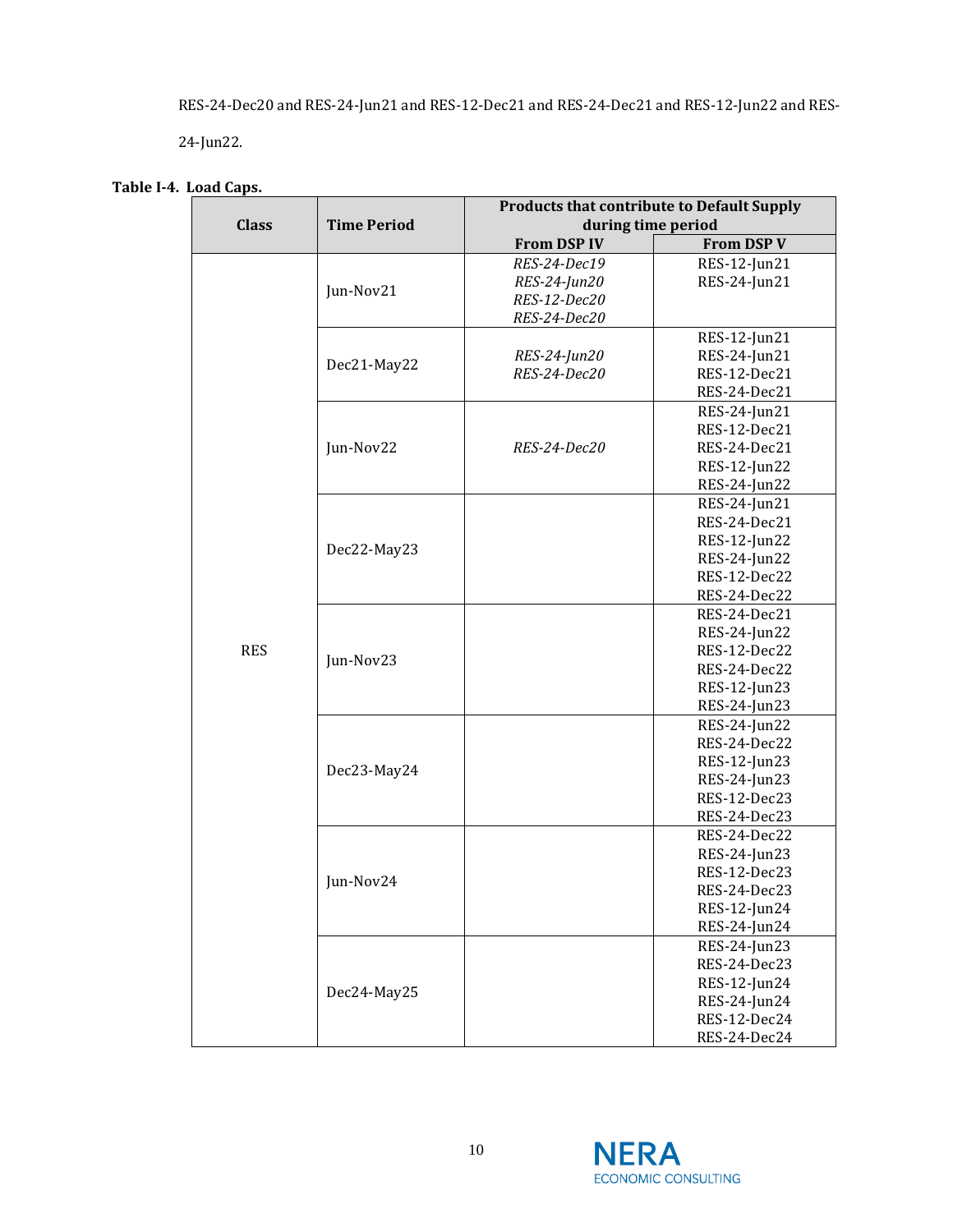RES-24-Dec20 and RES-24-Jun21 and RES-12-Dec21 and RES-24-Dec21 and RES-12-Jun22 and RES-24-Jun22.

**Table I-4. Load Caps.**

| Class | Time Period | Products that contribute to Default Supply during time period | |
|---|---|---|---|
| | | From DSP IV | From DSP V |
| RES | Jun-Nov21 | *RES-24-Dec19*<br>*RES-24-Jun20*<br>*RES-12-Dec20*<br>*RES-24-Dec20* | RES-12-Jun21<br>RES-24-Jun21 |
| | Dec21-May22 | *RES-24-Jun20*<br>*RES-24-Dec20* | RES-12-Jun21<br>RES-24-Jun21<br>RES-12-Dec21<br>RES-24-Dec21 |
| | Jun-Nov22 | *RES-24-Dec20* | RES-24-Jun21<br>RES-12-Dec21<br>RES-24-Dec21<br>RES-12-Jun22<br>RES-24-Jun22 |
| | Dec22-May23 | | RES-24-Jun21<br>RES-24-Dec21<br>RES-12-Jun22<br>RES-24-Jun22<br>RES-12-Dec22<br>RES-24-Dec22 |
| | Jun-Nov23 | | RES-24-Dec21<br>RES-24-Jun22<br>RES-12-Dec22<br>RES-24-Dec22<br>RES-12-Jun23<br>RES-24-Jun23 |
| | Dec23-May24 | | RES-24-Jun22<br>RES-24-Dec22<br>RES-12-Jun23<br>RES-24-Jun23<br>RES-12-Dec23<br>RES-24-Dec23 |
| | Jun-Nov24 | | RES-24-Dec22<br>RES-24-Jun23<br>RES-12-Dec23<br>RES-24-Dec23<br>RES-12-Jun24<br>RES-24-Jun24 |
| | Dec24-May25 | | RES-24-Jun23<br>RES-24-Dec23<br>RES-12-Jun24<br>RES-24-Jun24<br>RES-12-Dec24<br>RES-24-Dec24 |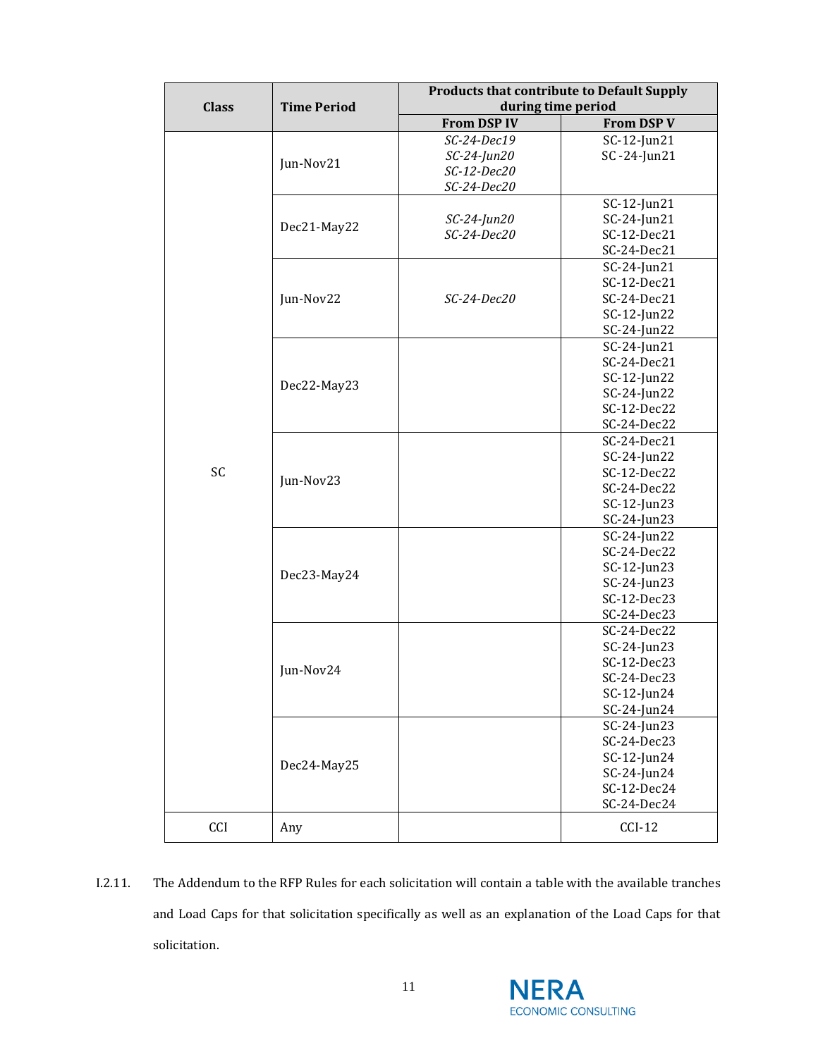| Class | Time Period | Products that contribute to Default Supply during time period | |
|---|---|---|---|
| | | From DSP IV | From DSP V |
| SC | Jun-Nov21 | *SC-24-Dec19*<br>*SC-24-Jun20*<br>*SC-12-Dec20*<br>*SC-24-Dec20* | SC-12-Jun21<br>SC -24-Jun21 |
| | Dec21-May22 | *SC-24-Jun20*<br>*SC-24-Dec20* | SC-12-Jun21<br>SC-24-Jun21<br>SC-12-Dec21<br>SC-24-Dec21 |
| | Jun-Nov22 | *SC-24-Dec20* | SC-24-Jun21<br>SC-12-Dec21<br>SC-24-Dec21<br>SC-12-Jun22<br>SC-24-Jun22 |
| | Dec22-May23 | | SC-24-Jun21<br>SC-24-Dec21<br>SC-12-Jun22<br>SC-24-Jun22<br>SC-12-Dec22<br>SC-24-Dec22 |
| | Jun-Nov23 | | SC-24-Dec21<br>SC-24-Jun22<br>SC-12-Dec22<br>SC-24-Dec22<br>SC-12-Jun23<br>SC-24-Jun23 |
| | Dec23-May24 | | SC-24-Jun22<br>SC-24-Dec22<br>SC-12-Jun23<br>SC-24-Jun23<br>SC-12-Dec23<br>SC-24-Dec23 |
| | Jun-Nov24 | | SC-24-Dec22<br>SC-24-Jun23<br>SC-12-Dec23<br>SC-24-Dec23<br>SC-12-Jun24<br>SC-24-Jun24 |
| | Dec24-May25 | | SC-24-Jun23<br>SC-24-Dec23<br>SC-12-Jun24<br>SC-24-Jun24<br>SC-12-Dec24<br>SC-24-Dec24 |
| CCI | Any | | CCI-12 |

I.2.11. The Addendum to the RFP Rules for each solicitation will contain a table with the available tranches and Load Caps for that solicitation specifically as well as an explanation of the Load Caps for that solicitation.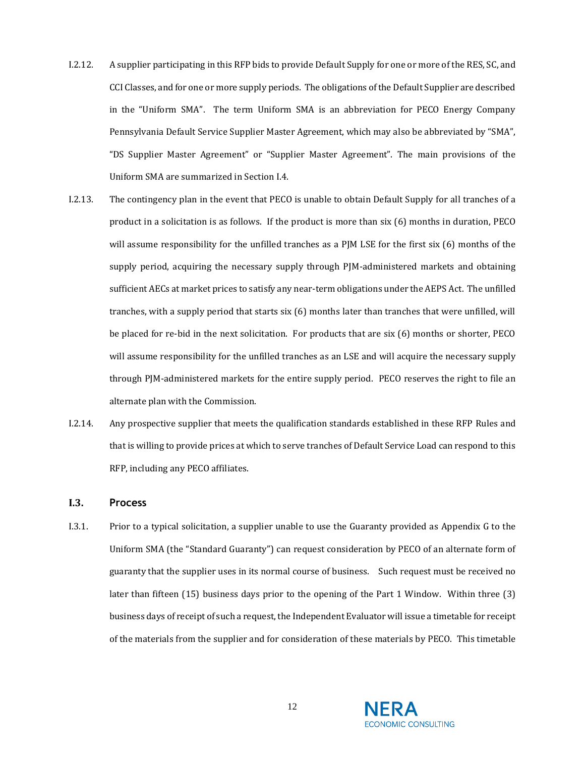I.2.12. A supplier participating in this RFP bids to provide Default Supply for one or more of the RES, SC, and CCI Classes, and for one or more supply periods. The obligations of the Default Supplier are described in the "Uniform SMA". The term Uniform SMA is an abbreviation for PECO Energy Company Pennsylvania Default Service Supplier Master Agreement, which may also be abbreviated by "SMA", "DS Supplier Master Agreement" or "Supplier Master Agreement". The main provisions of the Uniform SMA are summarized in Section I.4.

I.2.13. The contingency plan in the event that PECO is unable to obtain Default Supply for all tranches of a product in a solicitation is as follows. If the product is more than six (6) months in duration, PECO will assume responsibility for the unfilled tranches as a PJM LSE for the first six (6) months of the supply period, acquiring the necessary supply through PJM-administered markets and obtaining sufficient AECs at market prices to satisfy any near-term obligations under the AEPS Act. The unfilled tranches, with a supply period that starts six (6) months later than tranches that were unfilled, will be placed for re-bid in the next solicitation. For products that are six (6) months or shorter, PECO will assume responsibility for the unfilled tranches as an LSE and will acquire the necessary supply through PJM-administered markets for the entire supply period. PECO reserves the right to file an alternate plan with the Commission.

I.2.14. Any prospective supplier that meets the qualification standards established in these RFP Rules and that is willing to provide prices at which to serve tranches of Default Service Load can respond to this RFP, including any PECO affiliates.

## I.3. Process

I.3.1. Prior to a typical solicitation, a supplier unable to use the Guaranty provided as Appendix G to the Uniform SMA (the "Standard Guaranty") can request consideration by PECO of an alternate form of guaranty that the supplier uses in its normal course of business. Such request must be received no later than fifteen (15) business days prior to the opening of the Part 1 Window. Within three (3) business days of receipt of such a request, the Independent Evaluator will issue a timetable for receipt of the materials from the supplier and for consideration of these materials by PECO. This timetable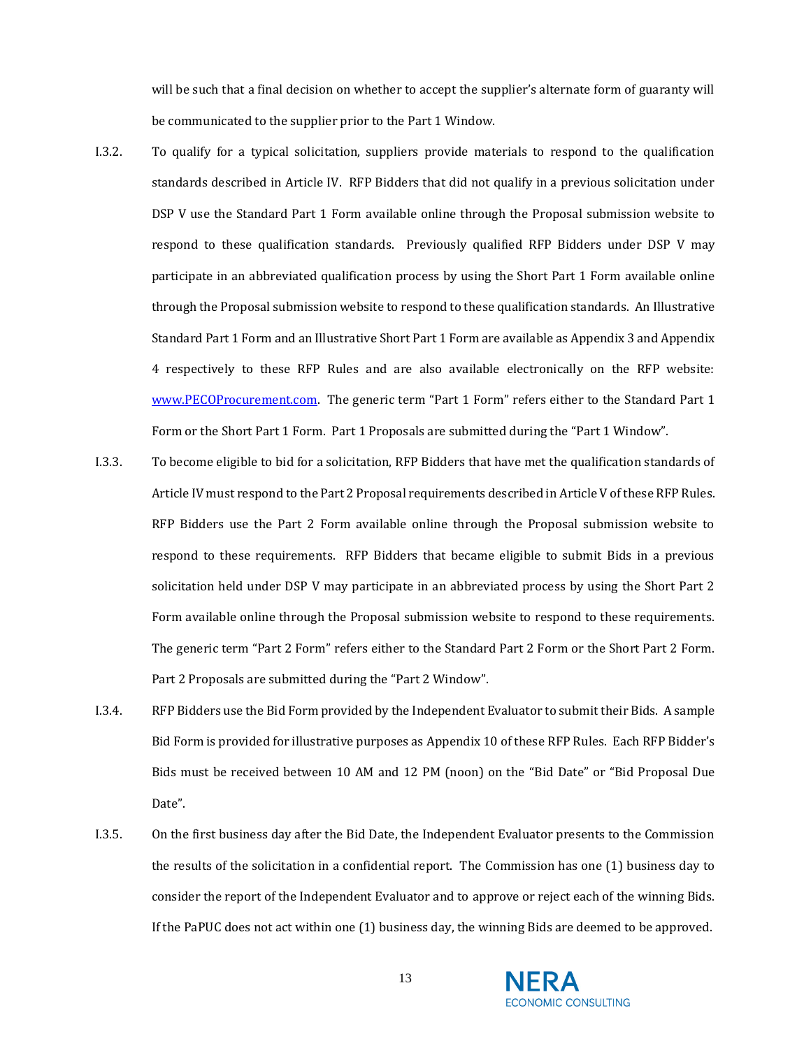will be such that a final decision on whether to accept the supplier's alternate form of guaranty will be communicated to the supplier prior to the Part 1 Window.

I.3.2. To qualify for a typical solicitation, suppliers provide materials to respond to the qualification standards described in Article IV. RFP Bidders that did not qualify in a previous solicitation under DSP V use the Standard Part 1 Form available online through the Proposal submission website to respond to these qualification standards. Previously qualified RFP Bidders under DSP V may participate in an abbreviated qualification process by using the Short Part 1 Form available online through the Proposal submission website to respond to these qualification standards. An Illustrative Standard Part 1 Form and an Illustrative Short Part 1 Form are available as Appendix 3 and Appendix 4 respectively to these RFP Rules and are also available electronically on the RFP website: [www.PECOProcurement.com](http://www.PECOProcurement.com). The generic term "Part 1 Form" refers either to the Standard Part 1 Form or the Short Part 1 Form. Part 1 Proposals are submitted during the "Part 1 Window".

I.3.3. To become eligible to bid for a solicitation, RFP Bidders that have met the qualification standards of Article IV must respond to the Part 2 Proposal requirements described in Article V of these RFP Rules. RFP Bidders use the Part 2 Form available online through the Proposal submission website to respond to these requirements. RFP Bidders that became eligible to submit Bids in a previous solicitation held under DSP V may participate in an abbreviated process by using the Short Part 2 Form available online through the Proposal submission website to respond to these requirements. The generic term "Part 2 Form" refers either to the Standard Part 2 Form or the Short Part 2 Form. Part 2 Proposals are submitted during the "Part 2 Window".

I.3.4. RFP Bidders use the Bid Form provided by the Independent Evaluator to submit their Bids. A sample Bid Form is provided for illustrative purposes as Appendix 10 of these RFP Rules. Each RFP Bidder's Bids must be received between 10 AM and 12 PM (noon) on the "Bid Date" or "Bid Proposal Due Date".

I.3.5. On the first business day after the Bid Date, the Independent Evaluator presents to the Commission the results of the solicitation in a confidential report. The Commission has one (1) business day to consider the report of the Independent Evaluator and to approve or reject each of the winning Bids. If the PaPUC does not act within one (1) business day, the winning Bids are deemed to be approved.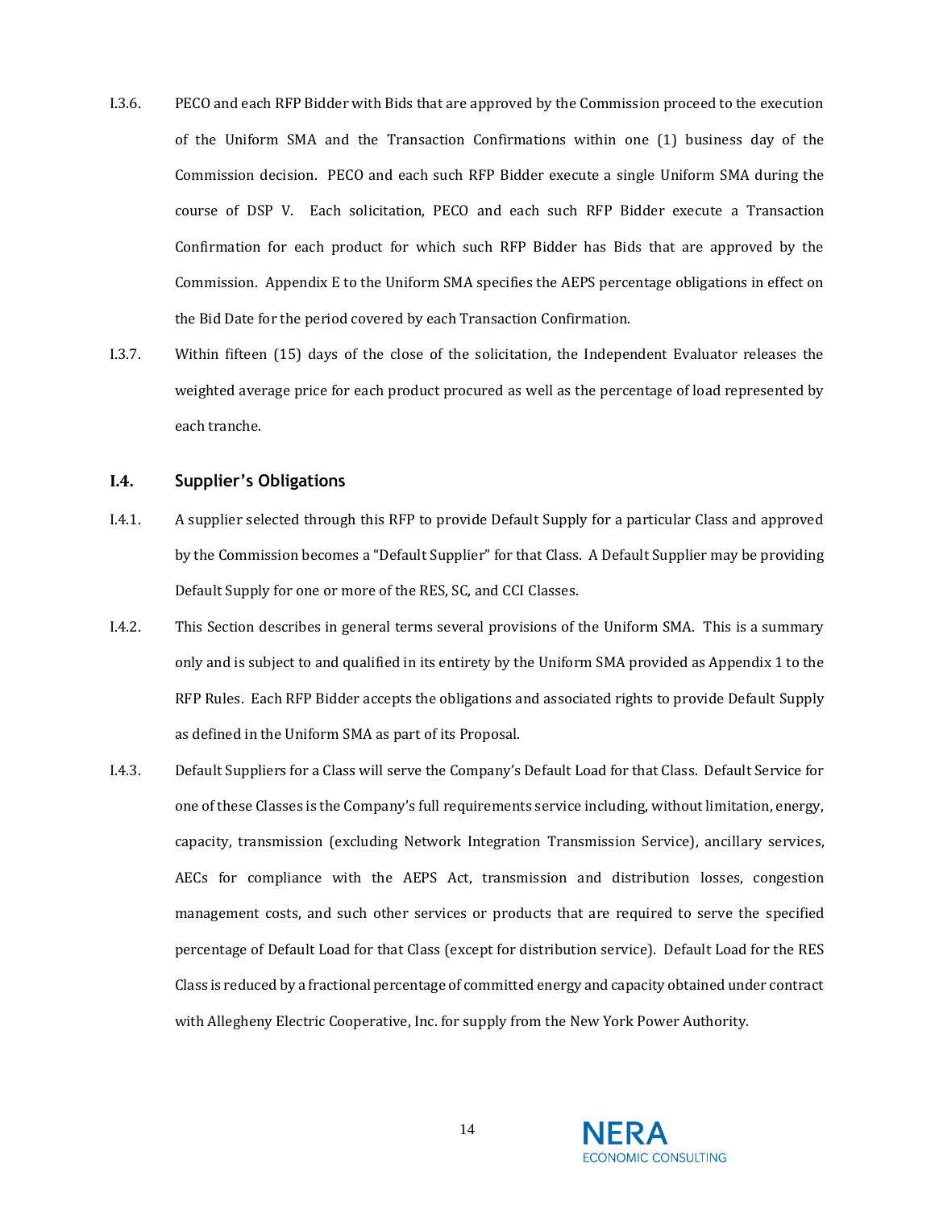I.3.6. PECO and each RFP Bidder with Bids that are approved by the Commission proceed to the execution of the Uniform SMA and the Transaction Confirmations within one (1) business day of the Commission decision. PECO and each such RFP Bidder execute a single Uniform SMA during the course of DSP V. Each solicitation, PECO and each such RFP Bidder execute a Transaction Confirmation for each product for which such RFP Bidder has Bids that are approved by the Commission. Appendix E to the Uniform SMA specifies the AEPS percentage obligations in effect on the Bid Date for the period covered by each Transaction Confirmation.

I.3.7. Within fifteen (15) days of the close of the solicitation, the Independent Evaluator releases the weighted average price for each product procured as well as the percentage of load represented by each tranche.

### I.4. Supplier's Obligations

I.4.1. A supplier selected through this RFP to provide Default Supply for a particular Class and approved by the Commission becomes a "Default Supplier" for that Class. A Default Supplier may be providing Default Supply for one or more of the RES, SC, and CCI Classes.

I.4.2. This Section describes in general terms several provisions of the Uniform SMA. This is a summary only and is subject to and qualified in its entirety by the Uniform SMA provided as Appendix 1 to the RFP Rules. Each RFP Bidder accepts the obligations and associated rights to provide Default Supply as defined in the Uniform SMA as part of its Proposal.

I.4.3. Default Suppliers for a Class will serve the Company's Default Load for that Class. Default Service for one of these Classes is the Company's full requirements service including, without limitation, energy, capacity, transmission (excluding Network Integration Transmission Service), ancillary services, AECs for compliance with the AEPS Act, transmission and distribution losses, congestion management costs, and such other services or products that are required to serve the specified percentage of Default Load for that Class (except for distribution service). Default Load for the RES Class is reduced by a fractional percentage of committed energy and capacity obtained under contract with Allegheny Electric Cooperative, Inc. for supply from the New York Power Authority.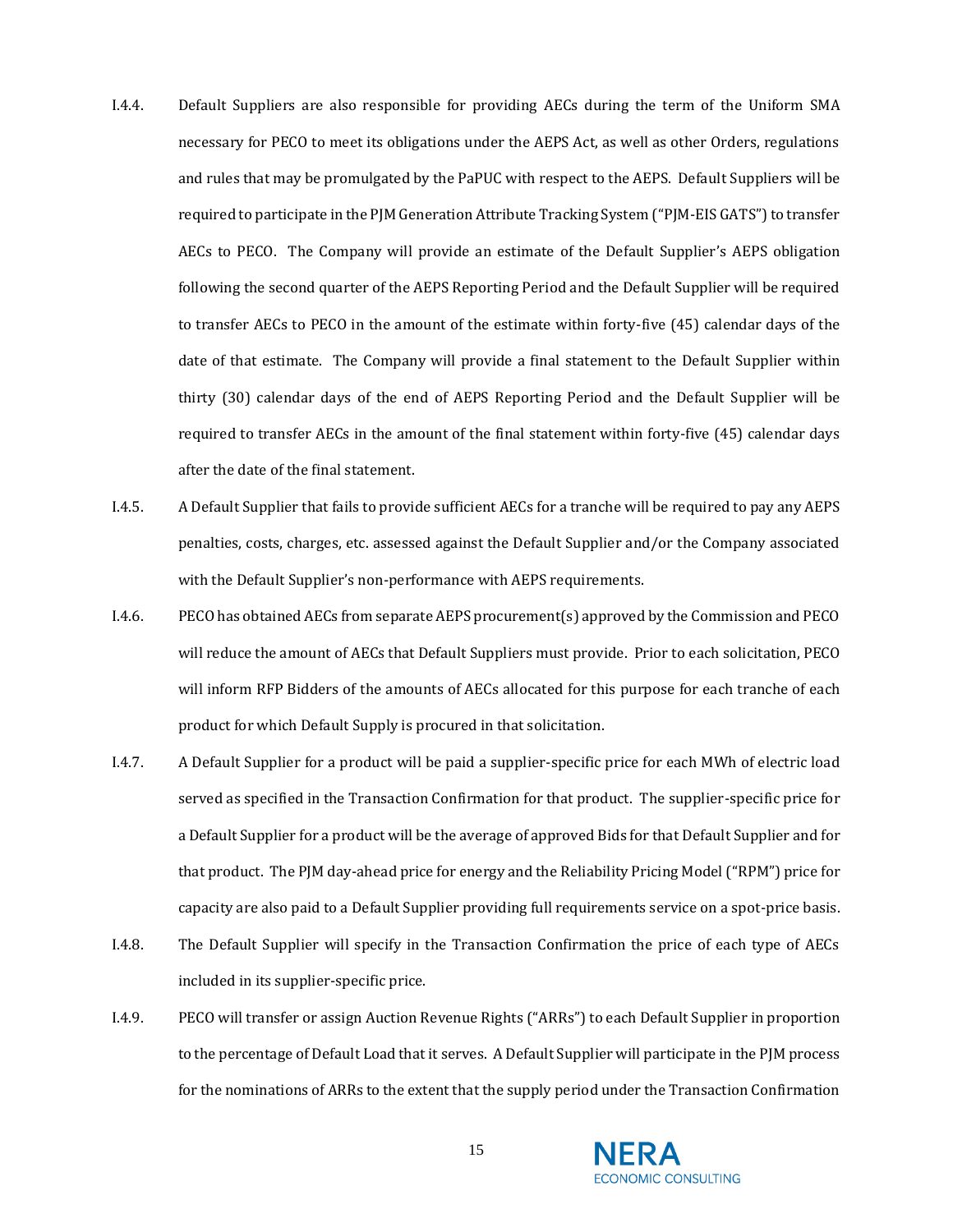I.4.4. Default Suppliers are also responsible for providing AECs during the term of the Uniform SMA necessary for PECO to meet its obligations under the AEPS Act, as well as other Orders, regulations and rules that may be promulgated by the PaPUC with respect to the AEPS. Default Suppliers will be required to participate in the PJM Generation Attribute Tracking System ("PJM-EIS GATS") to transfer AECs to PECO. The Company will provide an estimate of the Default Supplier's AEPS obligation following the second quarter of the AEPS Reporting Period and the Default Supplier will be required to transfer AECs to PECO in the amount of the estimate within forty-five (45) calendar days of the date of that estimate. The Company will provide a final statement to the Default Supplier within thirty (30) calendar days of the end of AEPS Reporting Period and the Default Supplier will be required to transfer AECs in the amount of the final statement within forty-five (45) calendar days after the date of the final statement.

I.4.5. A Default Supplier that fails to provide sufficient AECs for a tranche will be required to pay any AEPS penalties, costs, charges, etc. assessed against the Default Supplier and/or the Company associated with the Default Supplier's non-performance with AEPS requirements.

I.4.6. PECO has obtained AECs from separate AEPS procurement(s) approved by the Commission and PECO will reduce the amount of AECs that Default Suppliers must provide. Prior to each solicitation, PECO will inform RFP Bidders of the amounts of AECs allocated for this purpose for each tranche of each product for which Default Supply is procured in that solicitation.

I.4.7. A Default Supplier for a product will be paid a supplier-specific price for each MWh of electric load served as specified in the Transaction Confirmation for that product. The supplier-specific price for a Default Supplier for a product will be the average of approved Bids for that Default Supplier and for that product. The PJM day-ahead price for energy and the Reliability Pricing Model ("RPM") price for capacity are also paid to a Default Supplier providing full requirements service on a spot-price basis.

I.4.8. The Default Supplier will specify in the Transaction Confirmation the price of each type of AECs included in its supplier-specific price.

I.4.9. PECO will transfer or assign Auction Revenue Rights ("ARRs") to each Default Supplier in proportion to the percentage of Default Load that it serves. A Default Supplier will participate in the PJM process for the nominations of ARRs to the extent that the supply period under the Transaction Confirmation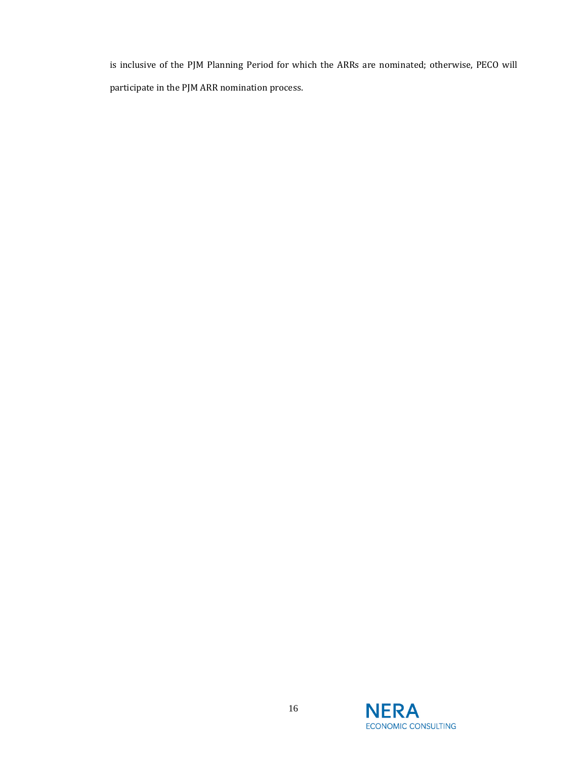is inclusive of the PJM Planning Period for which the ARRs are nominated; otherwise, PECO will participate in the PJM ARR nomination process.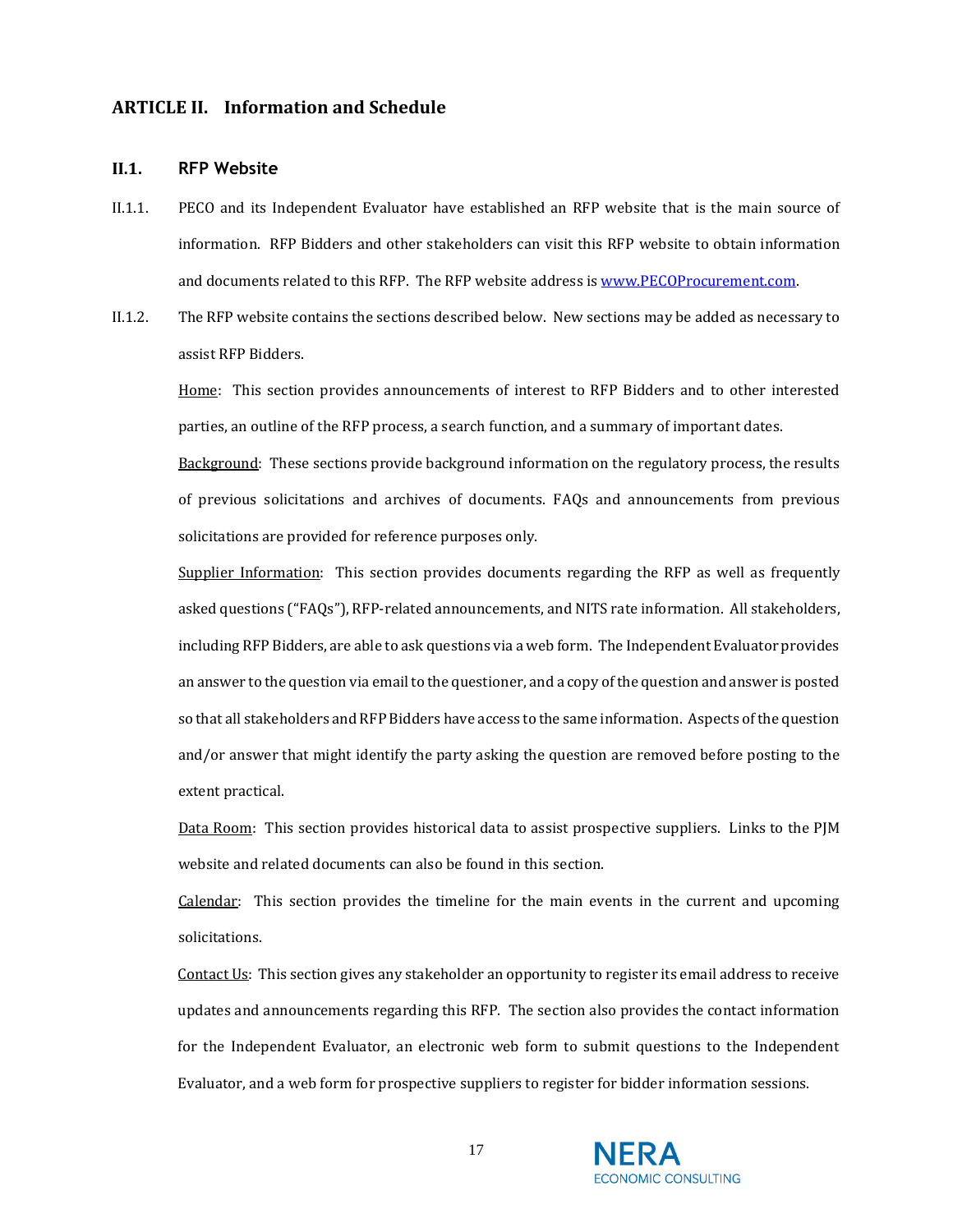## ARTICLE II. Information and Schedule

### II.1. RFP Website

II.1.1. PECO and its Independent Evaluator have established an RFP website that is the main source of information. RFP Bidders and other stakeholders can visit this RFP website to obtain information and documents related to this RFP. The RFP website address is [www.PECOProcurement.com](http://www.PECOProcurement.com).

II.1.2. The RFP website contains the sections described below. New sections may be added as necessary to assist RFP Bidders.

Home: This section provides announcements of interest to RFP Bidders and to other interested parties, an outline of the RFP process, a search function, and a summary of important dates.

Background: These sections provide background information on the regulatory process, the results of previous solicitations and archives of documents. FAQs and announcements from previous solicitations are provided for reference purposes only.

Supplier Information: This section provides documents regarding the RFP as well as frequently asked questions ("FAQs"), RFP-related announcements, and NITS rate information. All stakeholders, including RFP Bidders, are able to ask questions via a web form. The Independent Evaluator provides an answer to the question via email to the questioner, and a copy of the question and answer is posted so that all stakeholders and RFP Bidders have access to the same information. Aspects of the question and/or answer that might identify the party asking the question are removed before posting to the extent practical.

Data Room: This section provides historical data to assist prospective suppliers. Links to the PJM website and related documents can also be found in this section.

Calendar: This section provides the timeline for the main events in the current and upcoming solicitations.

Contact Us: This section gives any stakeholder an opportunity to register its email address to receive updates and announcements regarding this RFP. The section also provides the contact information for the Independent Evaluator, an electronic web form to submit questions to the Independent Evaluator, and a web form for prospective suppliers to register for bidder information sessions.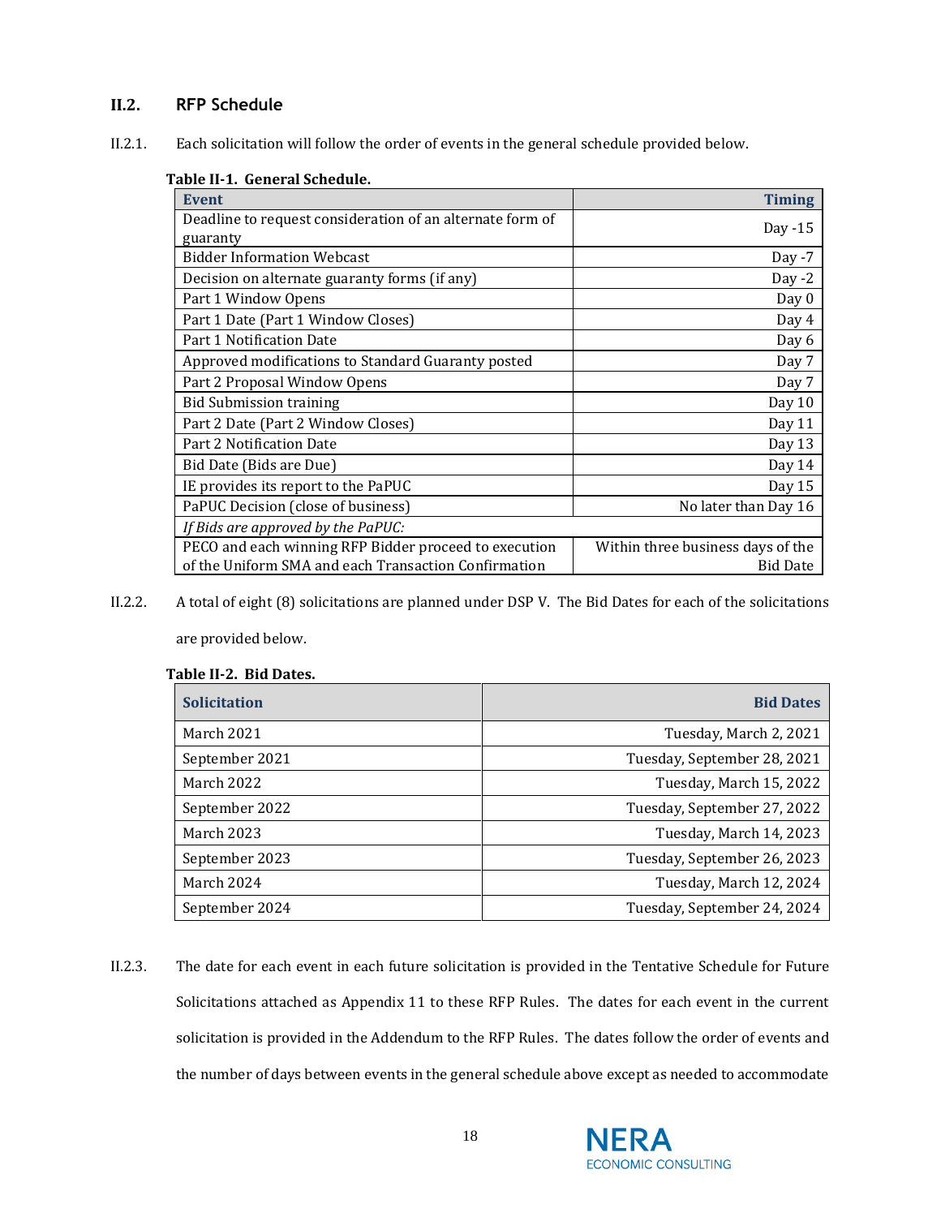## II.2. RFP Schedule

II.2.1. Each solicitation will follow the order of events in the general schedule provided below.

**Table II-1. General Schedule.**

| Event | Timing |
|---|---|
| Deadline to request consideration of an alternate form of guaranty | Day -15 |
| Bidder Information Webcast | Day -7 |
| Decision on alternate guaranty forms (if any) | Day -2 |
| Part 1 Window Opens | Day 0 |
| Part 1 Date (Part 1 Window Closes) | Day 4 |
| Part 1 Notification Date | Day 6 |
| Approved modifications to Standard Guaranty posted | Day 7 |
| Part 2 Proposal Window Opens | Day 7 |
| Bid Submission training | Day 10 |
| Part 2 Date (Part 2 Window Closes) | Day 11 |
| Part 2 Notification Date | Day 13 |
| Bid Date (Bids are Due) | Day 14 |
| IE provides its report to the PaPUC | Day 15 |
| PaPUC Decision (close of business) | No later than Day 16 |
| *If Bids are approved by the PaPUC:* | |
| PECO and each winning RFP Bidder proceed to execution of the Uniform SMA and each Transaction Confirmation | Within three business days of the Bid Date |

II.2.2. A total of eight (8) solicitations are planned under DSP V. The Bid Dates for each of the solicitations are provided below.

**Table II-2. Bid Dates.**

| Solicitation | Bid Dates |
|---|---|
| March 2021 | Tuesday, March 2, 2021 |
| September 2021 | Tuesday, September 28, 2021 |
| March 2022 | Tuesday, March 15, 2022 |
| September 2022 | Tuesday, September 27, 2022 |
| March 2023 | Tuesday, March 14, 2023 |
| September 2023 | Tuesday, September 26, 2023 |
| March 2024 | Tuesday, March 12, 2024 |
| September 2024 | Tuesday, September 24, 2024 |

II.2.3. The date for each event in each future solicitation is provided in the Tentative Schedule for Future Solicitations attached as Appendix 11 to these RFP Rules. The dates for each event in the current solicitation is provided in the Addendum to the RFP Rules. The dates follow the order of events and the number of days between events in the general schedule above except as needed to accommodate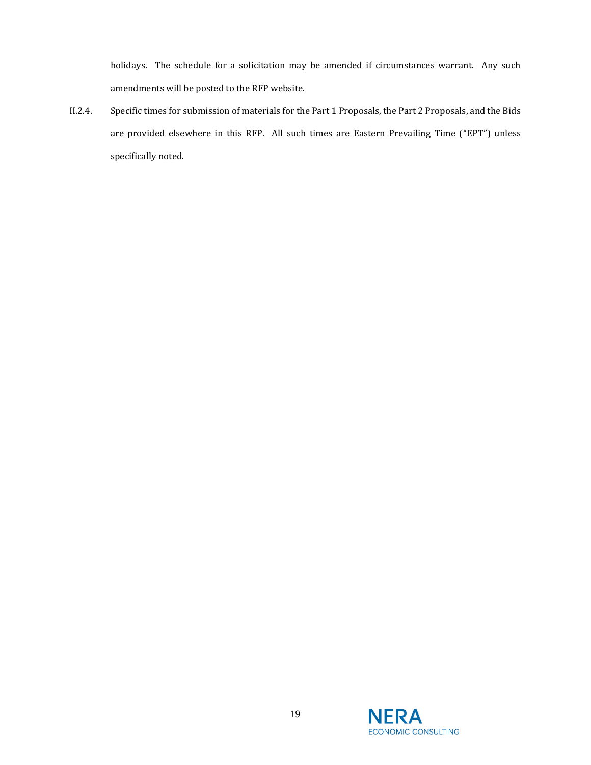holidays. The schedule for a solicitation may be amended if circumstances warrant. Any such amendments will be posted to the RFP website.

II.2.4. Specific times for submission of materials for the Part 1 Proposals, the Part 2 Proposals, and the Bids are provided elsewhere in this RFP. All such times are Eastern Prevailing Time ("EPT") unless specifically noted.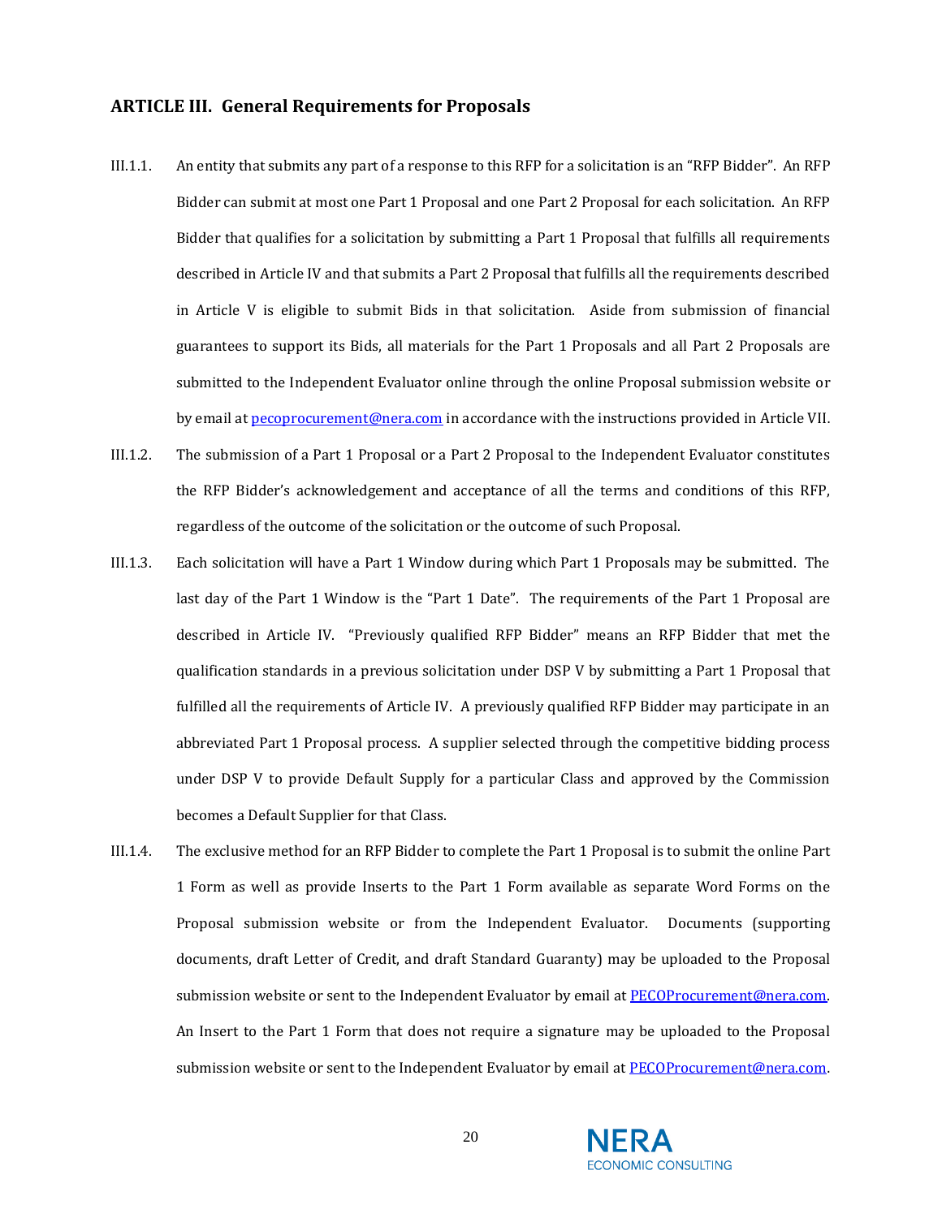## ARTICLE III. General Requirements for Proposals

III.1.1. An entity that submits any part of a response to this RFP for a solicitation is an "RFP Bidder". An RFP Bidder can submit at most one Part 1 Proposal and one Part 2 Proposal for each solicitation. An RFP Bidder that qualifies for a solicitation by submitting a Part 1 Proposal that fulfills all requirements described in Article IV and that submits a Part 2 Proposal that fulfills all the requirements described in Article V is eligible to submit Bids in that solicitation. Aside from submission of financial guarantees to support its Bids, all materials for the Part 1 Proposals and all Part 2 Proposals are submitted to the Independent Evaluator online through the online Proposal submission website or by email at pecoprocurement@nera.com in accordance with the instructions provided in Article VII.

III.1.2. The submission of a Part 1 Proposal or a Part 2 Proposal to the Independent Evaluator constitutes the RFP Bidder's acknowledgement and acceptance of all the terms and conditions of this RFP, regardless of the outcome of the solicitation or the outcome of such Proposal.

III.1.3. Each solicitation will have a Part 1 Window during which Part 1 Proposals may be submitted. The last day of the Part 1 Window is the "Part 1 Date". The requirements of the Part 1 Proposal are described in Article IV. "Previously qualified RFP Bidder" means an RFP Bidder that met the qualification standards in a previous solicitation under DSP V by submitting a Part 1 Proposal that fulfilled all the requirements of Article IV. A previously qualified RFP Bidder may participate in an abbreviated Part 1 Proposal process. A supplier selected through the competitive bidding process under DSP V to provide Default Supply for a particular Class and approved by the Commission becomes a Default Supplier for that Class.

III.1.4. The exclusive method for an RFP Bidder to complete the Part 1 Proposal is to submit the online Part 1 Form as well as provide Inserts to the Part 1 Form available as separate Word Forms on the Proposal submission website or from the Independent Evaluator. Documents (supporting documents, draft Letter of Credit, and draft Standard Guaranty) may be uploaded to the Proposal submission website or sent to the Independent Evaluator by email at PECOProcurement@nera.com. An Insert to the Part 1 Form that does not require a signature may be uploaded to the Proposal submission website or sent to the Independent Evaluator by email at PECOProcurement@nera.com.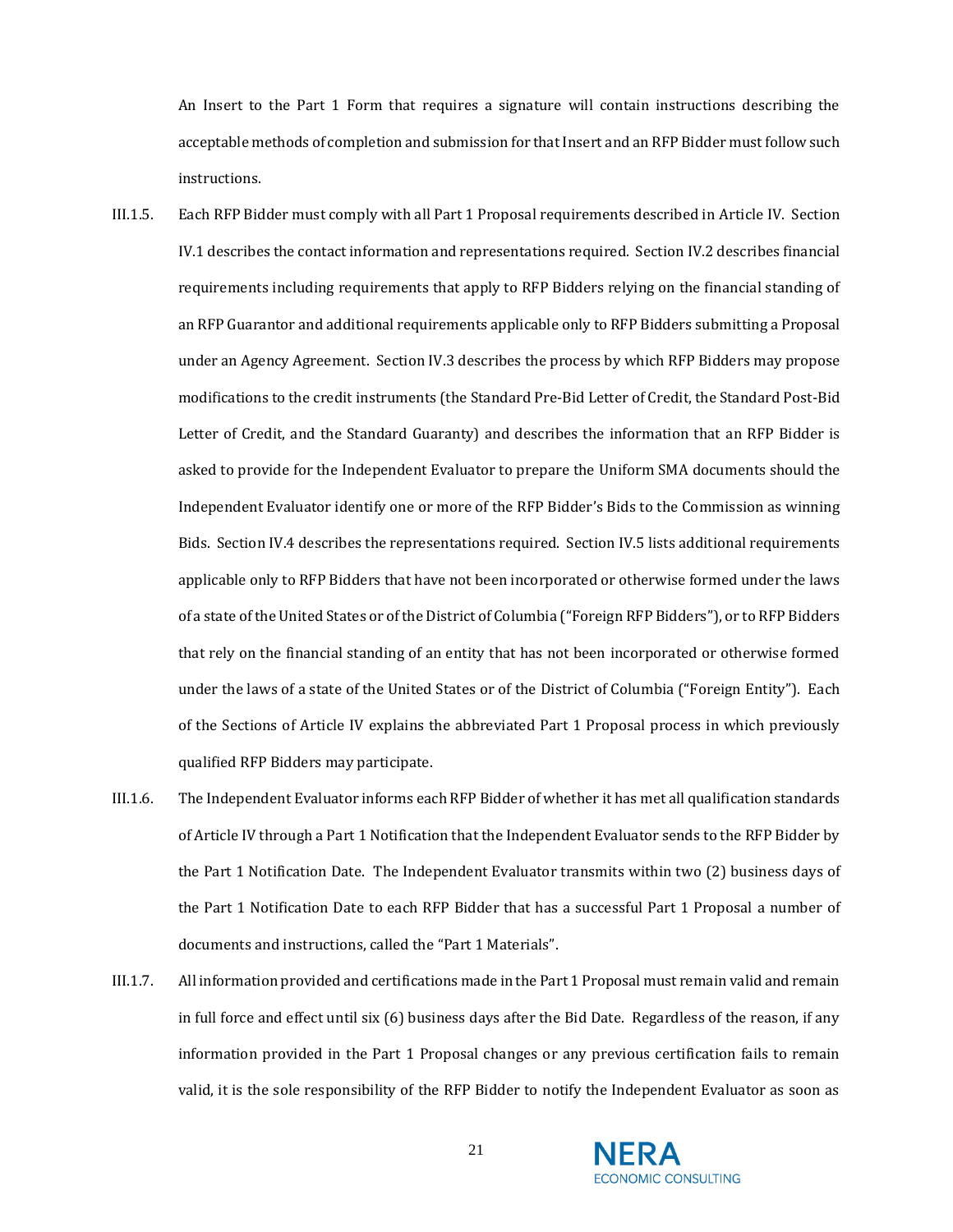An Insert to the Part 1 Form that requires a signature will contain instructions describing the acceptable methods of completion and submission for that Insert and an RFP Bidder must follow such instructions.

III.1.5. Each RFP Bidder must comply with all Part 1 Proposal requirements described in Article IV. Section IV.1 describes the contact information and representations required. Section IV.2 describes financial requirements including requirements that apply to RFP Bidders relying on the financial standing of an RFP Guarantor and additional requirements applicable only to RFP Bidders submitting a Proposal under an Agency Agreement. Section IV.3 describes the process by which RFP Bidders may propose modifications to the credit instruments (the Standard Pre-Bid Letter of Credit, the Standard Post-Bid Letter of Credit, and the Standard Guaranty) and describes the information that an RFP Bidder is asked to provide for the Independent Evaluator to prepare the Uniform SMA documents should the Independent Evaluator identify one or more of the RFP Bidder's Bids to the Commission as winning Bids. Section IV.4 describes the representations required. Section IV.5 lists additional requirements applicable only to RFP Bidders that have not been incorporated or otherwise formed under the laws of a state of the United States or of the District of Columbia ("Foreign RFP Bidders"), or to RFP Bidders that rely on the financial standing of an entity that has not been incorporated or otherwise formed under the laws of a state of the United States or of the District of Columbia ("Foreign Entity"). Each of the Sections of Article IV explains the abbreviated Part 1 Proposal process in which previously qualified RFP Bidders may participate.

III.1.6. The Independent Evaluator informs each RFP Bidder of whether it has met all qualification standards of Article IV through a Part 1 Notification that the Independent Evaluator sends to the RFP Bidder by the Part 1 Notification Date. The Independent Evaluator transmits within two (2) business days of the Part 1 Notification Date to each RFP Bidder that has a successful Part 1 Proposal a number of documents and instructions, called the "Part 1 Materials".

III.1.7. All information provided and certifications made in the Part 1 Proposal must remain valid and remain in full force and effect until six (6) business days after the Bid Date. Regardless of the reason, if any information provided in the Part 1 Proposal changes or any previous certification fails to remain valid, it is the sole responsibility of the RFP Bidder to notify the Independent Evaluator as soon as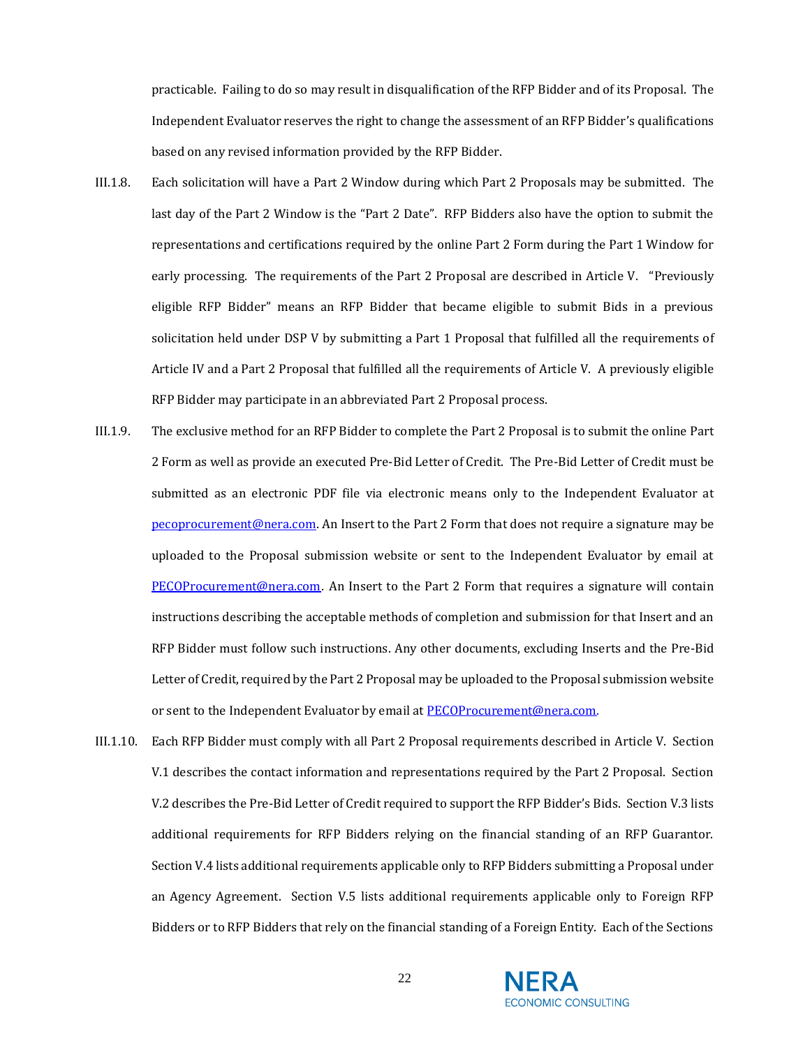practicable. Failing to do so may result in disqualification of the RFP Bidder and of its Proposal. The Independent Evaluator reserves the right to change the assessment of an RFP Bidder's qualifications based on any revised information provided by the RFP Bidder.

III.1.8. Each solicitation will have a Part 2 Window during which Part 2 Proposals may be submitted. The last day of the Part 2 Window is the "Part 2 Date". RFP Bidders also have the option to submit the representations and certifications required by the online Part 2 Form during the Part 1 Window for early processing. The requirements of the Part 2 Proposal are described in Article V. "Previously eligible RFP Bidder" means an RFP Bidder that became eligible to submit Bids in a previous solicitation held under DSP V by submitting a Part 1 Proposal that fulfilled all the requirements of Article IV and a Part 2 Proposal that fulfilled all the requirements of Article V. A previously eligible RFP Bidder may participate in an abbreviated Part 2 Proposal process.

III.1.9. The exclusive method for an RFP Bidder to complete the Part 2 Proposal is to submit the online Part 2 Form as well as provide an executed Pre-Bid Letter of Credit. The Pre-Bid Letter of Credit must be submitted as an electronic PDF file via electronic means only to the Independent Evaluator at pecoprocurement@nera.com. An Insert to the Part 2 Form that does not require a signature may be uploaded to the Proposal submission website or sent to the Independent Evaluator by email at PECOProcurement@nera.com. An Insert to the Part 2 Form that requires a signature will contain instructions describing the acceptable methods of completion and submission for that Insert and an RFP Bidder must follow such instructions. Any other documents, excluding Inserts and the Pre-Bid Letter of Credit, required by the Part 2 Proposal may be uploaded to the Proposal submission website or sent to the Independent Evaluator by email at PECOProcurement@nera.com.

III.1.10. Each RFP Bidder must comply with all Part 2 Proposal requirements described in Article V. Section V.1 describes the contact information and representations required by the Part 2 Proposal. Section V.2 describes the Pre-Bid Letter of Credit required to support the RFP Bidder's Bids. Section V.3 lists additional requirements for RFP Bidders relying on the financial standing of an RFP Guarantor. Section V.4 lists additional requirements applicable only to RFP Bidders submitting a Proposal under an Agency Agreement. Section V.5 lists additional requirements applicable only to Foreign RFP Bidders or to RFP Bidders that rely on the financial standing of a Foreign Entity. Each of the Sections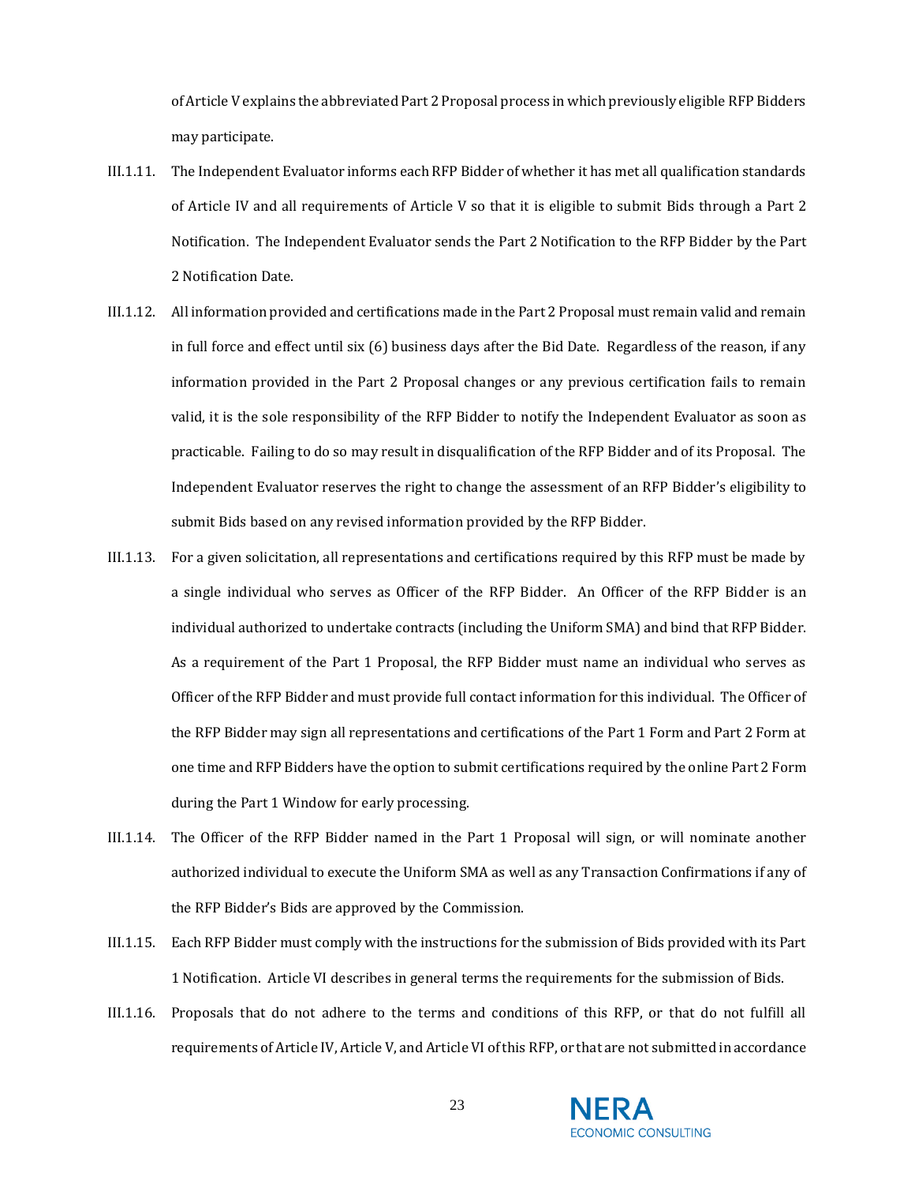of Article V explains the abbreviated Part 2 Proposal process in which previously eligible RFP Bidders may participate.

III.1.11. The Independent Evaluator informs each RFP Bidder of whether it has met all qualification standards of Article IV and all requirements of Article V so that it is eligible to submit Bids through a Part 2 Notification. The Independent Evaluator sends the Part 2 Notification to the RFP Bidder by the Part 2 Notification Date.

III.1.12. All information provided and certifications made in the Part 2 Proposal must remain valid and remain in full force and effect until six (6) business days after the Bid Date. Regardless of the reason, if any information provided in the Part 2 Proposal changes or any previous certification fails to remain valid, it is the sole responsibility of the RFP Bidder to notify the Independent Evaluator as soon as practicable. Failing to do so may result in disqualification of the RFP Bidder and of its Proposal. The Independent Evaluator reserves the right to change the assessment of an RFP Bidder's eligibility to submit Bids based on any revised information provided by the RFP Bidder.

III.1.13. For a given solicitation, all representations and certifications required by this RFP must be made by a single individual who serves as Officer of the RFP Bidder. An Officer of the RFP Bidder is an individual authorized to undertake contracts (including the Uniform SMA) and bind that RFP Bidder. As a requirement of the Part 1 Proposal, the RFP Bidder must name an individual who serves as Officer of the RFP Bidder and must provide full contact information for this individual. The Officer of the RFP Bidder may sign all representations and certifications of the Part 1 Form and Part 2 Form at one time and RFP Bidders have the option to submit certifications required by the online Part 2 Form during the Part 1 Window for early processing.

III.1.14. The Officer of the RFP Bidder named in the Part 1 Proposal will sign, or will nominate another authorized individual to execute the Uniform SMA as well as any Transaction Confirmations if any of the RFP Bidder's Bids are approved by the Commission.

III.1.15. Each RFP Bidder must comply with the instructions for the submission of Bids provided with its Part 1 Notification. Article VI describes in general terms the requirements for the submission of Bids.

III.1.16. Proposals that do not adhere to the terms and conditions of this RFP, or that do not fulfill all requirements of Article IV, Article V, and Article VI of this RFP, or that are not submitted in accordance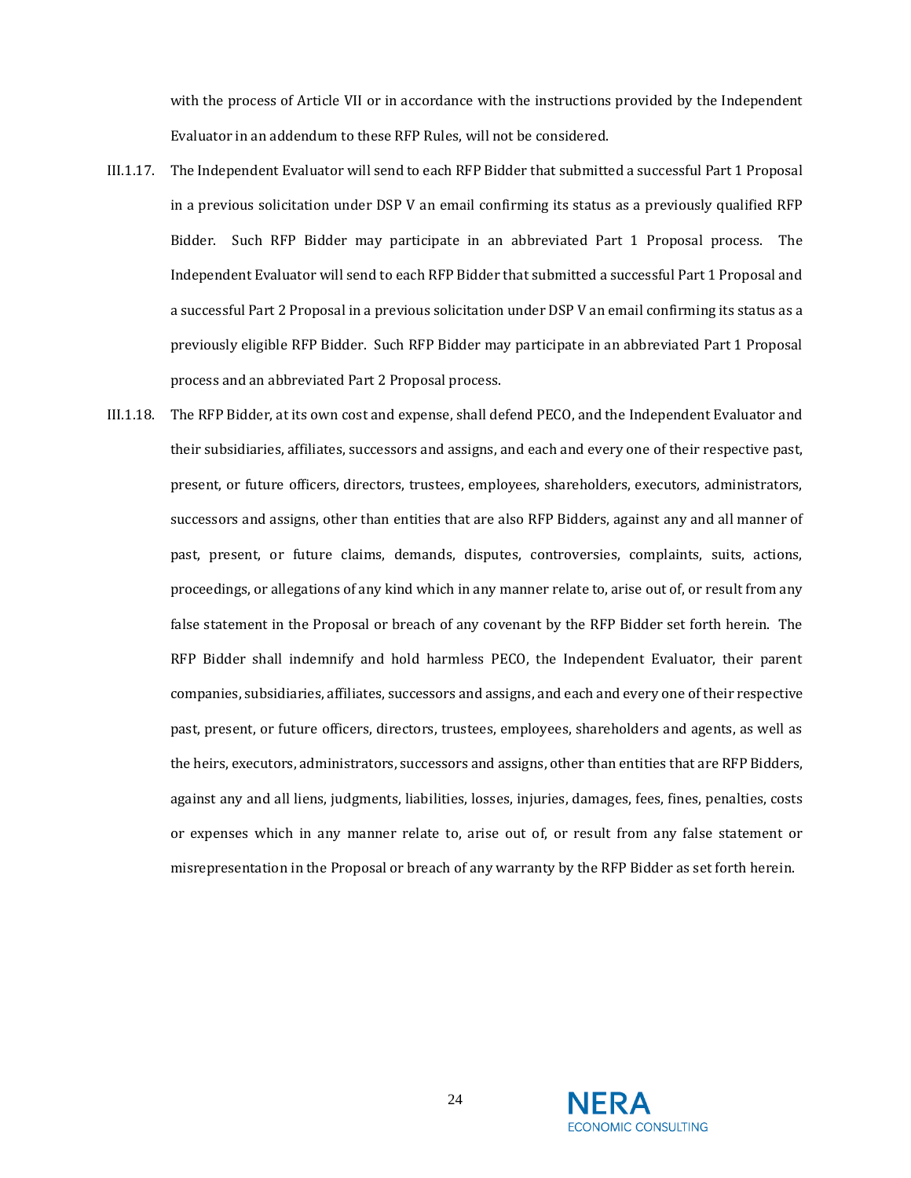with the process of Article VII or in accordance with the instructions provided by the Independent Evaluator in an addendum to these RFP Rules, will not be considered.

III.1.17. The Independent Evaluator will send to each RFP Bidder that submitted a successful Part 1 Proposal in a previous solicitation under DSP V an email confirming its status as a previously qualified RFP Bidder. Such RFP Bidder may participate in an abbreviated Part 1 Proposal process. The Independent Evaluator will send to each RFP Bidder that submitted a successful Part 1 Proposal and a successful Part 2 Proposal in a previous solicitation under DSP V an email confirming its status as a previously eligible RFP Bidder. Such RFP Bidder may participate in an abbreviated Part 1 Proposal process and an abbreviated Part 2 Proposal process.

III.1.18. The RFP Bidder, at its own cost and expense, shall defend PECO, and the Independent Evaluator and their subsidiaries, affiliates, successors and assigns, and each and every one of their respective past, present, or future officers, directors, trustees, employees, shareholders, executors, administrators, successors and assigns, other than entities that are also RFP Bidders, against any and all manner of past, present, or future claims, demands, disputes, controversies, complaints, suits, actions, proceedings, or allegations of any kind which in any manner relate to, arise out of, or result from any false statement in the Proposal or breach of any covenant by the RFP Bidder set forth herein. The RFP Bidder shall indemnify and hold harmless PECO, the Independent Evaluator, their parent companies, subsidiaries, affiliates, successors and assigns, and each and every one of their respective past, present, or future officers, directors, trustees, employees, shareholders and agents, as well as the heirs, executors, administrators, successors and assigns, other than entities that are RFP Bidders, against any and all liens, judgments, liabilities, losses, injuries, damages, fees, fines, penalties, costs or expenses which in any manner relate to, arise out of, or result from any false statement or misrepresentation in the Proposal or breach of any warranty by the RFP Bidder as set forth herein.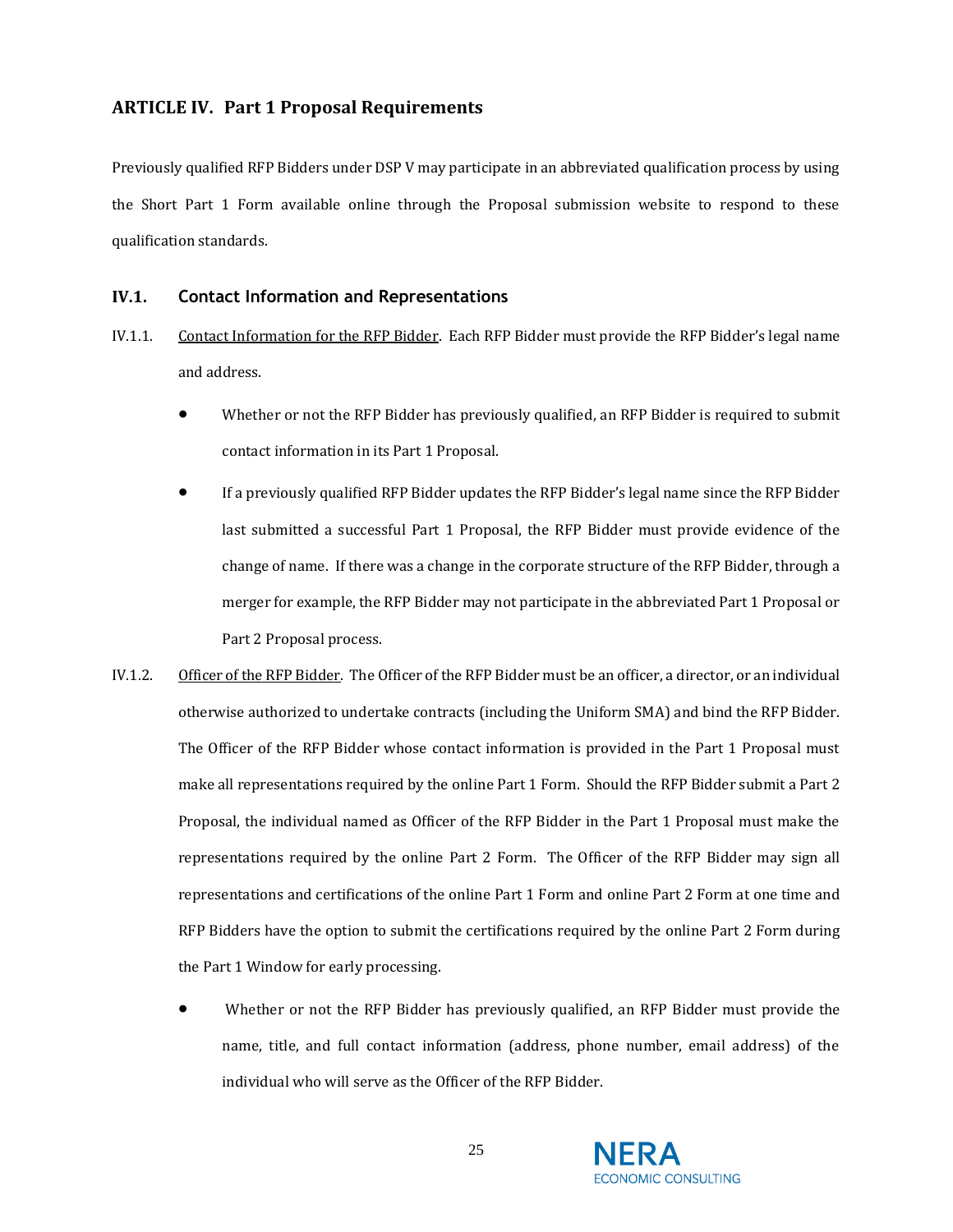## ARTICLE IV. Part 1 Proposal Requirements

Previously qualified RFP Bidders under DSP V may participate in an abbreviated qualification process by using the Short Part 1 Form available online through the Proposal submission website to respond to these qualification standards.

### IV.1. Contact Information and Representations

IV.1.1. Contact Information for the RFP Bidder. Each RFP Bidder must provide the RFP Bidder's legal name and address.

- Whether or not the RFP Bidder has previously qualified, an RFP Bidder is required to submit contact information in its Part 1 Proposal.
- If a previously qualified RFP Bidder updates the RFP Bidder's legal name since the RFP Bidder last submitted a successful Part 1 Proposal, the RFP Bidder must provide evidence of the change of name. If there was a change in the corporate structure of the RFP Bidder, through a merger for example, the RFP Bidder may not participate in the abbreviated Part 1 Proposal or Part 2 Proposal process.

IV.1.2. Officer of the RFP Bidder. The Officer of the RFP Bidder must be an officer, a director, or an individual otherwise authorized to undertake contracts (including the Uniform SMA) and bind the RFP Bidder. The Officer of the RFP Bidder whose contact information is provided in the Part 1 Proposal must make all representations required by the online Part 1 Form. Should the RFP Bidder submit a Part 2 Proposal, the individual named as Officer of the RFP Bidder in the Part 1 Proposal must make the representations required by the online Part 2 Form. The Officer of the RFP Bidder may sign all representations and certifications of the online Part 1 Form and online Part 2 Form at one time and RFP Bidders have the option to submit the certifications required by the online Part 2 Form during the Part 1 Window for early processing.

- Whether or not the RFP Bidder has previously qualified, an RFP Bidder must provide the name, title, and full contact information (address, phone number, email address) of the individual who will serve as the Officer of the RFP Bidder.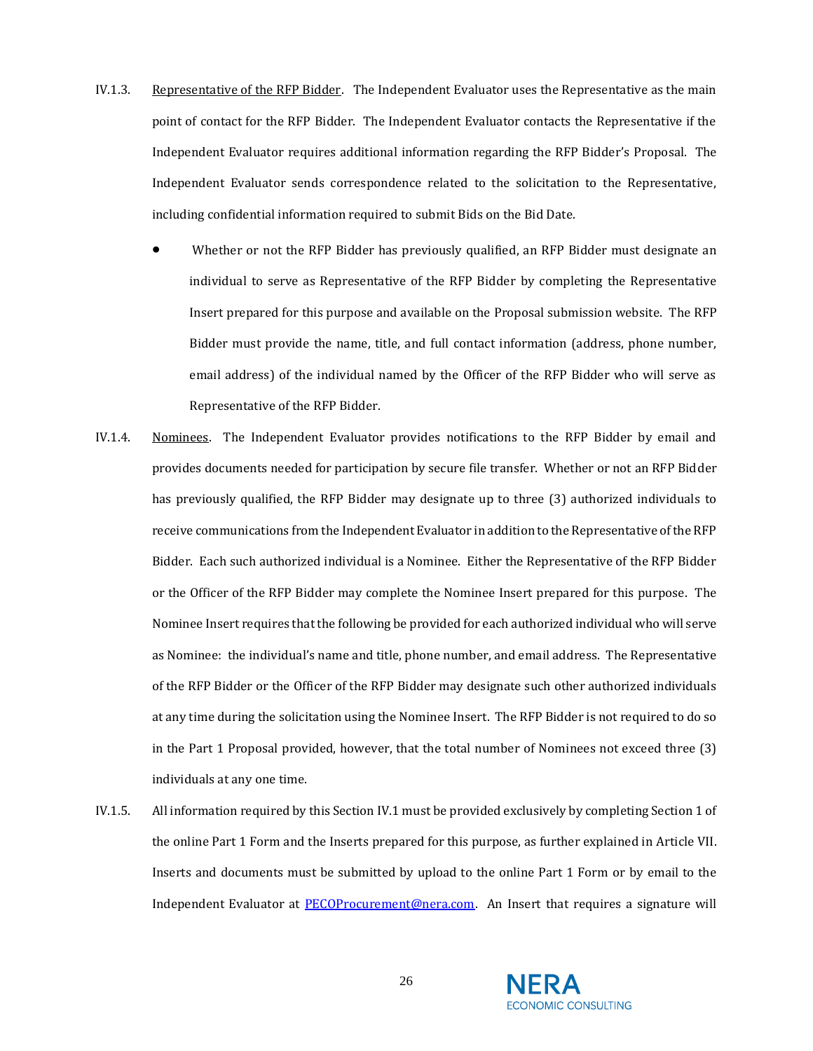IV.1.3. Representative of the RFP Bidder. The Independent Evaluator uses the Representative as the main point of contact for the RFP Bidder. The Independent Evaluator contacts the Representative if the Independent Evaluator requires additional information regarding the RFP Bidder's Proposal. The Independent Evaluator sends correspondence related to the solicitation to the Representative, including confidential information required to submit Bids on the Bid Date.

- Whether or not the RFP Bidder has previously qualified, an RFP Bidder must designate an individual to serve as Representative of the RFP Bidder by completing the Representative Insert prepared for this purpose and available on the Proposal submission website. The RFP Bidder must provide the name, title, and full contact information (address, phone number, email address) of the individual named by the Officer of the RFP Bidder who will serve as Representative of the RFP Bidder.

IV.1.4. Nominees. The Independent Evaluator provides notifications to the RFP Bidder by email and provides documents needed for participation by secure file transfer. Whether or not an RFP Bidder has previously qualified, the RFP Bidder may designate up to three (3) authorized individuals to receive communications from the Independent Evaluator in addition to the Representative of the RFP Bidder. Each such authorized individual is a Nominee. Either the Representative of the RFP Bidder or the Officer of the RFP Bidder may complete the Nominee Insert prepared for this purpose. The Nominee Insert requires that the following be provided for each authorized individual who will serve as Nominee: the individual's name and title, phone number, and email address. The Representative of the RFP Bidder or the Officer of the RFP Bidder may designate such other authorized individuals at any time during the solicitation using the Nominee Insert. The RFP Bidder is not required to do so in the Part 1 Proposal provided, however, that the total number of Nominees not exceed three (3) individuals at any one time.

IV.1.5. All information required by this Section IV.1 must be provided exclusively by completing Section 1 of the online Part 1 Form and the Inserts prepared for this purpose, as further explained in Article VII. Inserts and documents must be submitted by upload to the online Part 1 Form or by email to the Independent Evaluator at PECOProcurement@nera.com. An Insert that requires a signature will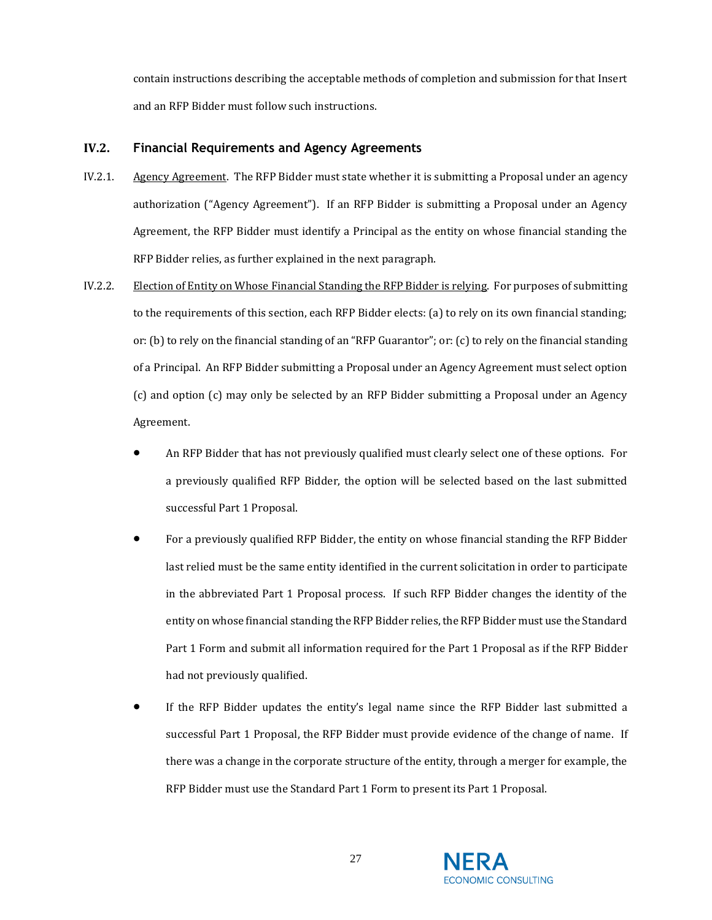contain instructions describing the acceptable methods of completion and submission for that Insert and an RFP Bidder must follow such instructions.

## IV.2. Financial Requirements and Agency Agreements

IV.2.1. Agency Agreement. The RFP Bidder must state whether it is submitting a Proposal under an agency authorization ("Agency Agreement"). If an RFP Bidder is submitting a Proposal under an Agency Agreement, the RFP Bidder must identify a Principal as the entity on whose financial standing the RFP Bidder relies, as further explained in the next paragraph.

IV.2.2. Election of Entity on Whose Financial Standing the RFP Bidder is relying. For purposes of submitting to the requirements of this section, each RFP Bidder elects: (a) to rely on its own financial standing; or: (b) to rely on the financial standing of an "RFP Guarantor"; or: (c) to rely on the financial standing of a Principal. An RFP Bidder submitting a Proposal under an Agency Agreement must select option (c) and option (c) may only be selected by an RFP Bidder submitting a Proposal under an Agency Agreement.

- An RFP Bidder that has not previously qualified must clearly select one of these options. For a previously qualified RFP Bidder, the option will be selected based on the last submitted successful Part 1 Proposal.
- For a previously qualified RFP Bidder, the entity on whose financial standing the RFP Bidder last relied must be the same entity identified in the current solicitation in order to participate in the abbreviated Part 1 Proposal process. If such RFP Bidder changes the identity of the entity on whose financial standing the RFP Bidder relies, the RFP Bidder must use the Standard Part 1 Form and submit all information required for the Part 1 Proposal as if the RFP Bidder had not previously qualified.
- If the RFP Bidder updates the entity's legal name since the RFP Bidder last submitted a successful Part 1 Proposal, the RFP Bidder must provide evidence of the change of name. If there was a change in the corporate structure of the entity, through a merger for example, the RFP Bidder must use the Standard Part 1 Form to present its Part 1 Proposal.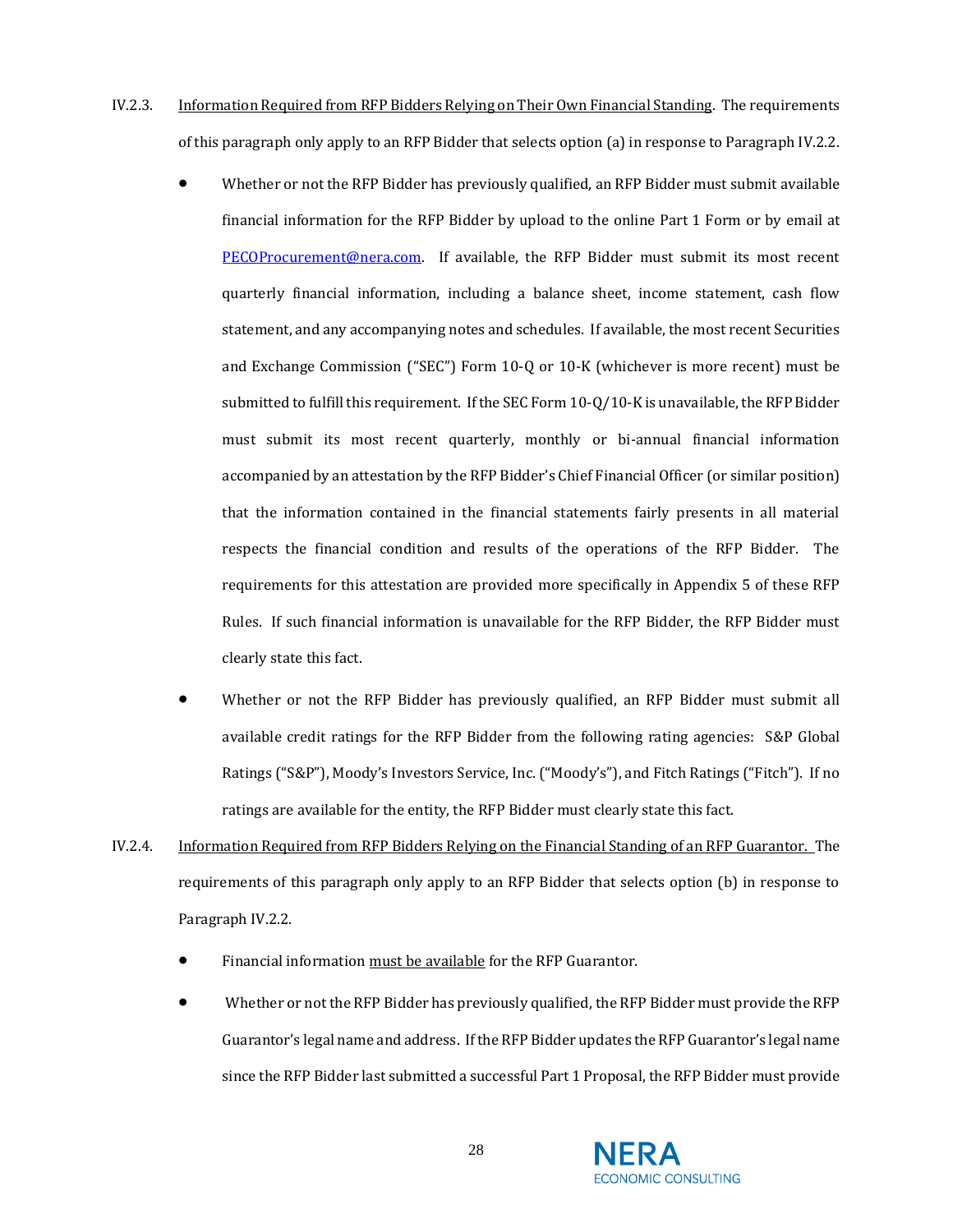IV.2.3. Information Required from RFP Bidders Relying on Their Own Financial Standing. The requirements of this paragraph only apply to an RFP Bidder that selects option (a) in response to Paragraph IV.2.2.

- Whether or not the RFP Bidder has previously qualified, an RFP Bidder must submit available financial information for the RFP Bidder by upload to the online Part 1 Form or by email at PECOProcurement@nera.com. If available, the RFP Bidder must submit its most recent quarterly financial information, including a balance sheet, income statement, cash flow statement, and any accompanying notes and schedules. If available, the most recent Securities and Exchange Commission ("SEC") Form 10-Q or 10-K (whichever is more recent) must be submitted to fulfill this requirement. If the SEC Form 10-Q/10-K is unavailable, the RFP Bidder must submit its most recent quarterly, monthly or bi-annual financial information accompanied by an attestation by the RFP Bidder's Chief Financial Officer (or similar position) that the information contained in the financial statements fairly presents in all material respects the financial condition and results of the operations of the RFP Bidder. The requirements for this attestation are provided more specifically in Appendix 5 of these RFP Rules. If such financial information is unavailable for the RFP Bidder, the RFP Bidder must clearly state this fact.

- Whether or not the RFP Bidder has previously qualified, an RFP Bidder must submit all available credit ratings for the RFP Bidder from the following rating agencies: S&P Global Ratings ("S&P"), Moody's Investors Service, Inc. ("Moody's"), and Fitch Ratings ("Fitch"). If no ratings are available for the entity, the RFP Bidder must clearly state this fact.

IV.2.4. Information Required from RFP Bidders Relying on the Financial Standing of an RFP Guarantor. The requirements of this paragraph only apply to an RFP Bidder that selects option (b) in response to Paragraph IV.2.2.

- Financial information must be available for the RFP Guarantor.

- Whether or not the RFP Bidder has previously qualified, the RFP Bidder must provide the RFP Guarantor's legal name and address. If the RFP Bidder updates the RFP Guarantor's legal name since the RFP Bidder last submitted a successful Part 1 Proposal, the RFP Bidder must provide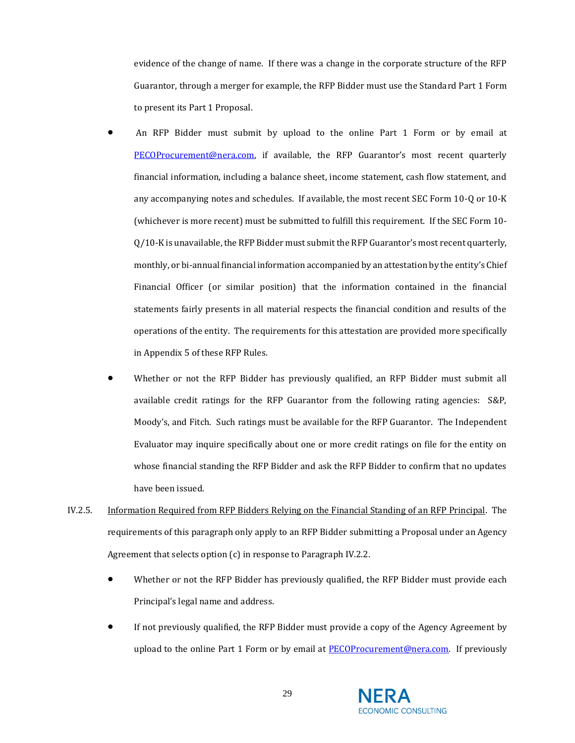evidence of the change of name. If there was a change in the corporate structure of the RFP Guarantor, through a merger for example, the RFP Bidder must use the Standard Part 1 Form to present its Part 1 Proposal.

- An RFP Bidder must submit by upload to the online Part 1 Form or by email at PECOProcurement@nera.com, if available, the RFP Guarantor's most recent quarterly financial information, including a balance sheet, income statement, cash flow statement, and any accompanying notes and schedules. If available, the most recent SEC Form 10-Q or 10-K (whichever is more recent) must be submitted to fulfill this requirement. If the SEC Form 10-Q/10-K is unavailable, the RFP Bidder must submit the RFP Guarantor's most recent quarterly, monthly, or bi-annual financial information accompanied by an attestation by the entity's Chief Financial Officer (or similar position) that the information contained in the financial statements fairly presents in all material respects the financial condition and results of the operations of the entity. The requirements for this attestation are provided more specifically in Appendix 5 of these RFP Rules.

- Whether or not the RFP Bidder has previously qualified, an RFP Bidder must submit all available credit ratings for the RFP Guarantor from the following rating agencies: S&P, Moody's, and Fitch. Such ratings must be available for the RFP Guarantor. The Independent Evaluator may inquire specifically about one or more credit ratings on file for the entity on whose financial standing the RFP Bidder and ask the RFP Bidder to confirm that no updates have been issued.

IV.2.5. <u>Information Required from RFP Bidders Relying on the Financial Standing of an RFP Principal</u>. The requirements of this paragraph only apply to an RFP Bidder submitting a Proposal under an Agency Agreement that selects option (c) in response to Paragraph IV.2.2.

- Whether or not the RFP Bidder has previously qualified, the RFP Bidder must provide each Principal's legal name and address.

- If not previously qualified, the RFP Bidder must provide a copy of the Agency Agreement by upload to the online Part 1 Form or by email at PECOProcurement@nera.com. If previously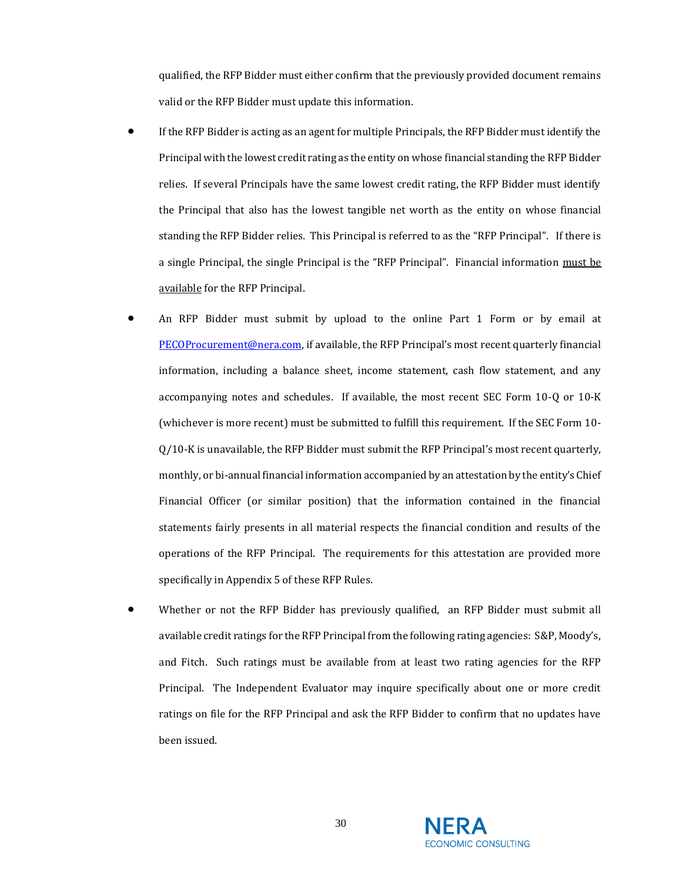qualified, the RFP Bidder must either confirm that the previously provided document remains valid or the RFP Bidder must update this information.

- If the RFP Bidder is acting as an agent for multiple Principals, the RFP Bidder must identify the Principal with the lowest credit rating as the entity on whose financial standing the RFP Bidder relies. If several Principals have the same lowest credit rating, the RFP Bidder must identify the Principal that also has the lowest tangible net worth as the entity on whose financial standing the RFP Bidder relies. This Principal is referred to as the "RFP Principal". If there is a single Principal, the single Principal is the "RFP Principal". Financial information <u>must be available</u> for the RFP Principal.

- An RFP Bidder must submit by upload to the online Part 1 Form or by email at [PECOProcurement@nera.com](mailto:PECOProcurement@nera.com), if available, the RFP Principal's most recent quarterly financial information, including a balance sheet, income statement, cash flow statement, and any accompanying notes and schedules. If available, the most recent SEC Form 10-Q or 10-K (whichever is more recent) must be submitted to fulfill this requirement. If the SEC Form 10-Q/10-K is unavailable, the RFP Bidder must submit the RFP Principal's most recent quarterly, monthly, or bi-annual financial information accompanied by an attestation by the entity's Chief Financial Officer (or similar position) that the information contained in the financial statements fairly presents in all material respects the financial condition and results of the operations of the RFP Principal. The requirements for this attestation are provided more specifically in Appendix 5 of these RFP Rules.

- Whether or not the RFP Bidder has previously qualified, an RFP Bidder must submit all available credit ratings for the RFP Principal from the following rating agencies: S&P, Moody's, and Fitch. Such ratings must be available from at least two rating agencies for the RFP Principal. The Independent Evaluator may inquire specifically about one or more credit ratings on file for the RFP Principal and ask the RFP Bidder to confirm that no updates have been issued.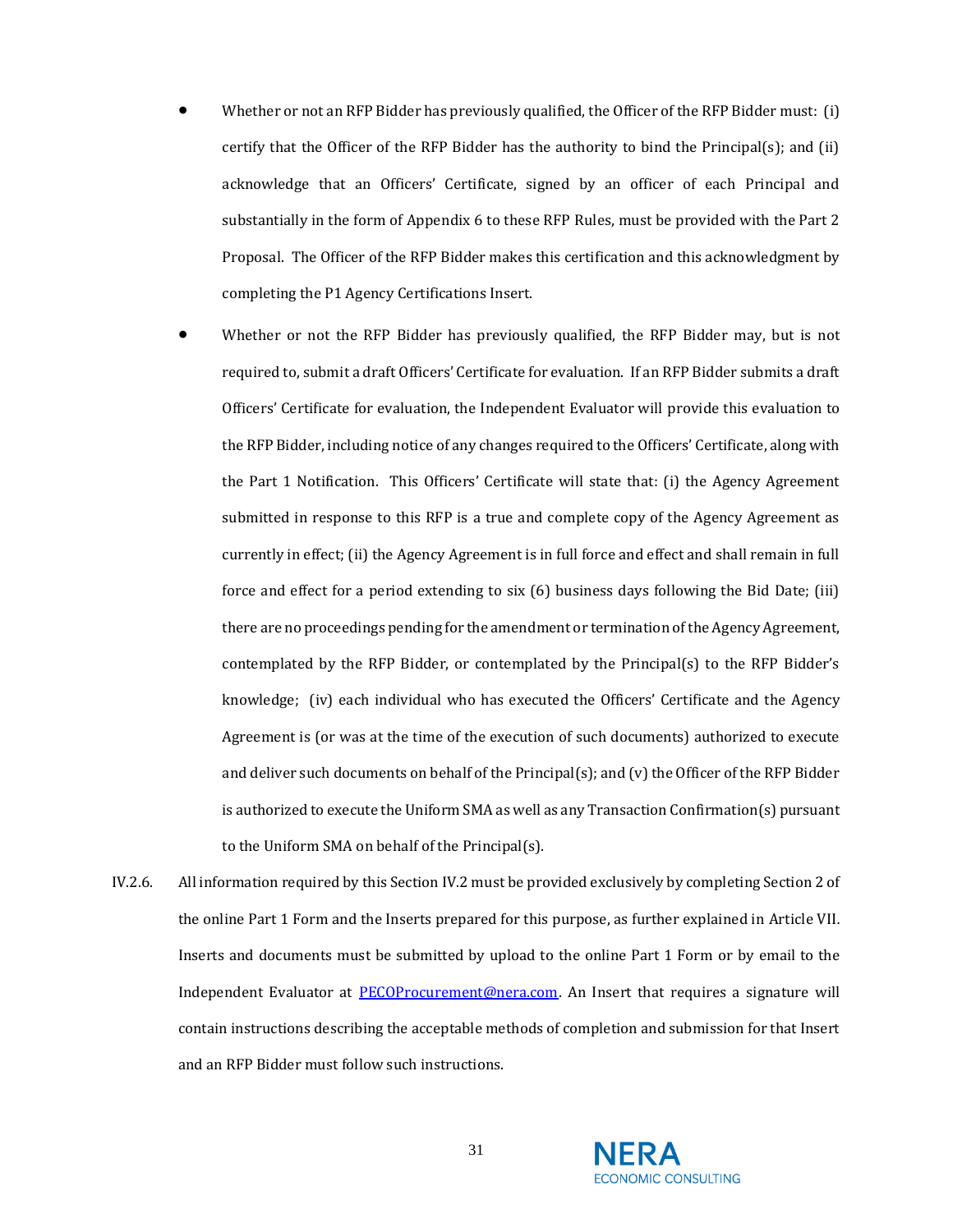- Whether or not an RFP Bidder has previously qualified, the Officer of the RFP Bidder must: (i) certify that the Officer of the RFP Bidder has the authority to bind the Principal(s); and (ii) acknowledge that an Officers' Certificate, signed by an officer of each Principal and substantially in the form of Appendix 6 to these RFP Rules, must be provided with the Part 2 Proposal. The Officer of the RFP Bidder makes this certification and this acknowledgment by completing the P1 Agency Certifications Insert.

- Whether or not the RFP Bidder has previously qualified, the RFP Bidder may, but is not required to, submit a draft Officers' Certificate for evaluation. If an RFP Bidder submits a draft Officers' Certificate for evaluation, the Independent Evaluator will provide this evaluation to the RFP Bidder, including notice of any changes required to the Officers' Certificate, along with the Part 1 Notification. This Officers' Certificate will state that: (i) the Agency Agreement submitted in response to this RFP is a true and complete copy of the Agency Agreement as currently in effect; (ii) the Agency Agreement is in full force and effect and shall remain in full force and effect for a period extending to six (6) business days following the Bid Date; (iii) there are no proceedings pending for the amendment or termination of the Agency Agreement, contemplated by the RFP Bidder, or contemplated by the Principal(s) to the RFP Bidder's knowledge; (iv) each individual who has executed the Officers' Certificate and the Agency Agreement is (or was at the time of the execution of such documents) authorized to execute and deliver such documents on behalf of the Principal(s); and (v) the Officer of the RFP Bidder is authorized to execute the Uniform SMA as well as any Transaction Confirmation(s) pursuant to the Uniform SMA on behalf of the Principal(s).

IV.2.6. All information required by this Section IV.2 must be provided exclusively by completing Section 2 of the online Part 1 Form and the Inserts prepared for this purpose, as further explained in Article VII. Inserts and documents must be submitted by upload to the online Part 1 Form or by email to the Independent Evaluator at PECOProcurement@nera.com. An Insert that requires a signature will contain instructions describing the acceptable methods of completion and submission for that Insert and an RFP Bidder must follow such instructions.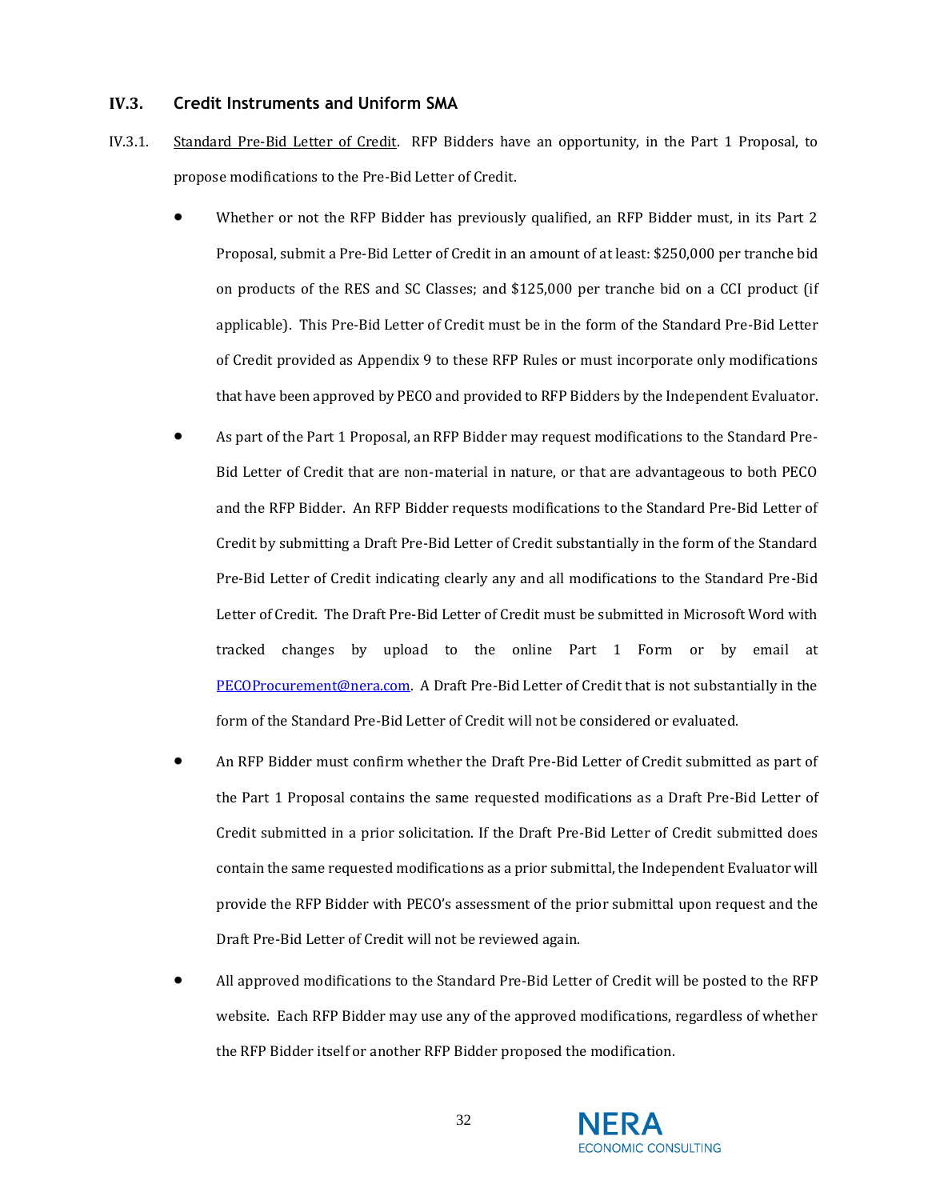### IV.3. Credit Instruments and Uniform SMA

IV.3.1. Standard Pre-Bid Letter of Credit. RFP Bidders have an opportunity, in the Part 1 Proposal, to propose modifications to the Pre-Bid Letter of Credit.

- Whether or not the RFP Bidder has previously qualified, an RFP Bidder must, in its Part 2 Proposal, submit a Pre-Bid Letter of Credit in an amount of at least: $250,000 per tranche bid on products of the RES and SC Classes; and $125,000 per tranche bid on a CCI product (if applicable). This Pre-Bid Letter of Credit must be in the form of the Standard Pre-Bid Letter of Credit provided as Appendix 9 to these RFP Rules or must incorporate only modifications that have been approved by PECO and provided to RFP Bidders by the Independent Evaluator.
- As part of the Part 1 Proposal, an RFP Bidder may request modifications to the Standard Pre-Bid Letter of Credit that are non-material in nature, or that are advantageous to both PECO and the RFP Bidder. An RFP Bidder requests modifications to the Standard Pre-Bid Letter of Credit by submitting a Draft Pre-Bid Letter of Credit substantially in the form of the Standard Pre-Bid Letter of Credit indicating clearly any and all modifications to the Standard Pre-Bid Letter of Credit. The Draft Pre-Bid Letter of Credit must be submitted in Microsoft Word with tracked changes by upload to the online Part 1 Form or by email at PECOProcurement@nera.com. A Draft Pre-Bid Letter of Credit that is not substantially in the form of the Standard Pre-Bid Letter of Credit will not be considered or evaluated.
- An RFP Bidder must confirm whether the Draft Pre-Bid Letter of Credit submitted as part of the Part 1 Proposal contains the same requested modifications as a Draft Pre-Bid Letter of Credit submitted in a prior solicitation. If the Draft Pre-Bid Letter of Credit submitted does contain the same requested modifications as a prior submittal, the Independent Evaluator will provide the RFP Bidder with PECO's assessment of the prior submittal upon request and the Draft Pre-Bid Letter of Credit will not be reviewed again.
- All approved modifications to the Standard Pre-Bid Letter of Credit will be posted to the RFP website. Each RFP Bidder may use any of the approved modifications, regardless of whether the RFP Bidder itself or another RFP Bidder proposed the modification.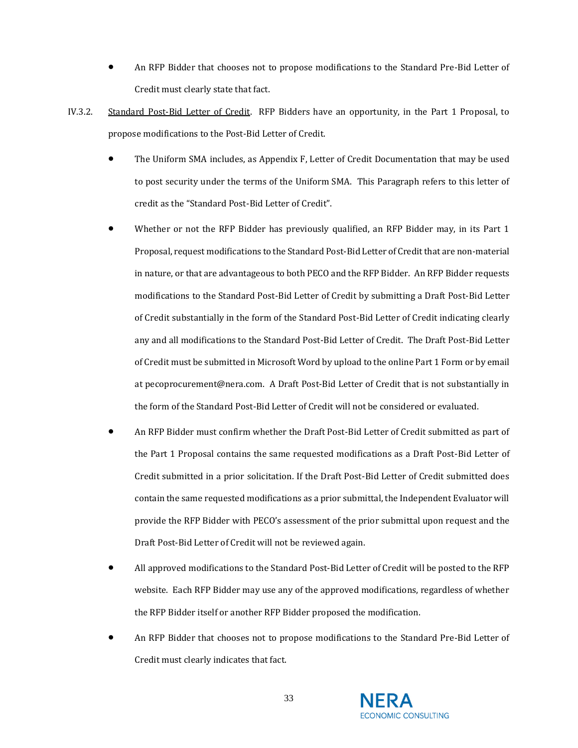- An RFP Bidder that chooses not to propose modifications to the Standard Pre-Bid Letter of Credit must clearly state that fact.

IV.3.2. Standard Post-Bid Letter of Credit. RFP Bidders have an opportunity, in the Part 1 Proposal, to propose modifications to the Post-Bid Letter of Credit.

- The Uniform SMA includes, as Appendix F, Letter of Credit Documentation that may be used to post security under the terms of the Uniform SMA. This Paragraph refers to this letter of credit as the "Standard Post-Bid Letter of Credit".
- Whether or not the RFP Bidder has previously qualified, an RFP Bidder may, in its Part 1 Proposal, request modifications to the Standard Post-Bid Letter of Credit that are non-material in nature, or that are advantageous to both PECO and the RFP Bidder. An RFP Bidder requests modifications to the Standard Post-Bid Letter of Credit by submitting a Draft Post-Bid Letter of Credit substantially in the form of the Standard Post-Bid Letter of Credit indicating clearly any and all modifications to the Standard Post-Bid Letter of Credit. The Draft Post-Bid Letter of Credit must be submitted in Microsoft Word by upload to the online Part 1 Form or by email at pecoprocurement@nera.com. A Draft Post-Bid Letter of Credit that is not substantially in the form of the Standard Post-Bid Letter of Credit will not be considered or evaluated.
- An RFP Bidder must confirm whether the Draft Post-Bid Letter of Credit submitted as part of the Part 1 Proposal contains the same requested modifications as a Draft Post-Bid Letter of Credit submitted in a prior solicitation. If the Draft Post-Bid Letter of Credit submitted does contain the same requested modifications as a prior submittal, the Independent Evaluator will provide the RFP Bidder with PECO's assessment of the prior submittal upon request and the Draft Post-Bid Letter of Credit will not be reviewed again.
- All approved modifications to the Standard Post-Bid Letter of Credit will be posted to the RFP website. Each RFP Bidder may use any of the approved modifications, regardless of whether the RFP Bidder itself or another RFP Bidder proposed the modification.
- An RFP Bidder that chooses not to propose modifications to the Standard Pre-Bid Letter of Credit must clearly indicates that fact.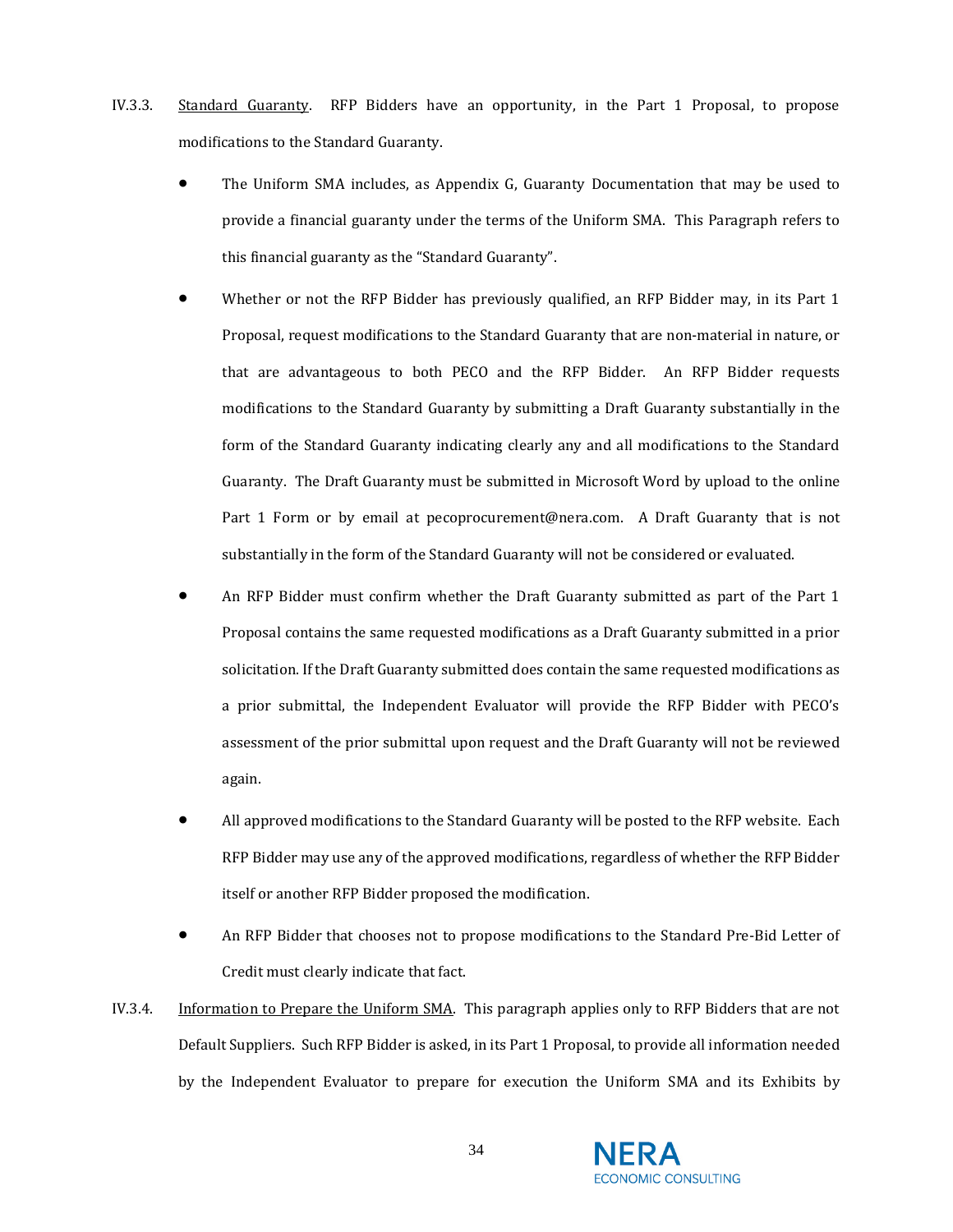IV.3.3. Standard Guaranty. RFP Bidders have an opportunity, in the Part 1 Proposal, to propose modifications to the Standard Guaranty.

- The Uniform SMA includes, as Appendix G, Guaranty Documentation that may be used to provide a financial guaranty under the terms of the Uniform SMA. This Paragraph refers to this financial guaranty as the "Standard Guaranty".
- Whether or not the RFP Bidder has previously qualified, an RFP Bidder may, in its Part 1 Proposal, request modifications to the Standard Guaranty that are non-material in nature, or that are advantageous to both PECO and the RFP Bidder. An RFP Bidder requests modifications to the Standard Guaranty by submitting a Draft Guaranty substantially in the form of the Standard Guaranty indicating clearly any and all modifications to the Standard Guaranty. The Draft Guaranty must be submitted in Microsoft Word by upload to the online Part 1 Form or by email at pecoprocurement@nera.com. A Draft Guaranty that is not substantially in the form of the Standard Guaranty will not be considered or evaluated.
- An RFP Bidder must confirm whether the Draft Guaranty submitted as part of the Part 1 Proposal contains the same requested modifications as a Draft Guaranty submitted in a prior solicitation. If the Draft Guaranty submitted does contain the same requested modifications as a prior submittal, the Independent Evaluator will provide the RFP Bidder with PECO's assessment of the prior submittal upon request and the Draft Guaranty will not be reviewed again.
- All approved modifications to the Standard Guaranty will be posted to the RFP website. Each RFP Bidder may use any of the approved modifications, regardless of whether the RFP Bidder itself or another RFP Bidder proposed the modification.
- An RFP Bidder that chooses not to propose modifications to the Standard Pre-Bid Letter of Credit must clearly indicate that fact.

IV.3.4. Information to Prepare the Uniform SMA. This paragraph applies only to RFP Bidders that are not Default Suppliers. Such RFP Bidder is asked, in its Part 1 Proposal, to provide all information needed by the Independent Evaluator to prepare for execution the Uniform SMA and its Exhibits by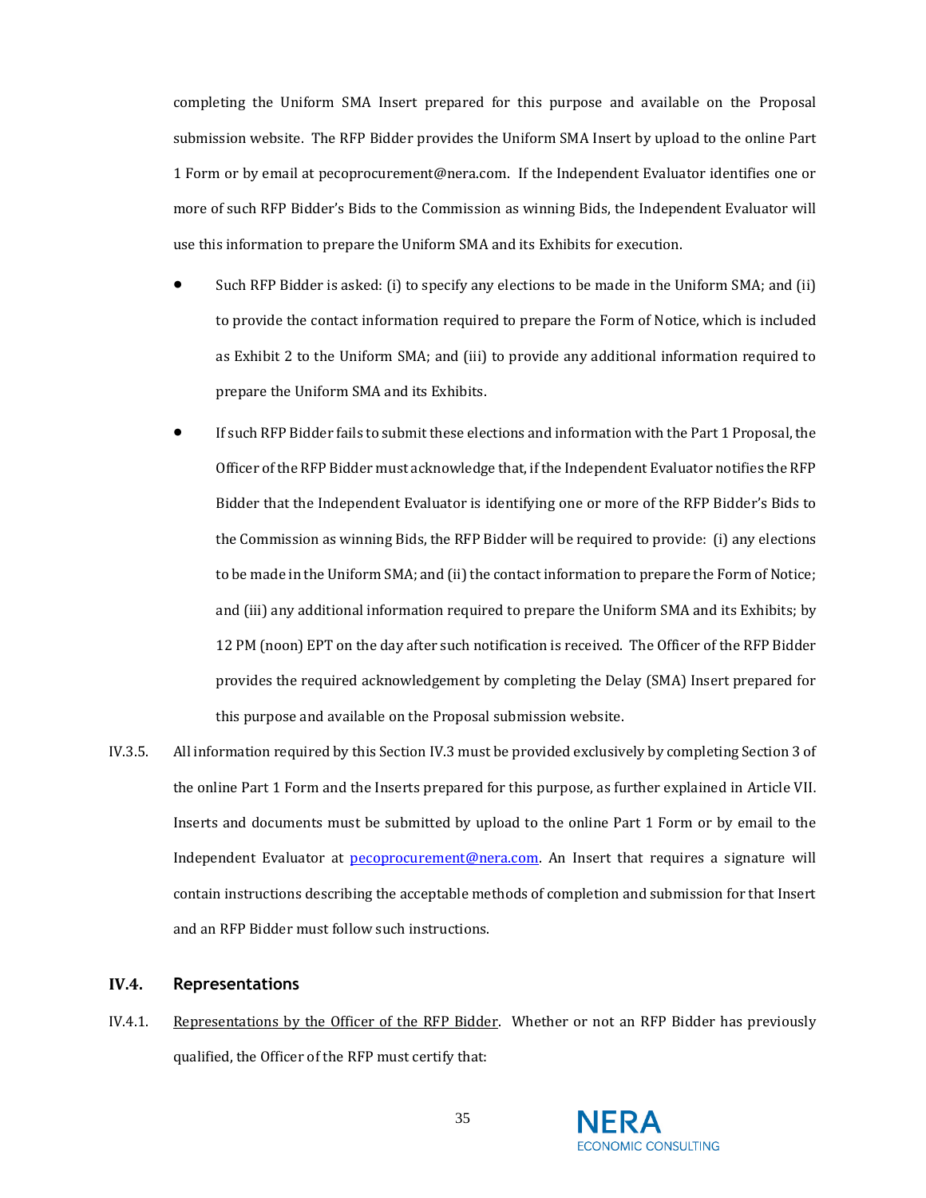completing the Uniform SMA Insert prepared for this purpose and available on the Proposal submission website. The RFP Bidder provides the Uniform SMA Insert by upload to the online Part 1 Form or by email at pecoprocurement@nera.com. If the Independent Evaluator identifies one or more of such RFP Bidder's Bids to the Commission as winning Bids, the Independent Evaluator will use this information to prepare the Uniform SMA and its Exhibits for execution.

- Such RFP Bidder is asked: (i) to specify any elections to be made in the Uniform SMA; and (ii) to provide the contact information required to prepare the Form of Notice, which is included as Exhibit 2 to the Uniform SMA; and (iii) to provide any additional information required to prepare the Uniform SMA and its Exhibits.
- If such RFP Bidder fails to submit these elections and information with the Part 1 Proposal, the Officer of the RFP Bidder must acknowledge that, if the Independent Evaluator notifies the RFP Bidder that the Independent Evaluator is identifying one or more of the RFP Bidder's Bids to the Commission as winning Bids, the RFP Bidder will be required to provide: (i) any elections to be made in the Uniform SMA; and (ii) the contact information to prepare the Form of Notice; and (iii) any additional information required to prepare the Uniform SMA and its Exhibits; by 12 PM (noon) EPT on the day after such notification is received. The Officer of the RFP Bidder provides the required acknowledgement by completing the Delay (SMA) Insert prepared for this purpose and available on the Proposal submission website.

IV.3.5. All information required by this Section IV.3 must be provided exclusively by completing Section 3 of the online Part 1 Form and the Inserts prepared for this purpose, as further explained in Article VII. Inserts and documents must be submitted by upload to the online Part 1 Form or by email to the Independent Evaluator at pecoprocurement@nera.com. An Insert that requires a signature will contain instructions describing the acceptable methods of completion and submission for that Insert and an RFP Bidder must follow such instructions.

## IV.4. Representations

IV.4.1. Representations by the Officer of the RFP Bidder. Whether or not an RFP Bidder has previously qualified, the Officer of the RFP must certify that: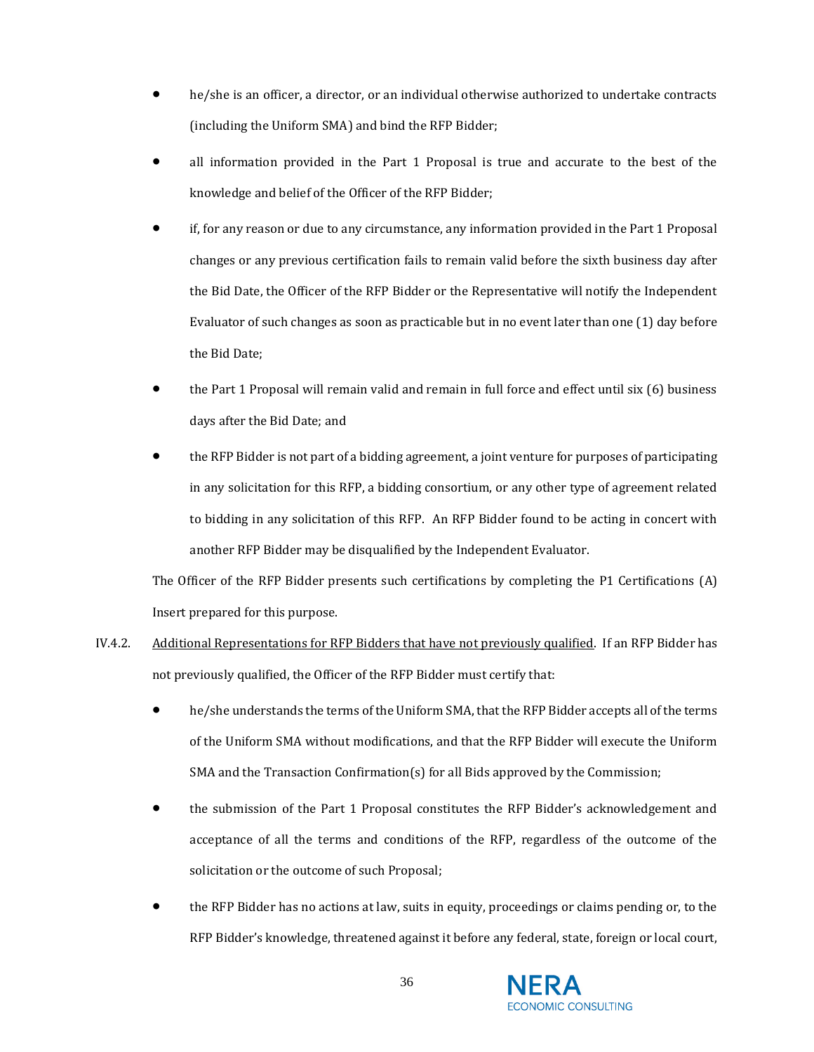- he/she is an officer, a director, or an individual otherwise authorized to undertake contracts (including the Uniform SMA) and bind the RFP Bidder;
- all information provided in the Part 1 Proposal is true and accurate to the best of the knowledge and belief of the Officer of the RFP Bidder;
- if, for any reason or due to any circumstance, any information provided in the Part 1 Proposal changes or any previous certification fails to remain valid before the sixth business day after the Bid Date, the Officer of the RFP Bidder or the Representative will notify the Independent Evaluator of such changes as soon as practicable but in no event later than one (1) day before the Bid Date;
- the Part 1 Proposal will remain valid and remain in full force and effect until six (6) business days after the Bid Date; and
- the RFP Bidder is not part of a bidding agreement, a joint venture for purposes of participating in any solicitation for this RFP, a bidding consortium, or any other type of agreement related to bidding in any solicitation of this RFP. An RFP Bidder found to be acting in concert with another RFP Bidder may be disqualified by the Independent Evaluator.

The Officer of the RFP Bidder presents such certifications by completing the P1 Certifications (A) Insert prepared for this purpose.

IV.4.2. Additional Representations for RFP Bidders that have not previously qualified. If an RFP Bidder has not previously qualified, the Officer of the RFP Bidder must certify that:

- he/she understands the terms of the Uniform SMA, that the RFP Bidder accepts all of the terms of the Uniform SMA without modifications, and that the RFP Bidder will execute the Uniform SMA and the Transaction Confirmation(s) for all Bids approved by the Commission;
- the submission of the Part 1 Proposal constitutes the RFP Bidder's acknowledgement and acceptance of all the terms and conditions of the RFP, regardless of the outcome of the solicitation or the outcome of such Proposal;
- the RFP Bidder has no actions at law, suits in equity, proceedings or claims pending or, to the RFP Bidder's knowledge, threatened against it before any federal, state, foreign or local court,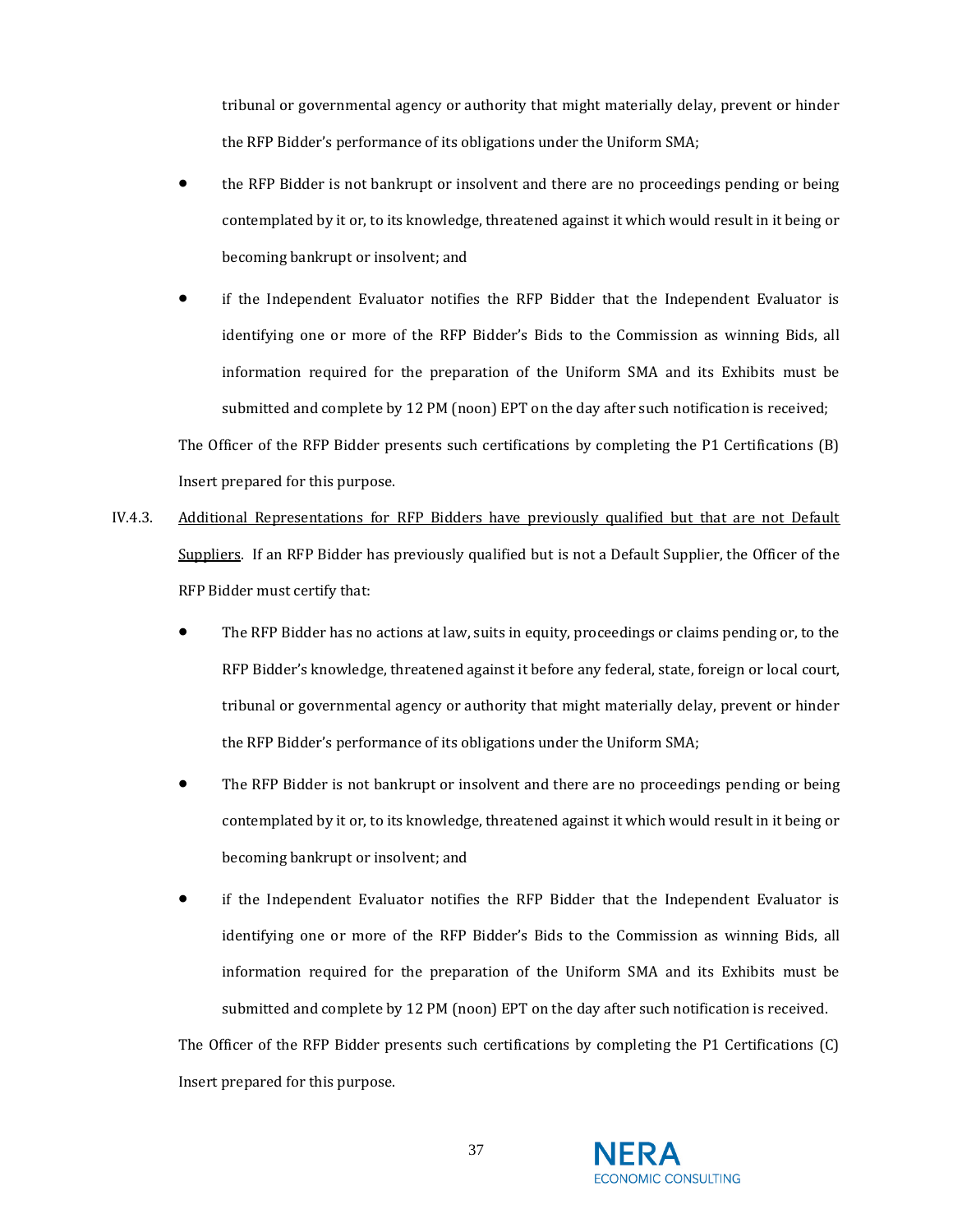tribunal or governmental agency or authority that might materially delay, prevent or hinder the RFP Bidder's performance of its obligations under the Uniform SMA;

- the RFP Bidder is not bankrupt or insolvent and there are no proceedings pending or being contemplated by it or, to its knowledge, threatened against it which would result in it being or becoming bankrupt or insolvent; and
- if the Independent Evaluator notifies the RFP Bidder that the Independent Evaluator is identifying one or more of the RFP Bidder's Bids to the Commission as winning Bids, all information required for the preparation of the Uniform SMA and its Exhibits must be submitted and complete by 12 PM (noon) EPT on the day after such notification is received;

The Officer of the RFP Bidder presents such certifications by completing the P1 Certifications (B) Insert prepared for this purpose.

IV.4.3. Additional Representations for RFP Bidders have previously qualified but that are not Default Suppliers. If an RFP Bidder has previously qualified but is not a Default Supplier, the Officer of the RFP Bidder must certify that:

- The RFP Bidder has no actions at law, suits in equity, proceedings or claims pending or, to the RFP Bidder's knowledge, threatened against it before any federal, state, foreign or local court, tribunal or governmental agency or authority that might materially delay, prevent or hinder the RFP Bidder's performance of its obligations under the Uniform SMA;
- The RFP Bidder is not bankrupt or insolvent and there are no proceedings pending or being contemplated by it or, to its knowledge, threatened against it which would result in it being or becoming bankrupt or insolvent; and
- if the Independent Evaluator notifies the RFP Bidder that the Independent Evaluator is identifying one or more of the RFP Bidder's Bids to the Commission as winning Bids, all information required for the preparation of the Uniform SMA and its Exhibits must be submitted and complete by 12 PM (noon) EPT on the day after such notification is received.

The Officer of the RFP Bidder presents such certifications by completing the P1 Certifications (C) Insert prepared for this purpose.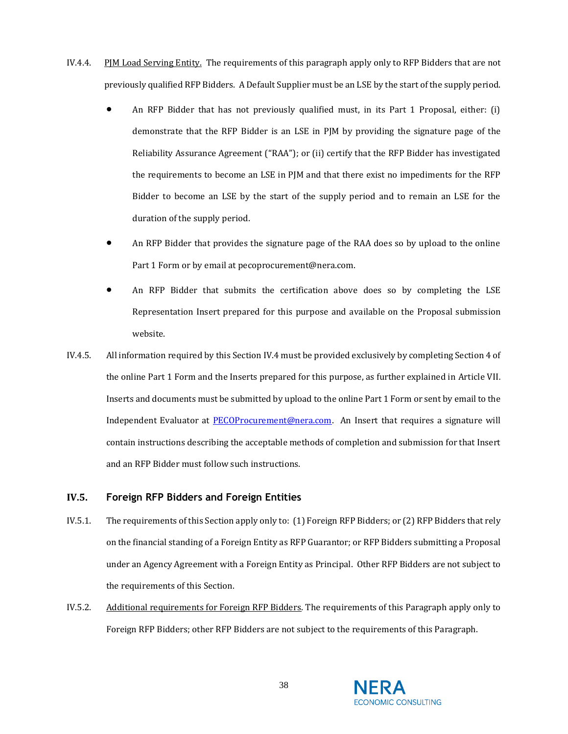IV.4.4. PJM Load Serving Entity. The requirements of this paragraph apply only to RFP Bidders that are not previously qualified RFP Bidders. A Default Supplier must be an LSE by the start of the supply period.

- An RFP Bidder that has not previously qualified must, in its Part 1 Proposal, either: (i) demonstrate that the RFP Bidder is an LSE in PJM by providing the signature page of the Reliability Assurance Agreement ("RAA"); or (ii) certify that the RFP Bidder has investigated the requirements to become an LSE in PJM and that there exist no impediments for the RFP Bidder to become an LSE by the start of the supply period and to remain an LSE for the duration of the supply period.
- An RFP Bidder that provides the signature page of the RAA does so by upload to the online Part 1 Form or by email at pecoprocurement@nera.com.
- An RFP Bidder that submits the certification above does so by completing the LSE Representation Insert prepared for this purpose and available on the Proposal submission website.

IV.4.5. All information required by this Section IV.4 must be provided exclusively by completing Section 4 of the online Part 1 Form and the Inserts prepared for this purpose, as further explained in Article VII. Inserts and documents must be submitted by upload to the online Part 1 Form or sent by email to the Independent Evaluator at PECOProcurement@nera.com. An Insert that requires a signature will contain instructions describing the acceptable methods of completion and submission for that Insert and an RFP Bidder must follow such instructions.

## IV.5. Foreign RFP Bidders and Foreign Entities

IV.5.1. The requirements of this Section apply only to: (1) Foreign RFP Bidders; or (2) RFP Bidders that rely on the financial standing of a Foreign Entity as RFP Guarantor; or RFP Bidders submitting a Proposal under an Agency Agreement with a Foreign Entity as Principal. Other RFP Bidders are not subject to the requirements of this Section.

IV.5.2. Additional requirements for Foreign RFP Bidders. The requirements of this Paragraph apply only to Foreign RFP Bidders; other RFP Bidders are not subject to the requirements of this Paragraph.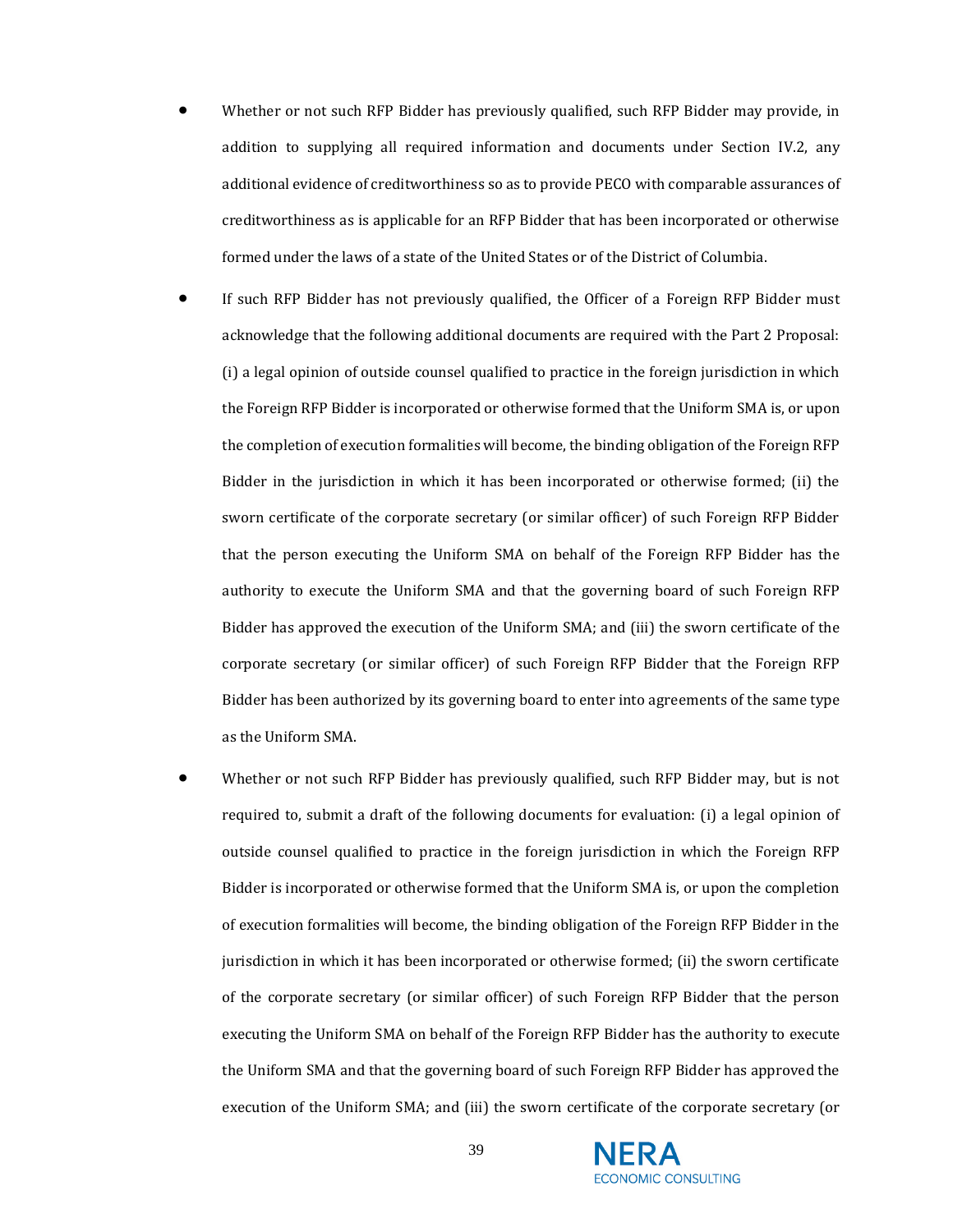- Whether or not such RFP Bidder has previously qualified, such RFP Bidder may provide, in addition to supplying all required information and documents under Section IV.2, any additional evidence of creditworthiness so as to provide PECO with comparable assurances of creditworthiness as is applicable for an RFP Bidder that has been incorporated or otherwise formed under the laws of a state of the United States or of the District of Columbia.
- If such RFP Bidder has not previously qualified, the Officer of a Foreign RFP Bidder must acknowledge that the following additional documents are required with the Part 2 Proposal: (i) a legal opinion of outside counsel qualified to practice in the foreign jurisdiction in which the Foreign RFP Bidder is incorporated or otherwise formed that the Uniform SMA is, or upon the completion of execution formalities will become, the binding obligation of the Foreign RFP Bidder in the jurisdiction in which it has been incorporated or otherwise formed; (ii) the sworn certificate of the corporate secretary (or similar officer) of such Foreign RFP Bidder that the person executing the Uniform SMA on behalf of the Foreign RFP Bidder has the authority to execute the Uniform SMA and that the governing board of such Foreign RFP Bidder has approved the execution of the Uniform SMA; and (iii) the sworn certificate of the corporate secretary (or similar officer) of such Foreign RFP Bidder that the Foreign RFP Bidder has been authorized by its governing board to enter into agreements of the same type as the Uniform SMA.
- Whether or not such RFP Bidder has previously qualified, such RFP Bidder may, but is not required to, submit a draft of the following documents for evaluation: (i) a legal opinion of outside counsel qualified to practice in the foreign jurisdiction in which the Foreign RFP Bidder is incorporated or otherwise formed that the Uniform SMA is, or upon the completion of execution formalities will become, the binding obligation of the Foreign RFP Bidder in the jurisdiction in which it has been incorporated or otherwise formed; (ii) the sworn certificate of the corporate secretary (or similar officer) of such Foreign RFP Bidder that the person executing the Uniform SMA on behalf of the Foreign RFP Bidder has the authority to execute the Uniform SMA and that the governing board of such Foreign RFP Bidder has approved the execution of the Uniform SMA; and (iii) the sworn certificate of the corporate secretary (or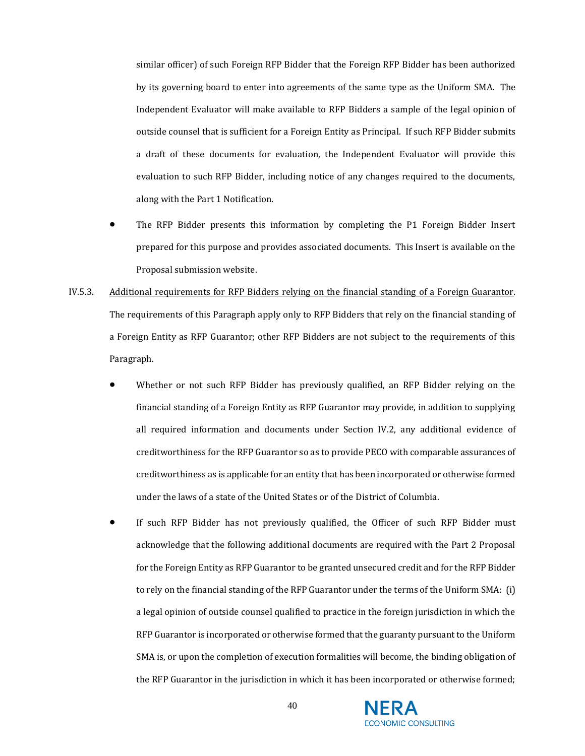similar officer) of such Foreign RFP Bidder that the Foreign RFP Bidder has been authorized by its governing board to enter into agreements of the same type as the Uniform SMA. The Independent Evaluator will make available to RFP Bidders a sample of the legal opinion of outside counsel that is sufficient for a Foreign Entity as Principal. If such RFP Bidder submits a draft of these documents for evaluation, the Independent Evaluator will provide this evaluation to such RFP Bidder, including notice of any changes required to the documents, along with the Part 1 Notification.

- The RFP Bidder presents this information by completing the P1 Foreign Bidder Insert prepared for this purpose and provides associated documents. This Insert is available on the Proposal submission website.

IV.5.3. Additional requirements for RFP Bidders relying on the financial standing of a Foreign Guarantor. The requirements of this Paragraph apply only to RFP Bidders that rely on the financial standing of a Foreign Entity as RFP Guarantor; other RFP Bidders are not subject to the requirements of this Paragraph.

- Whether or not such RFP Bidder has previously qualified, an RFP Bidder relying on the financial standing of a Foreign Entity as RFP Guarantor may provide, in addition to supplying all required information and documents under Section IV.2, any additional evidence of creditworthiness for the RFP Guarantor so as to provide PECO with comparable assurances of creditworthiness as is applicable for an entity that has been incorporated or otherwise formed under the laws of a state of the United States or of the District of Columbia.

- If such RFP Bidder has not previously qualified, the Officer of such RFP Bidder must acknowledge that the following additional documents are required with the Part 2 Proposal for the Foreign Entity as RFP Guarantor to be granted unsecured credit and for the RFP Bidder to rely on the financial standing of the RFP Guarantor under the terms of the Uniform SMA: (i) a legal opinion of outside counsel qualified to practice in the foreign jurisdiction in which the RFP Guarantor is incorporated or otherwise formed that the guaranty pursuant to the Uniform SMA is, or upon the completion of execution formalities will become, the binding obligation of the RFP Guarantor in the jurisdiction in which it has been incorporated or otherwise formed;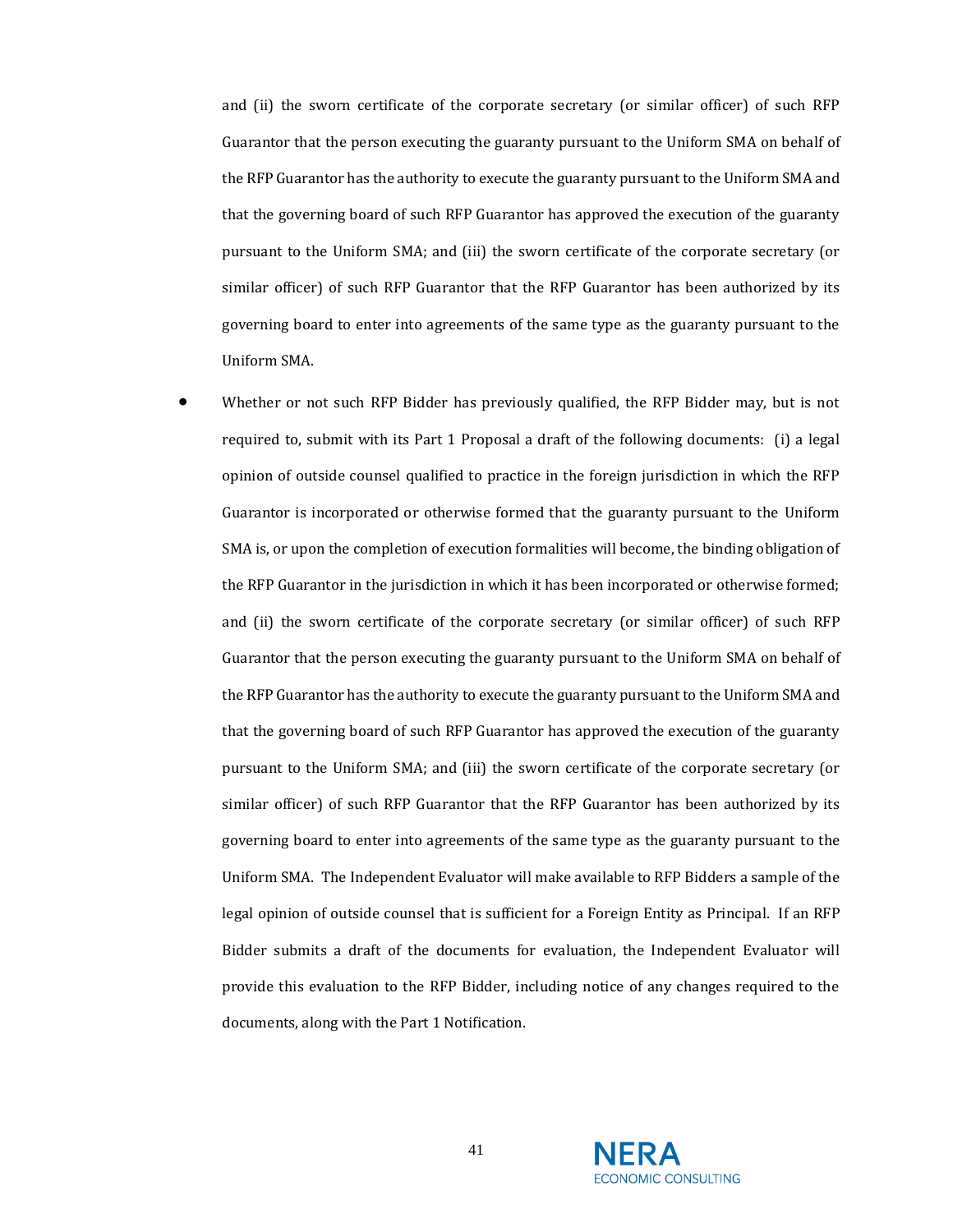and (ii) the sworn certificate of the corporate secretary (or similar officer) of such RFP Guarantor that the person executing the guaranty pursuant to the Uniform SMA on behalf of the RFP Guarantor has the authority to execute the guaranty pursuant to the Uniform SMA and that the governing board of such RFP Guarantor has approved the execution of the guaranty pursuant to the Uniform SMA; and (iii) the sworn certificate of the corporate secretary (or similar officer) of such RFP Guarantor that the RFP Guarantor has been authorized by its governing board to enter into agreements of the same type as the guaranty pursuant to the Uniform SMA.

- Whether or not such RFP Bidder has previously qualified, the RFP Bidder may, but is not required to, submit with its Part 1 Proposal a draft of the following documents: (i) a legal opinion of outside counsel qualified to practice in the foreign jurisdiction in which the RFP Guarantor is incorporated or otherwise formed that the guaranty pursuant to the Uniform SMA is, or upon the completion of execution formalities will become, the binding obligation of the RFP Guarantor in the jurisdiction in which it has been incorporated or otherwise formed; and (ii) the sworn certificate of the corporate secretary (or similar officer) of such RFP Guarantor that the person executing the guaranty pursuant to the Uniform SMA on behalf of the RFP Guarantor has the authority to execute the guaranty pursuant to the Uniform SMA and that the governing board of such RFP Guarantor has approved the execution of the guaranty pursuant to the Uniform SMA; and (iii) the sworn certificate of the corporate secretary (or similar officer) of such RFP Guarantor that the RFP Guarantor has been authorized by its governing board to enter into agreements of the same type as the guaranty pursuant to the Uniform SMA. The Independent Evaluator will make available to RFP Bidders a sample of the legal opinion of outside counsel that is sufficient for a Foreign Entity as Principal. If an RFP Bidder submits a draft of the documents for evaluation, the Independent Evaluator will provide this evaluation to the RFP Bidder, including notice of any changes required to the documents, along with the Part 1 Notification.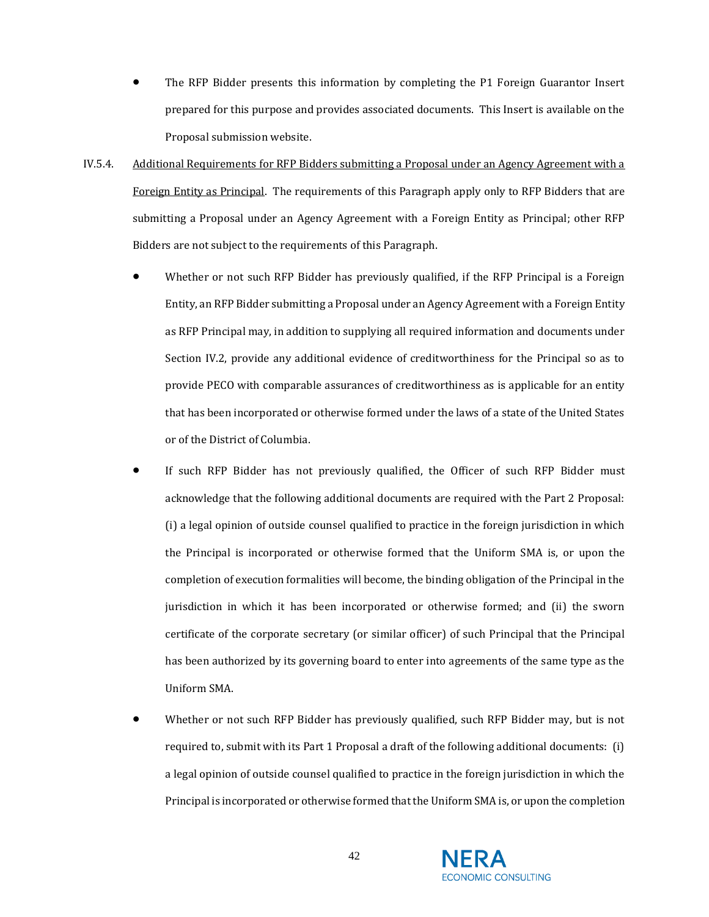- The RFP Bidder presents this information by completing the P1 Foreign Guarantor Insert prepared for this purpose and provides associated documents. This Insert is available on the Proposal submission website.

IV.5.4. Additional Requirements for RFP Bidders submitting a Proposal under an Agency Agreement with a Foreign Entity as Principal. The requirements of this Paragraph apply only to RFP Bidders that are submitting a Proposal under an Agency Agreement with a Foreign Entity as Principal; other RFP Bidders are not subject to the requirements of this Paragraph.

- Whether or not such RFP Bidder has previously qualified, if the RFP Principal is a Foreign Entity, an RFP Bidder submitting a Proposal under an Agency Agreement with a Foreign Entity as RFP Principal may, in addition to supplying all required information and documents under Section IV.2, provide any additional evidence of creditworthiness for the Principal so as to provide PECO with comparable assurances of creditworthiness as is applicable for an entity that has been incorporated or otherwise formed under the laws of a state of the United States or of the District of Columbia.
- If such RFP Bidder has not previously qualified, the Officer of such RFP Bidder must acknowledge that the following additional documents are required with the Part 2 Proposal: (i) a legal opinion of outside counsel qualified to practice in the foreign jurisdiction in which the Principal is incorporated or otherwise formed that the Uniform SMA is, or upon the completion of execution formalities will become, the binding obligation of the Principal in the jurisdiction in which it has been incorporated or otherwise formed; and (ii) the sworn certificate of the corporate secretary (or similar officer) of such Principal that the Principal has been authorized by its governing board to enter into agreements of the same type as the Uniform SMA.
- Whether or not such RFP Bidder has previously qualified, such RFP Bidder may, but is not required to, submit with its Part 1 Proposal a draft of the following additional documents: (i) a legal opinion of outside counsel qualified to practice in the foreign jurisdiction in which the Principal is incorporated or otherwise formed that the Uniform SMA is, or upon the completion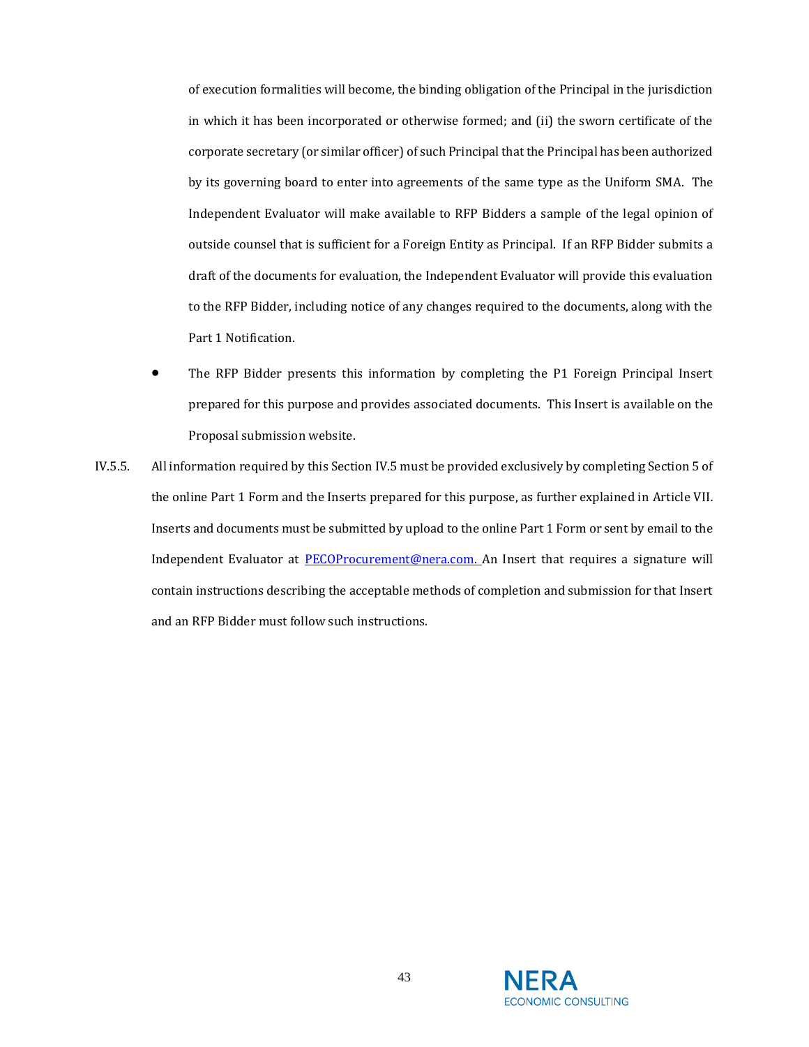of execution formalities will become, the binding obligation of the Principal in the jurisdiction in which it has been incorporated or otherwise formed; and (ii) the sworn certificate of the corporate secretary (or similar officer) of such Principal that the Principal has been authorized by its governing board to enter into agreements of the same type as the Uniform SMA. The Independent Evaluator will make available to RFP Bidders a sample of the legal opinion of outside counsel that is sufficient for a Foreign Entity as Principal. If an RFP Bidder submits a draft of the documents for evaluation, the Independent Evaluator will provide this evaluation to the RFP Bidder, including notice of any changes required to the documents, along with the Part 1 Notification.

- The RFP Bidder presents this information by completing the P1 Foreign Principal Insert prepared for this purpose and provides associated documents. This Insert is available on the Proposal submission website.

IV.5.5. All information required by this Section IV.5 must be provided exclusively by completing Section 5 of the online Part 1 Form and the Inserts prepared for this purpose, as further explained in Article VII. Inserts and documents must be submitted by upload to the online Part 1 Form or sent by email to the Independent Evaluator at PECOProcurement@nera.com. An Insert that requires a signature will contain instructions describing the acceptable methods of completion and submission for that Insert and an RFP Bidder must follow such instructions.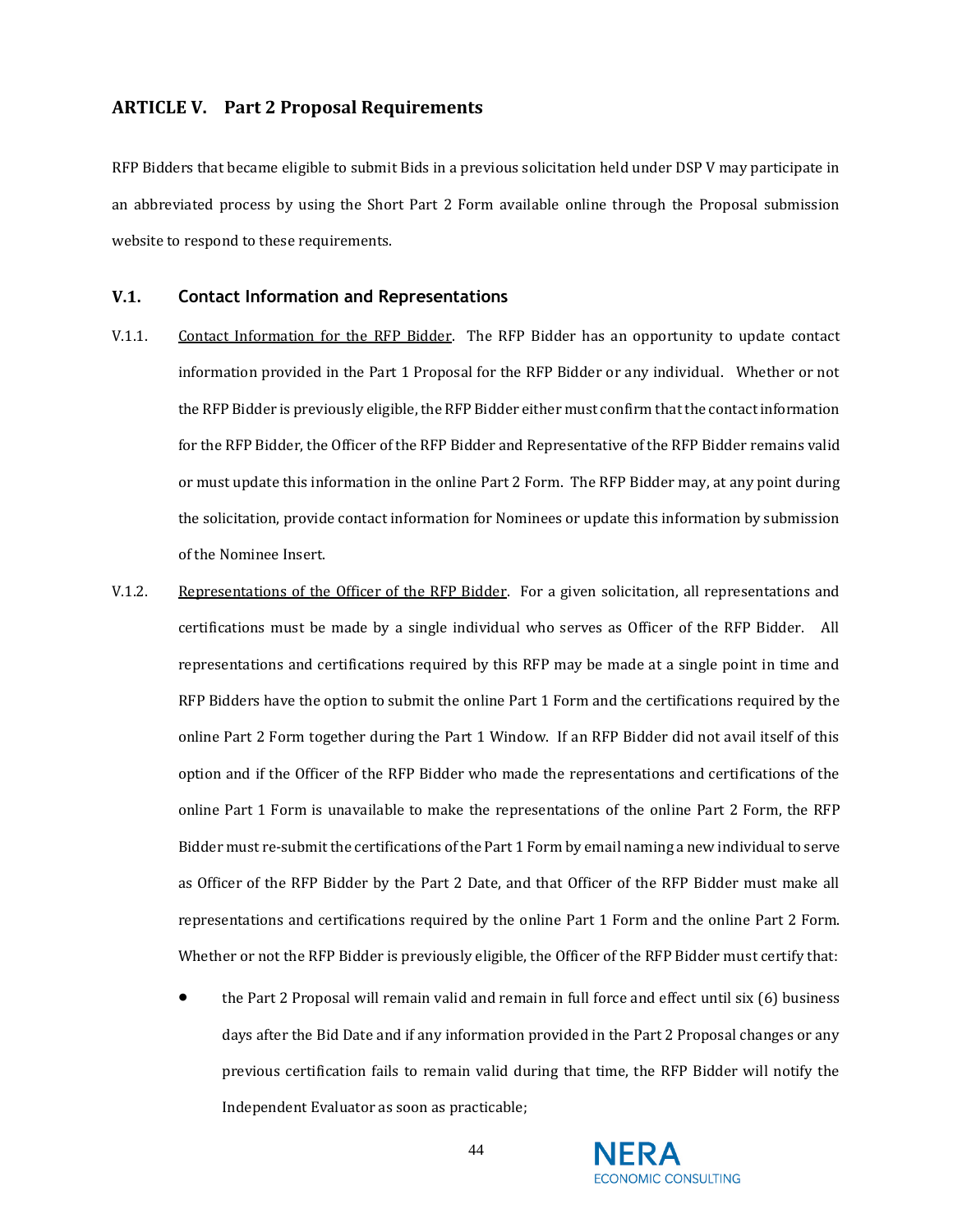## ARTICLE V. Part 2 Proposal Requirements

RFP Bidders that became eligible to submit Bids in a previous solicitation held under DSP V may participate in an abbreviated process by using the Short Part 2 Form available online through the Proposal submission website to respond to these requirements.

### V.1. Contact Information and Representations

V.1.1. Contact Information for the RFP Bidder. The RFP Bidder has an opportunity to update contact information provided in the Part 1 Proposal for the RFP Bidder or any individual. Whether or not the RFP Bidder is previously eligible, the RFP Bidder either must confirm that the contact information for the RFP Bidder, the Officer of the RFP Bidder and Representative of the RFP Bidder remains valid or must update this information in the online Part 2 Form. The RFP Bidder may, at any point during the solicitation, provide contact information for Nominees or update this information by submission of the Nominee Insert.

V.1.2. Representations of the Officer of the RFP Bidder. For a given solicitation, all representations and certifications must be made by a single individual who serves as Officer of the RFP Bidder. All representations and certifications required by this RFP may be made at a single point in time and RFP Bidders have the option to submit the online Part 1 Form and the certifications required by the online Part 2 Form together during the Part 1 Window. If an RFP Bidder did not avail itself of this option and if the Officer of the RFP Bidder who made the representations and certifications of the online Part 1 Form is unavailable to make the representations of the online Part 2 Form, the RFP Bidder must re-submit the certifications of the Part 1 Form by email naming a new individual to serve as Officer of the RFP Bidder by the Part 2 Date, and that Officer of the RFP Bidder must make all representations and certifications required by the online Part 1 Form and the online Part 2 Form. Whether or not the RFP Bidder is previously eligible, the Officer of the RFP Bidder must certify that:

- the Part 2 Proposal will remain valid and remain in full force and effect until six (6) business days after the Bid Date and if any information provided in the Part 2 Proposal changes or any previous certification fails to remain valid during that time, the RFP Bidder will notify the Independent Evaluator as soon as practicable;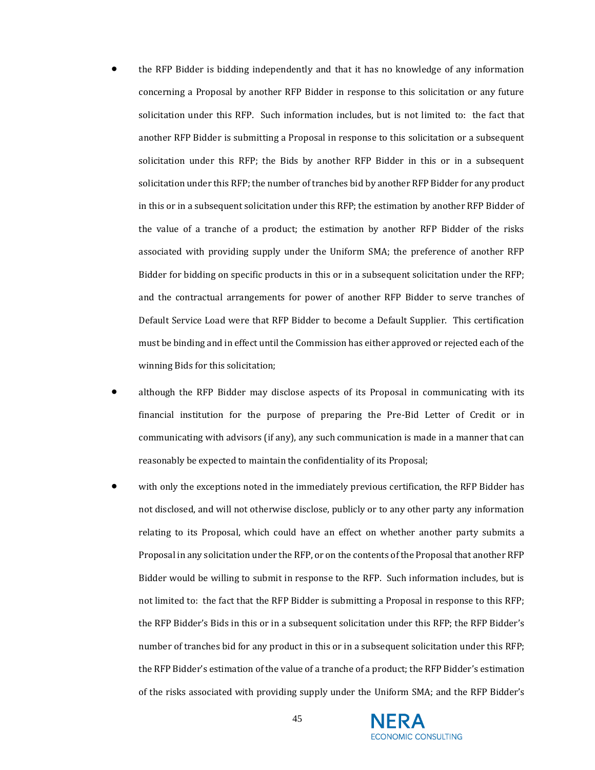- the RFP Bidder is bidding independently and that it has no knowledge of any information concerning a Proposal by another RFP Bidder in response to this solicitation or any future solicitation under this RFP. Such information includes, but is not limited to: the fact that another RFP Bidder is submitting a Proposal in response to this solicitation or a subsequent solicitation under this RFP; the Bids by another RFP Bidder in this or in a subsequent solicitation under this RFP; the number of tranches bid by another RFP Bidder for any product in this or in a subsequent solicitation under this RFP; the estimation by another RFP Bidder of the value of a tranche of a product; the estimation by another RFP Bidder of the risks associated with providing supply under the Uniform SMA; the preference of another RFP Bidder for bidding on specific products in this or in a subsequent solicitation under the RFP; and the contractual arrangements for power of another RFP Bidder to serve tranches of Default Service Load were that RFP Bidder to become a Default Supplier. This certification must be binding and in effect until the Commission has either approved or rejected each of the winning Bids for this solicitation;

- although the RFP Bidder may disclose aspects of its Proposal in communicating with its financial institution for the purpose of preparing the Pre-Bid Letter of Credit or in communicating with advisors (if any), any such communication is made in a manner that can reasonably be expected to maintain the confidentiality of its Proposal;

- with only the exceptions noted in the immediately previous certification, the RFP Bidder has not disclosed, and will not otherwise disclose, publicly or to any other party any information relating to its Proposal, which could have an effect on whether another party submits a Proposal in any solicitation under the RFP, or on the contents of the Proposal that another RFP Bidder would be willing to submit in response to the RFP. Such information includes, but is not limited to: the fact that the RFP Bidder is submitting a Proposal in response to this RFP; the RFP Bidder's Bids in this or in a subsequent solicitation under this RFP; the RFP Bidder's number of tranches bid for any product in this or in a subsequent solicitation under this RFP; the RFP Bidder's estimation of the value of a tranche of a product; the RFP Bidder's estimation of the risks associated with providing supply under the Uniform SMA; and the RFP Bidder's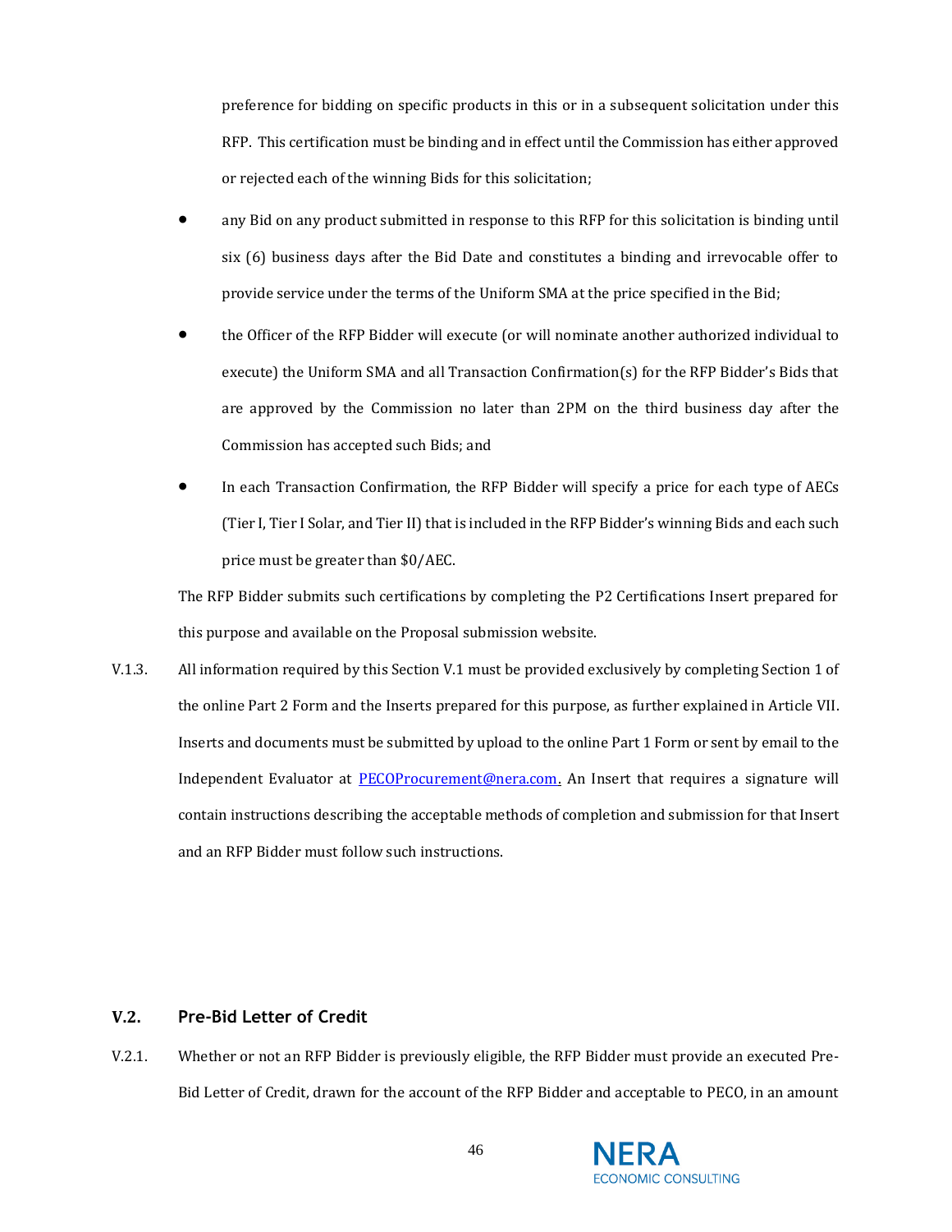preference for bidding on specific products in this or in a subsequent solicitation under this RFP. This certification must be binding and in effect until the Commission has either approved or rejected each of the winning Bids for this solicitation;

- any Bid on any product submitted in response to this RFP for this solicitation is binding until six (6) business days after the Bid Date and constitutes a binding and irrevocable offer to provide service under the terms of the Uniform SMA at the price specified in the Bid;
- the Officer of the RFP Bidder will execute (or will nominate another authorized individual to execute) the Uniform SMA and all Transaction Confirmation(s) for the RFP Bidder's Bids that are approved by the Commission no later than 2PM on the third business day after the Commission has accepted such Bids; and
- In each Transaction Confirmation, the RFP Bidder will specify a price for each type of AECs (Tier I, Tier I Solar, and Tier II) that is included in the RFP Bidder's winning Bids and each such price must be greater than $0/AEC.

The RFP Bidder submits such certifications by completing the P2 Certifications Insert prepared for this purpose and available on the Proposal submission website.

V.1.3. All information required by this Section V.1 must be provided exclusively by completing Section 1 of the online Part 2 Form and the Inserts prepared for this purpose, as further explained in Article VII. Inserts and documents must be submitted by upload to the online Part 1 Form or sent by email to the Independent Evaluator at PECOProcurement@nera.com. An Insert that requires a signature will contain instructions describing the acceptable methods of completion and submission for that Insert and an RFP Bidder must follow such instructions.

## V.2. Pre-Bid Letter of Credit

V.2.1. Whether or not an RFP Bidder is previously eligible, the RFP Bidder must provide an executed Pre-Bid Letter of Credit, drawn for the account of the RFP Bidder and acceptable to PECO, in an amount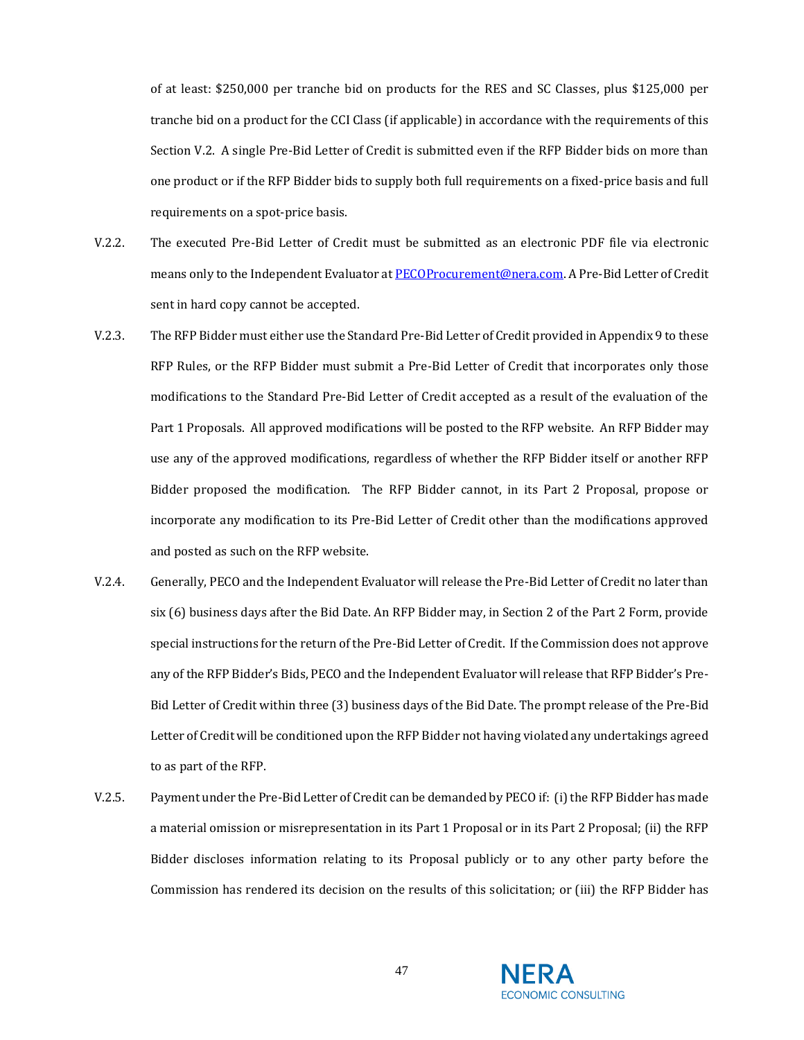of at least: $250,000 per tranche bid on products for the RES and SC Classes, plus $125,000 per tranche bid on a product for the CCI Class (if applicable) in accordance with the requirements of this Section V.2. A single Pre-Bid Letter of Credit is submitted even if the RFP Bidder bids on more than one product or if the RFP Bidder bids to supply both full requirements on a fixed-price basis and full requirements on a spot-price basis.

V.2.2. The executed Pre-Bid Letter of Credit must be submitted as an electronic PDF file via electronic means only to the Independent Evaluator at PECOProcurement@nera.com. A Pre-Bid Letter of Credit sent in hard copy cannot be accepted.

V.2.3. The RFP Bidder must either use the Standard Pre-Bid Letter of Credit provided in Appendix 9 to these RFP Rules, or the RFP Bidder must submit a Pre-Bid Letter of Credit that incorporates only those modifications to the Standard Pre-Bid Letter of Credit accepted as a result of the evaluation of the Part 1 Proposals. All approved modifications will be posted to the RFP website. An RFP Bidder may use any of the approved modifications, regardless of whether the RFP Bidder itself or another RFP Bidder proposed the modification. The RFP Bidder cannot, in its Part 2 Proposal, propose or incorporate any modification to its Pre-Bid Letter of Credit other than the modifications approved and posted as such on the RFP website.

V.2.4. Generally, PECO and the Independent Evaluator will release the Pre-Bid Letter of Credit no later than six (6) business days after the Bid Date. An RFP Bidder may, in Section 2 of the Part 2 Form, provide special instructions for the return of the Pre-Bid Letter of Credit. If the Commission does not approve any of the RFP Bidder's Bids, PECO and the Independent Evaluator will release that RFP Bidder's Pre-Bid Letter of Credit within three (3) business days of the Bid Date. The prompt release of the Pre-Bid Letter of Credit will be conditioned upon the RFP Bidder not having violated any undertakings agreed to as part of the RFP.

V.2.5. Payment under the Pre-Bid Letter of Credit can be demanded by PECO if: (i) the RFP Bidder has made a material omission or misrepresentation in its Part 1 Proposal or in its Part 2 Proposal; (ii) the RFP Bidder discloses information relating to its Proposal publicly or to any other party before the Commission has rendered its decision on the results of this solicitation; or (iii) the RFP Bidder has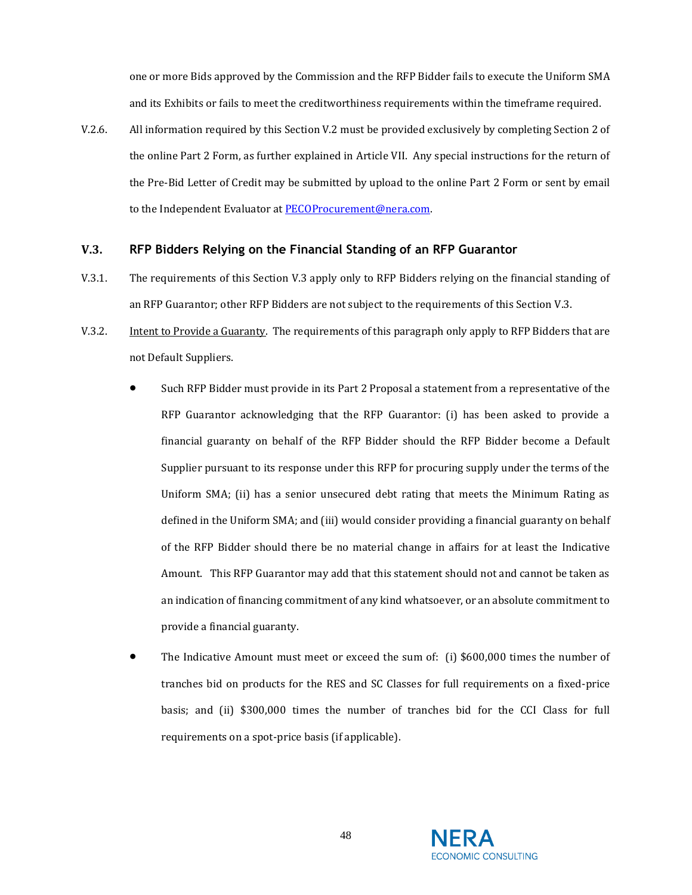one or more Bids approved by the Commission and the RFP Bidder fails to execute the Uniform SMA and its Exhibits or fails to meet the creditworthiness requirements within the timeframe required.

V.2.6. All information required by this Section V.2 must be provided exclusively by completing Section 2 of the online Part 2 Form, as further explained in Article VII. Any special instructions for the return of the Pre-Bid Letter of Credit may be submitted by upload to the online Part 2 Form or sent by email to the Independent Evaluator at [PECOProcurement@nera.com](mailto:PECOProcurement@nera.com).

### V.3. RFP Bidders Relying on the Financial Standing of an RFP Guarantor

V.3.1. The requirements of this Section V.3 apply only to RFP Bidders relying on the financial standing of an RFP Guarantor; other RFP Bidders are not subject to the requirements of this Section V.3.

V.3.2. Intent to Provide a Guaranty. The requirements of this paragraph only apply to RFP Bidders that are not Default Suppliers.

- Such RFP Bidder must provide in its Part 2 Proposal a statement from a representative of the RFP Guarantor acknowledging that the RFP Guarantor: (i) has been asked to provide a financial guaranty on behalf of the RFP Bidder should the RFP Bidder become a Default Supplier pursuant to its response under this RFP for procuring supply under the terms of the Uniform SMA; (ii) has a senior unsecured debt rating that meets the Minimum Rating as defined in the Uniform SMA; and (iii) would consider providing a financial guaranty on behalf of the RFP Bidder should there be no material change in affairs for at least the Indicative Amount. This RFP Guarantor may add that this statement should not and cannot be taken as an indication of financing commitment of any kind whatsoever, or an absolute commitment to provide a financial guaranty.
- The Indicative Amount must meet or exceed the sum of: (i) $600,000 times the number of tranches bid on products for the RES and SC Classes for full requirements on a fixed-price basis; and (ii) $300,000 times the number of tranches bid for the CCI Class for full requirements on a spot-price basis (if applicable).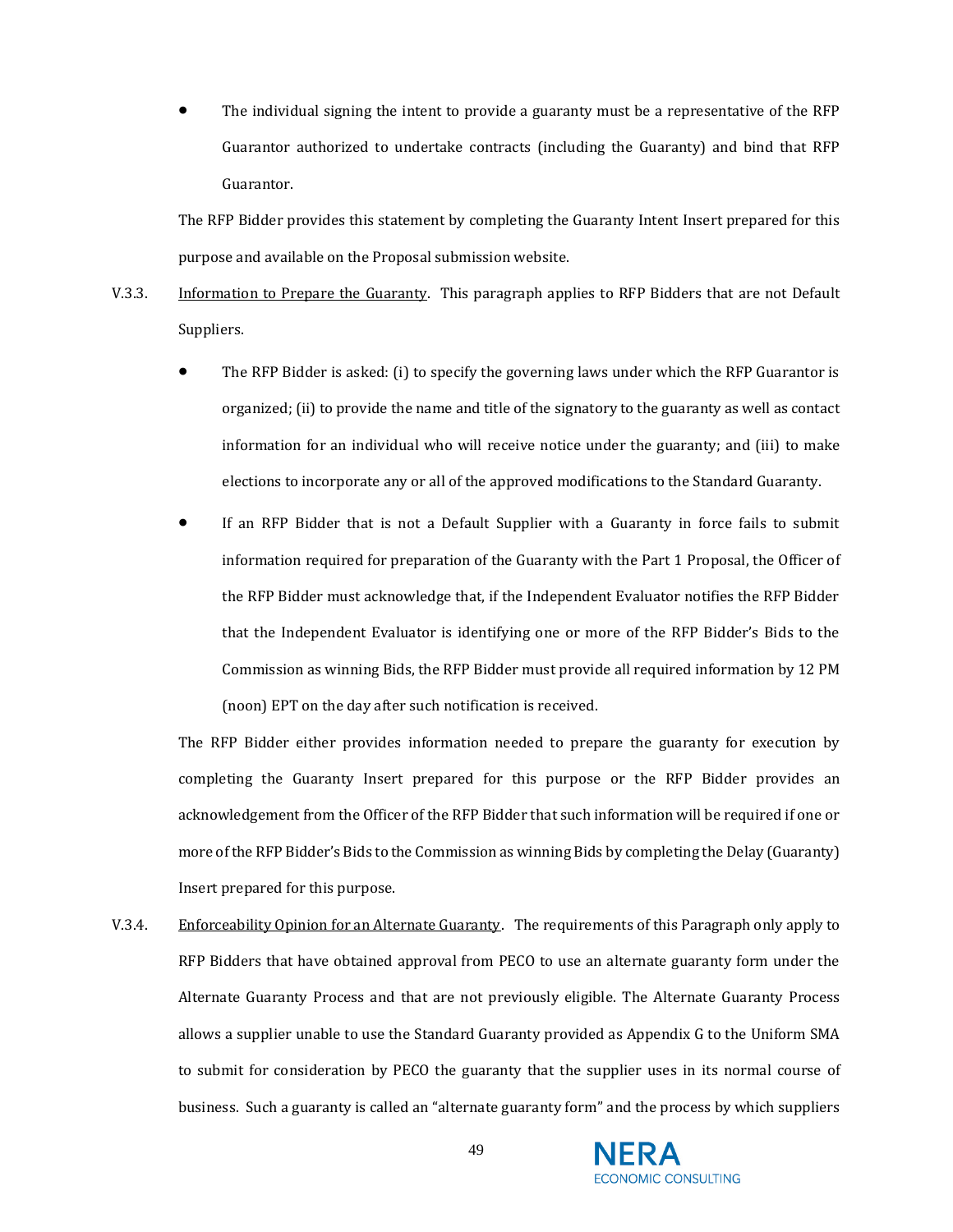- The individual signing the intent to provide a guaranty must be a representative of the RFP Guarantor authorized to undertake contracts (including the Guaranty) and bind that RFP Guarantor.

The RFP Bidder provides this statement by completing the Guaranty Intent Insert prepared for this purpose and available on the Proposal submission website.

V.3.3. Information to Prepare the Guaranty. This paragraph applies to RFP Bidders that are not Default Suppliers.

- The RFP Bidder is asked: (i) to specify the governing laws under which the RFP Guarantor is organized; (ii) to provide the name and title of the signatory to the guaranty as well as contact information for an individual who will receive notice under the guaranty; and (iii) to make elections to incorporate any or all of the approved modifications to the Standard Guaranty.
- If an RFP Bidder that is not a Default Supplier with a Guaranty in force fails to submit information required for preparation of the Guaranty with the Part 1 Proposal, the Officer of the RFP Bidder must acknowledge that, if the Independent Evaluator notifies the RFP Bidder that the Independent Evaluator is identifying one or more of the RFP Bidder's Bids to the Commission as winning Bids, the RFP Bidder must provide all required information by 12 PM (noon) EPT on the day after such notification is received.

The RFP Bidder either provides information needed to prepare the guaranty for execution by completing the Guaranty Insert prepared for this purpose or the RFP Bidder provides an acknowledgement from the Officer of the RFP Bidder that such information will be required if one or more of the RFP Bidder's Bids to the Commission as winning Bids by completing the Delay (Guaranty) Insert prepared for this purpose.

V.3.4. Enforceability Opinion for an Alternate Guaranty. The requirements of this Paragraph only apply to RFP Bidders that have obtained approval from PECO to use an alternate guaranty form under the Alternate Guaranty Process and that are not previously eligible. The Alternate Guaranty Process allows a supplier unable to use the Standard Guaranty provided as Appendix G to the Uniform SMA to submit for consideration by PECO the guaranty that the supplier uses in its normal course of business. Such a guaranty is called an "alternate guaranty form" and the process by which suppliers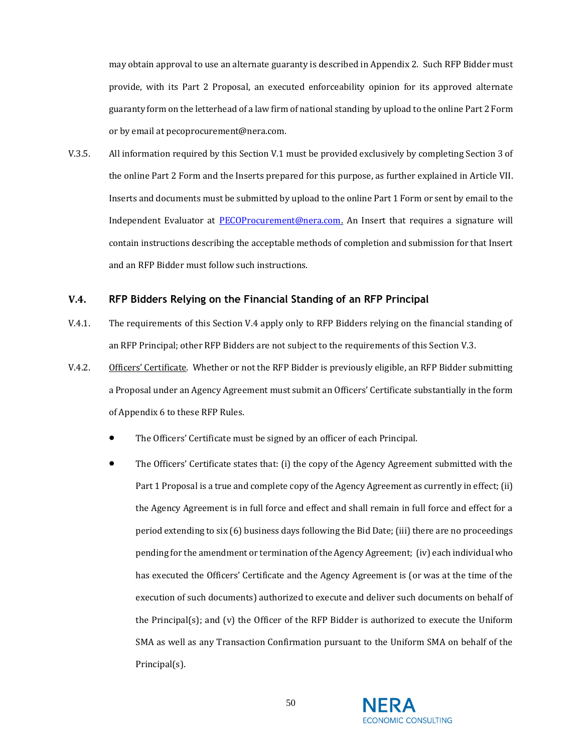may obtain approval to use an alternate guaranty is described in Appendix 2. Such RFP Bidder must provide, with its Part 2 Proposal, an executed enforceability opinion for its approved alternate guaranty form on the letterhead of a law firm of national standing by upload to the online Part 2 Form or by email at pecoprocurement@nera.com.

V.3.5. All information required by this Section V.1 must be provided exclusively by completing Section 3 of the online Part 2 Form and the Inserts prepared for this purpose, as further explained in Article VII. Inserts and documents must be submitted by upload to the online Part 1 Form or sent by email to the Independent Evaluator at [PECOProcurement@nera.com](mailto:PECOProcurement@nera.com). An Insert that requires a signature will contain instructions describing the acceptable methods of completion and submission for that Insert and an RFP Bidder must follow such instructions.

### V.4. RFP Bidders Relying on the Financial Standing of an RFP Principal

V.4.1. The requirements of this Section V.4 apply only to RFP Bidders relying on the financial standing of an RFP Principal; other RFP Bidders are not subject to the requirements of this Section V.3.

V.4.2. Officers' Certificate. Whether or not the RFP Bidder is previously eligible, an RFP Bidder submitting a Proposal under an Agency Agreement must submit an Officers' Certificate substantially in the form of Appendix 6 to these RFP Rules.

- The Officers' Certificate must be signed by an officer of each Principal.
- The Officers' Certificate states that: (i) the copy of the Agency Agreement submitted with the Part 1 Proposal is a true and complete copy of the Agency Agreement as currently in effect; (ii) the Agency Agreement is in full force and effect and shall remain in full force and effect for a period extending to six (6) business days following the Bid Date; (iii) there are no proceedings pending for the amendment or termination of the Agency Agreement; (iv) each individual who has executed the Officers' Certificate and the Agency Agreement is (or was at the time of the execution of such documents) authorized to execute and deliver such documents on behalf of the Principal(s); and (v) the Officer of the RFP Bidder is authorized to execute the Uniform SMA as well as any Transaction Confirmation pursuant to the Uniform SMA on behalf of the Principal(s).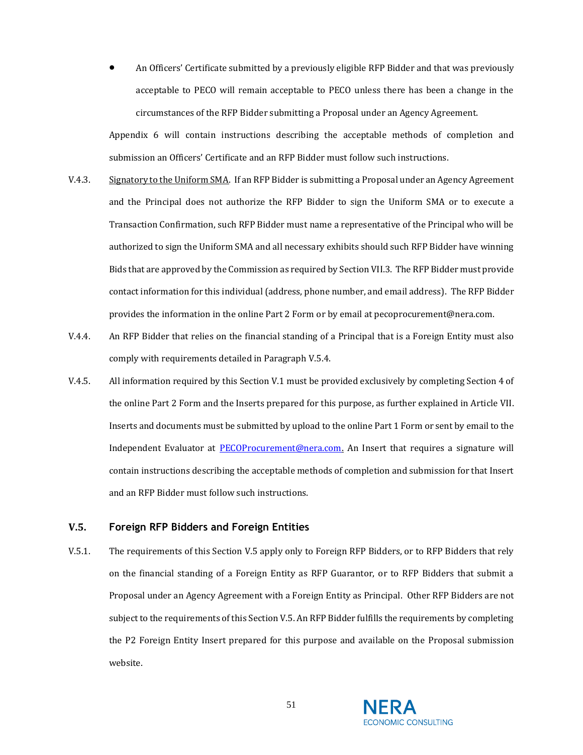- An Officers' Certificate submitted by a previously eligible RFP Bidder and that was previously acceptable to PECO will remain acceptable to PECO unless there has been a change in the circumstances of the RFP Bidder submitting a Proposal under an Agency Agreement.

Appendix 6 will contain instructions describing the acceptable methods of completion and submission an Officers' Certificate and an RFP Bidder must follow such instructions.

V.4.3. Signatory to the Uniform SMA. If an RFP Bidder is submitting a Proposal under an Agency Agreement and the Principal does not authorize the RFP Bidder to sign the Uniform SMA or to execute a Transaction Confirmation, such RFP Bidder must name a representative of the Principal who will be authorized to sign the Uniform SMA and all necessary exhibits should such RFP Bidder have winning Bids that are approved by the Commission as required by Section VII.3. The RFP Bidder must provide contact information for this individual (address, phone number, and email address). The RFP Bidder provides the information in the online Part 2 Form or by email at pecoprocurement@nera.com.

V.4.4. An RFP Bidder that relies on the financial standing of a Principal that is a Foreign Entity must also comply with requirements detailed in Paragraph V.5.4.

V.4.5. All information required by this Section V.1 must be provided exclusively by completing Section 4 of the online Part 2 Form and the Inserts prepared for this purpose, as further explained in Article VII. Inserts and documents must be submitted by upload to the online Part 1 Form or sent by email to the Independent Evaluator at PECOProcurement@nera.com. An Insert that requires a signature will contain instructions describing the acceptable methods of completion and submission for that Insert and an RFP Bidder must follow such instructions.

## V.5. Foreign RFP Bidders and Foreign Entities

V.5.1. The requirements of this Section V.5 apply only to Foreign RFP Bidders, or to RFP Bidders that rely on the financial standing of a Foreign Entity as RFP Guarantor, or to RFP Bidders that submit a Proposal under an Agency Agreement with a Foreign Entity as Principal. Other RFP Bidders are not subject to the requirements of this Section V.5. An RFP Bidder fulfills the requirements by completing the P2 Foreign Entity Insert prepared for this purpose and available on the Proposal submission website.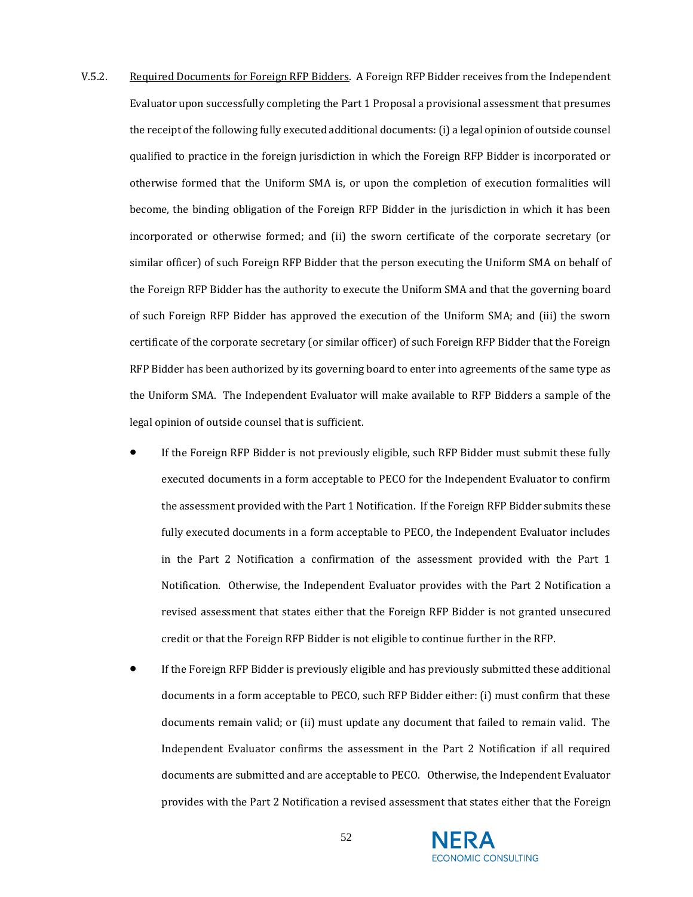V.5.2. Required Documents for Foreign RFP Bidders. A Foreign RFP Bidder receives from the Independent Evaluator upon successfully completing the Part 1 Proposal a provisional assessment that presumes the receipt of the following fully executed additional documents: (i) a legal opinion of outside counsel qualified to practice in the foreign jurisdiction in which the Foreign RFP Bidder is incorporated or otherwise formed that the Uniform SMA is, or upon the completion of execution formalities will become, the binding obligation of the Foreign RFP Bidder in the jurisdiction in which it has been incorporated or otherwise formed; and (ii) the sworn certificate of the corporate secretary (or similar officer) of such Foreign RFP Bidder that the person executing the Uniform SMA on behalf of the Foreign RFP Bidder has the authority to execute the Uniform SMA and that the governing board of such Foreign RFP Bidder has approved the execution of the Uniform SMA; and (iii) the sworn certificate of the corporate secretary (or similar officer) of such Foreign RFP Bidder that the Foreign RFP Bidder has been authorized by its governing board to enter into agreements of the same type as the Uniform SMA. The Independent Evaluator will make available to RFP Bidders a sample of the legal opinion of outside counsel that is sufficient.

- If the Foreign RFP Bidder is not previously eligible, such RFP Bidder must submit these fully executed documents in a form acceptable to PECO for the Independent Evaluator to confirm the assessment provided with the Part 1 Notification. If the Foreign RFP Bidder submits these fully executed documents in a form acceptable to PECO, the Independent Evaluator includes in the Part 2 Notification a confirmation of the assessment provided with the Part 1 Notification. Otherwise, the Independent Evaluator provides with the Part 2 Notification a revised assessment that states either that the Foreign RFP Bidder is not granted unsecured credit or that the Foreign RFP Bidder is not eligible to continue further in the RFP.

- If the Foreign RFP Bidder is previously eligible and has previously submitted these additional documents in a form acceptable to PECO, such RFP Bidder either: (i) must confirm that these documents remain valid; or (ii) must update any document that failed to remain valid. The Independent Evaluator confirms the assessment in the Part 2 Notification if all required documents are submitted and are acceptable to PECO. Otherwise, the Independent Evaluator provides with the Part 2 Notification a revised assessment that states either that the Foreign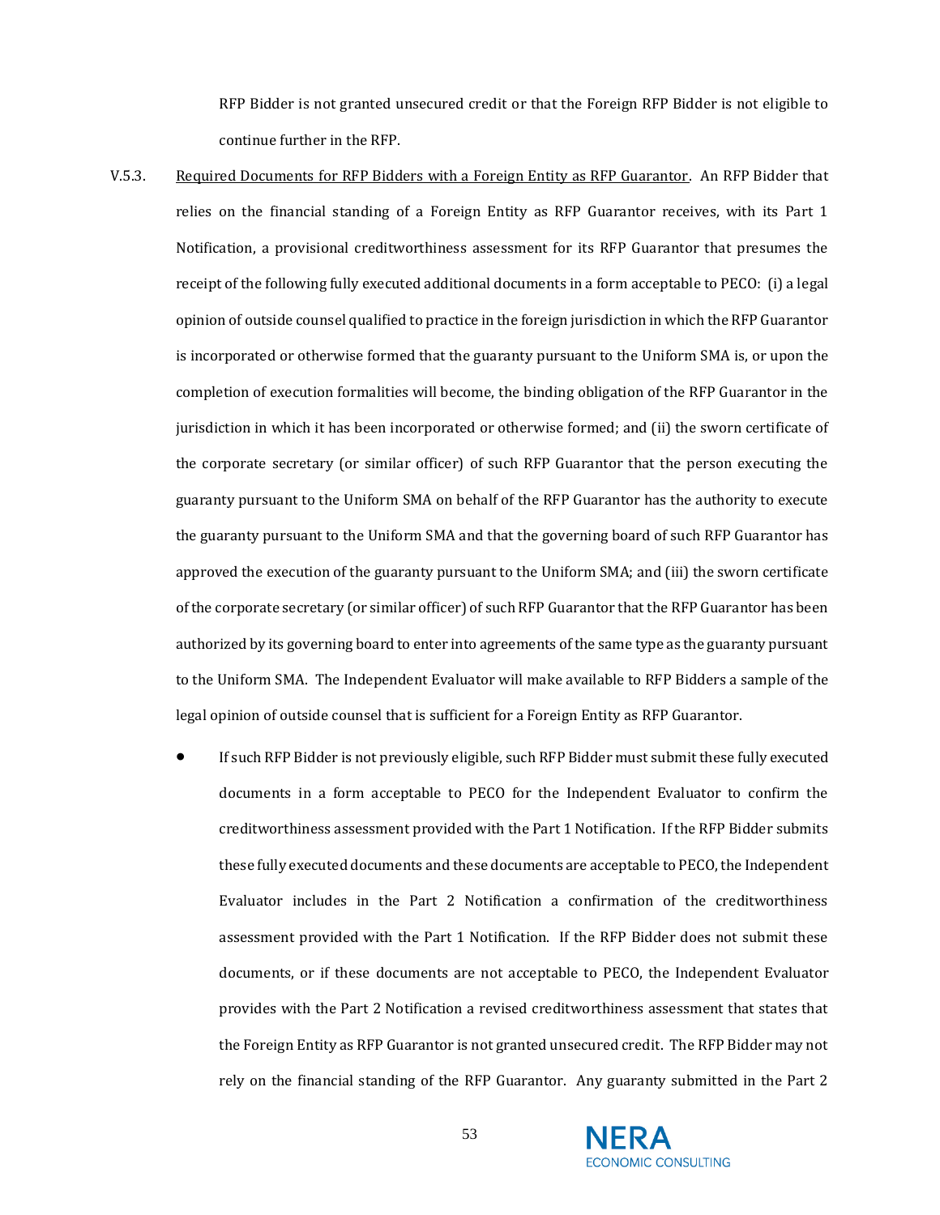RFP Bidder is not granted unsecured credit or that the Foreign RFP Bidder is not eligible to continue further in the RFP.

V.5.3. Required Documents for RFP Bidders with a Foreign Entity as RFP Guarantor. An RFP Bidder that relies on the financial standing of a Foreign Entity as RFP Guarantor receives, with its Part 1 Notification, a provisional creditworthiness assessment for its RFP Guarantor that presumes the receipt of the following fully executed additional documents in a form acceptable to PECO: (i) a legal opinion of outside counsel qualified to practice in the foreign jurisdiction in which the RFP Guarantor is incorporated or otherwise formed that the guaranty pursuant to the Uniform SMA is, or upon the completion of execution formalities will become, the binding obligation of the RFP Guarantor in the jurisdiction in which it has been incorporated or otherwise formed; and (ii) the sworn certificate of the corporate secretary (or similar officer) of such RFP Guarantor that the person executing the guaranty pursuant to the Uniform SMA on behalf of the RFP Guarantor has the authority to execute the guaranty pursuant to the Uniform SMA and that the governing board of such RFP Guarantor has approved the execution of the guaranty pursuant to the Uniform SMA; and (iii) the sworn certificate of the corporate secretary (or similar officer) of such RFP Guarantor that the RFP Guarantor has been authorized by its governing board to enter into agreements of the same type as the guaranty pursuant to the Uniform SMA. The Independent Evaluator will make available to RFP Bidders a sample of the legal opinion of outside counsel that is sufficient for a Foreign Entity as RFP Guarantor.

- If such RFP Bidder is not previously eligible, such RFP Bidder must submit these fully executed documents in a form acceptable to PECO for the Independent Evaluator to confirm the creditworthiness assessment provided with the Part 1 Notification. If the RFP Bidder submits these fully executed documents and these documents are acceptable to PECO, the Independent Evaluator includes in the Part 2 Notification a confirmation of the creditworthiness assessment provided with the Part 1 Notification. If the RFP Bidder does not submit these documents, or if these documents are not acceptable to PECO, the Independent Evaluator provides with the Part 2 Notification a revised creditworthiness assessment that states that the Foreign Entity as RFP Guarantor is not granted unsecured credit. The RFP Bidder may not rely on the financial standing of the RFP Guarantor. Any guaranty submitted in the Part 2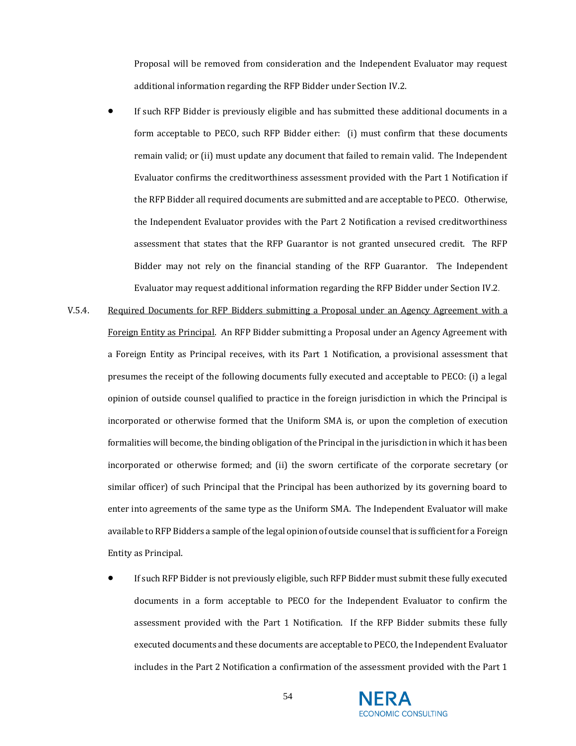Proposal will be removed from consideration and the Independent Evaluator may request additional information regarding the RFP Bidder under Section IV.2.

- If such RFP Bidder is previously eligible and has submitted these additional documents in a form acceptable to PECO, such RFP Bidder either: (i) must confirm that these documents remain valid; or (ii) must update any document that failed to remain valid. The Independent Evaluator confirms the creditworthiness assessment provided with the Part 1 Notification if the RFP Bidder all required documents are submitted and are acceptable to PECO. Otherwise, the Independent Evaluator provides with the Part 2 Notification a revised creditworthiness assessment that states that the RFP Guarantor is not granted unsecured credit. The RFP Bidder may not rely on the financial standing of the RFP Guarantor. The Independent Evaluator may request additional information regarding the RFP Bidder under Section IV.2.

V.5.4. Required Documents for RFP Bidders submitting a Proposal under an Agency Agreement with a Foreign Entity as Principal. An RFP Bidder submitting a Proposal under an Agency Agreement with a Foreign Entity as Principal receives, with its Part 1 Notification, a provisional assessment that presumes the receipt of the following documents fully executed and acceptable to PECO: (i) a legal opinion of outside counsel qualified to practice in the foreign jurisdiction in which the Principal is incorporated or otherwise formed that the Uniform SMA is, or upon the completion of execution formalities will become, the binding obligation of the Principal in the jurisdiction in which it has been incorporated or otherwise formed; and (ii) the sworn certificate of the corporate secretary (or similar officer) of such Principal that the Principal has been authorized by its governing board to enter into agreements of the same type as the Uniform SMA. The Independent Evaluator will make available to RFP Bidders a sample of the legal opinion of outside counsel that is sufficient for a Foreign Entity as Principal.

- If such RFP Bidder is not previously eligible, such RFP Bidder must submit these fully executed documents in a form acceptable to PECO for the Independent Evaluator to confirm the assessment provided with the Part 1 Notification. If the RFP Bidder submits these fully executed documents and these documents are acceptable to PECO, the Independent Evaluator includes in the Part 2 Notification a confirmation of the assessment provided with the Part 1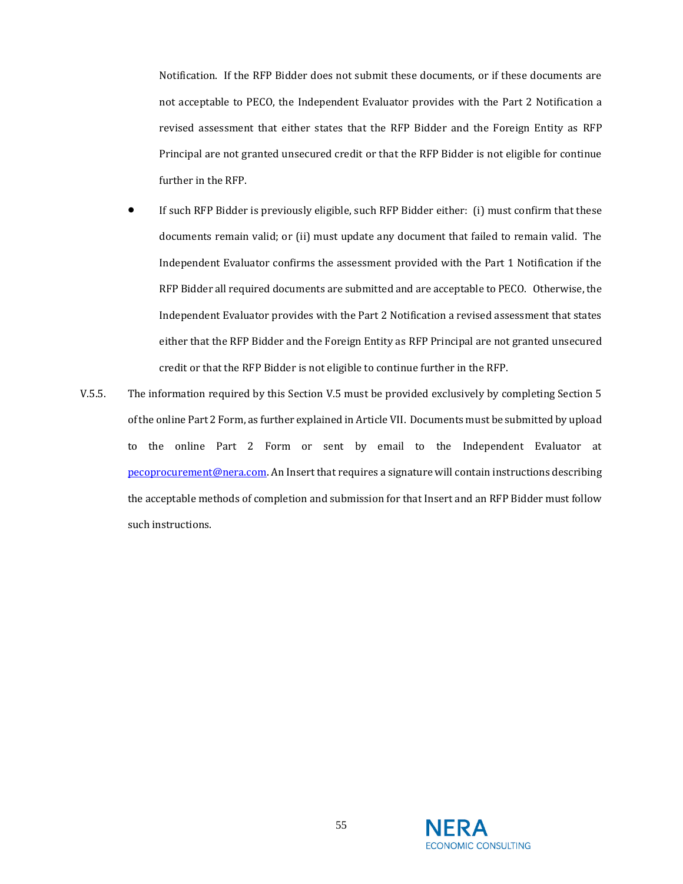Notification. If the RFP Bidder does not submit these documents, or if these documents are not acceptable to PECO, the Independent Evaluator provides with the Part 2 Notification a revised assessment that either states that the RFP Bidder and the Foreign Entity as RFP Principal are not granted unsecured credit or that the RFP Bidder is not eligible for continue further in the RFP.

- If such RFP Bidder is previously eligible, such RFP Bidder either: (i) must confirm that these documents remain valid; or (ii) must update any document that failed to remain valid. The Independent Evaluator confirms the assessment provided with the Part 1 Notification if the RFP Bidder all required documents are submitted and are acceptable to PECO. Otherwise, the Independent Evaluator provides with the Part 2 Notification a revised assessment that states either that the RFP Bidder and the Foreign Entity as RFP Principal are not granted unsecured credit or that the RFP Bidder is not eligible to continue further in the RFP.

V.5.5. The information required by this Section V.5 must be provided exclusively by completing Section 5 of the online Part 2 Form, as further explained in Article VII. Documents must be submitted by upload to the online Part 2 Form or sent by email to the Independent Evaluator at pecoprocurement@nera.com. An Insert that requires a signature will contain instructions describing the acceptable methods of completion and submission for that Insert and an RFP Bidder must follow such instructions.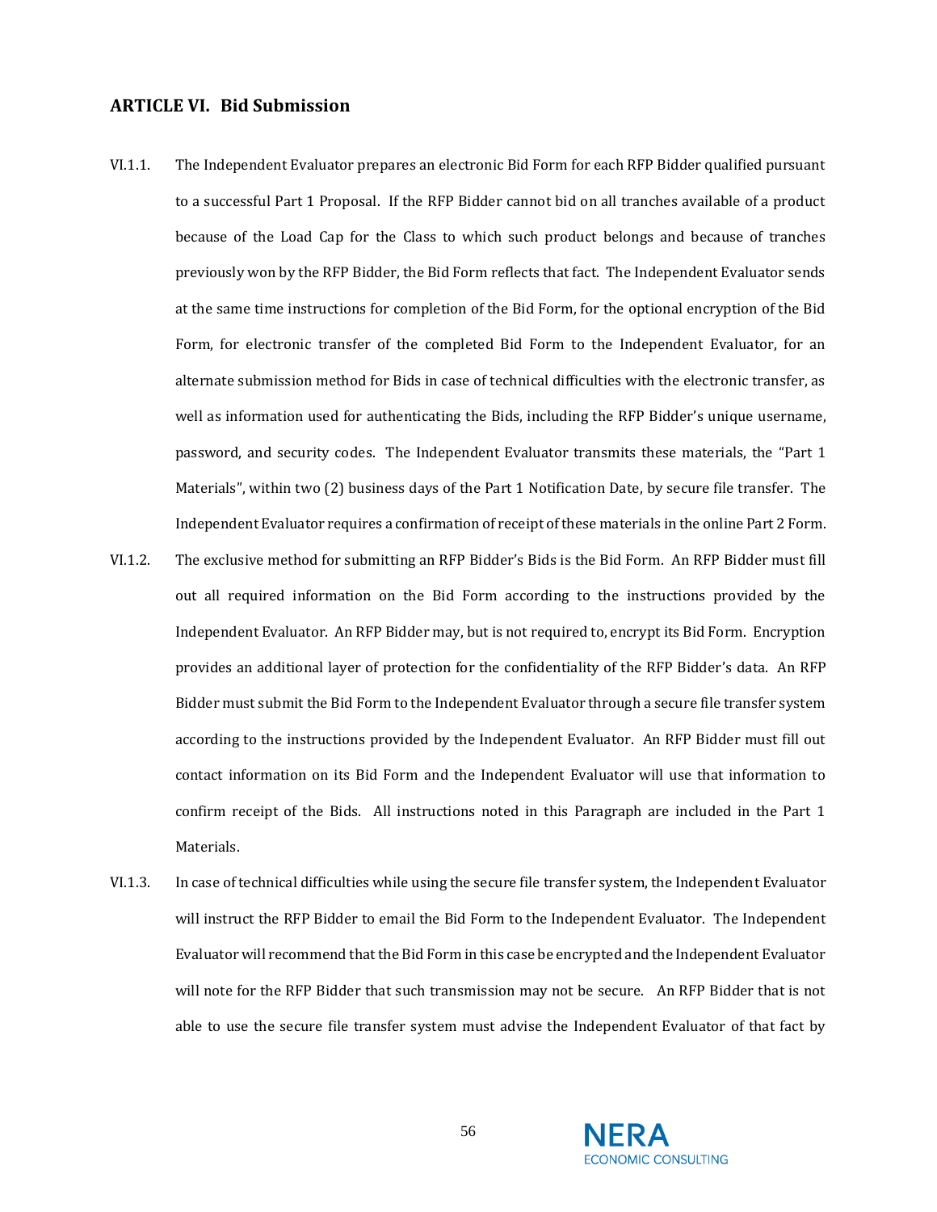## ARTICLE VI. Bid Submission

VI.1.1. The Independent Evaluator prepares an electronic Bid Form for each RFP Bidder qualified pursuant to a successful Part 1 Proposal. If the RFP Bidder cannot bid on all tranches available of a product because of the Load Cap for the Class to which such product belongs and because of tranches previously won by the RFP Bidder, the Bid Form reflects that fact. The Independent Evaluator sends at the same time instructions for completion of the Bid Form, for the optional encryption of the Bid Form, for electronic transfer of the completed Bid Form to the Independent Evaluator, for an alternate submission method for Bids in case of technical difficulties with the electronic transfer, as well as information used for authenticating the Bids, including the RFP Bidder's unique username, password, and security codes. The Independent Evaluator transmits these materials, the "Part 1 Materials", within two (2) business days of the Part 1 Notification Date, by secure file transfer. The Independent Evaluator requires a confirmation of receipt of these materials in the online Part 2 Form.

VI.1.2. The exclusive method for submitting an RFP Bidder's Bids is the Bid Form. An RFP Bidder must fill out all required information on the Bid Form according to the instructions provided by the Independent Evaluator. An RFP Bidder may, but is not required to, encrypt its Bid Form. Encryption provides an additional layer of protection for the confidentiality of the RFP Bidder's data. An RFP Bidder must submit the Bid Form to the Independent Evaluator through a secure file transfer system according to the instructions provided by the Independent Evaluator. An RFP Bidder must fill out contact information on its Bid Form and the Independent Evaluator will use that information to confirm receipt of the Bids. All instructions noted in this Paragraph are included in the Part 1 Materials.

VI.1.3. In case of technical difficulties while using the secure file transfer system, the Independent Evaluator will instruct the RFP Bidder to email the Bid Form to the Independent Evaluator. The Independent Evaluator will recommend that the Bid Form in this case be encrypted and the Independent Evaluator will note for the RFP Bidder that such transmission may not be secure. An RFP Bidder that is not able to use the secure file transfer system must advise the Independent Evaluator of that fact by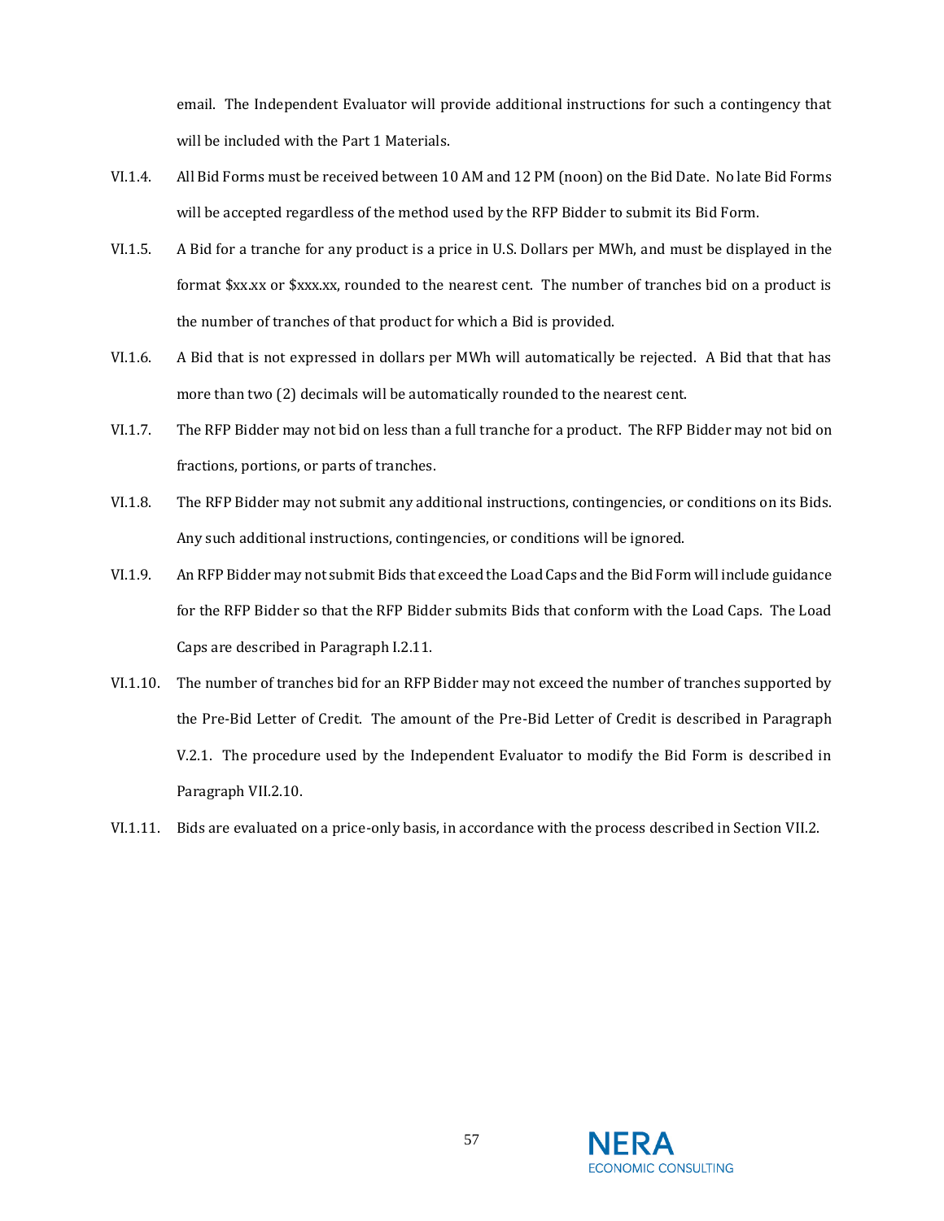email. The Independent Evaluator will provide additional instructions for such a contingency that will be included with the Part 1 Materials.

VI.1.4. All Bid Forms must be received between 10 AM and 12 PM (noon) on the Bid Date. No late Bid Forms will be accepted regardless of the method used by the RFP Bidder to submit its Bid Form.

VI.1.5. A Bid for a tranche for any product is a price in U.S. Dollars per MWh, and must be displayed in the format $xx.xx or $xxx.xx, rounded to the nearest cent. The number of tranches bid on a product is the number of tranches of that product for which a Bid is provided.

VI.1.6. A Bid that is not expressed in dollars per MWh will automatically be rejected. A Bid that that has more than two (2) decimals will be automatically rounded to the nearest cent.

VI.1.7. The RFP Bidder may not bid on less than a full tranche for a product. The RFP Bidder may not bid on fractions, portions, or parts of tranches.

VI.1.8. The RFP Bidder may not submit any additional instructions, contingencies, or conditions on its Bids. Any such additional instructions, contingencies, or conditions will be ignored.

VI.1.9. An RFP Bidder may not submit Bids that exceed the Load Caps and the Bid Form will include guidance for the RFP Bidder so that the RFP Bidder submits Bids that conform with the Load Caps. The Load Caps are described in Paragraph I.2.11.

VI.1.10. The number of tranches bid for an RFP Bidder may not exceed the number of tranches supported by the Pre-Bid Letter of Credit. The amount of the Pre-Bid Letter of Credit is described in Paragraph V.2.1. The procedure used by the Independent Evaluator to modify the Bid Form is described in Paragraph VII.2.10.

VI.1.11. Bids are evaluated on a price-only basis, in accordance with the process described in Section VII.2.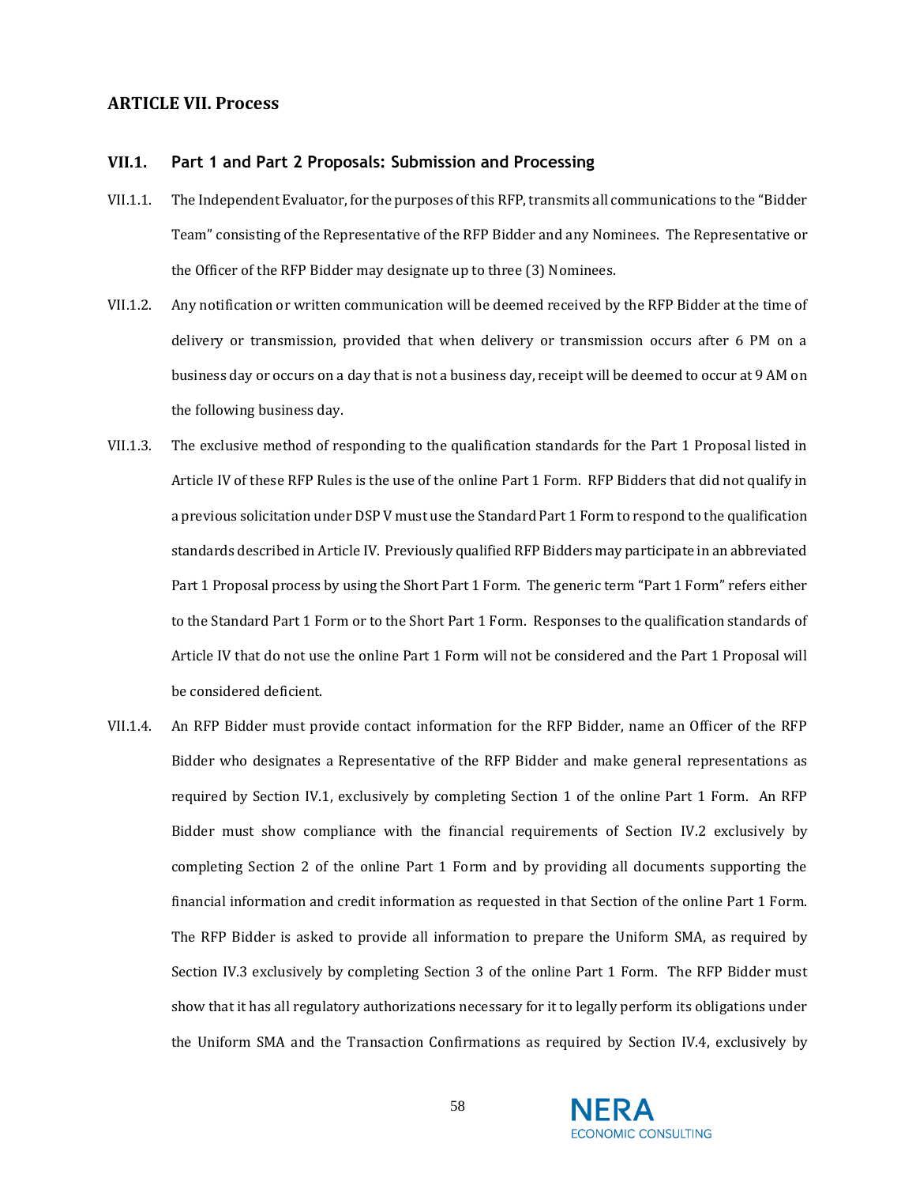## ARTICLE VII. Process

### VII.1. Part 1 and Part 2 Proposals: Submission and Processing

VII.1.1. The Independent Evaluator, for the purposes of this RFP, transmits all communications to the "Bidder Team" consisting of the Representative of the RFP Bidder and any Nominees. The Representative or the Officer of the RFP Bidder may designate up to three (3) Nominees.

VII.1.2. Any notification or written communication will be deemed received by the RFP Bidder at the time of delivery or transmission, provided that when delivery or transmission occurs after 6 PM on a business day or occurs on a day that is not a business day, receipt will be deemed to occur at 9 AM on the following business day.

VII.1.3. The exclusive method of responding to the qualification standards for the Part 1 Proposal listed in Article IV of these RFP Rules is the use of the online Part 1 Form. RFP Bidders that did not qualify in a previous solicitation under DSP V must use the Standard Part 1 Form to respond to the qualification standards described in Article IV. Previously qualified RFP Bidders may participate in an abbreviated Part 1 Proposal process by using the Short Part 1 Form. The generic term "Part 1 Form" refers either to the Standard Part 1 Form or to the Short Part 1 Form. Responses to the qualification standards of Article IV that do not use the online Part 1 Form will not be considered and the Part 1 Proposal will be considered deficient.

VII.1.4. An RFP Bidder must provide contact information for the RFP Bidder, name an Officer of the RFP Bidder who designates a Representative of the RFP Bidder and make general representations as required by Section IV.1, exclusively by completing Section 1 of the online Part 1 Form. An RFP Bidder must show compliance with the financial requirements of Section IV.2 exclusively by completing Section 2 of the online Part 1 Form and by providing all documents supporting the financial information and credit information as requested in that Section of the online Part 1 Form. The RFP Bidder is asked to provide all information to prepare the Uniform SMA, as required by Section IV.3 exclusively by completing Section 3 of the online Part 1 Form. The RFP Bidder must show that it has all regulatory authorizations necessary for it to legally perform its obligations under the Uniform SMA and the Transaction Confirmations as required by Section IV.4, exclusively by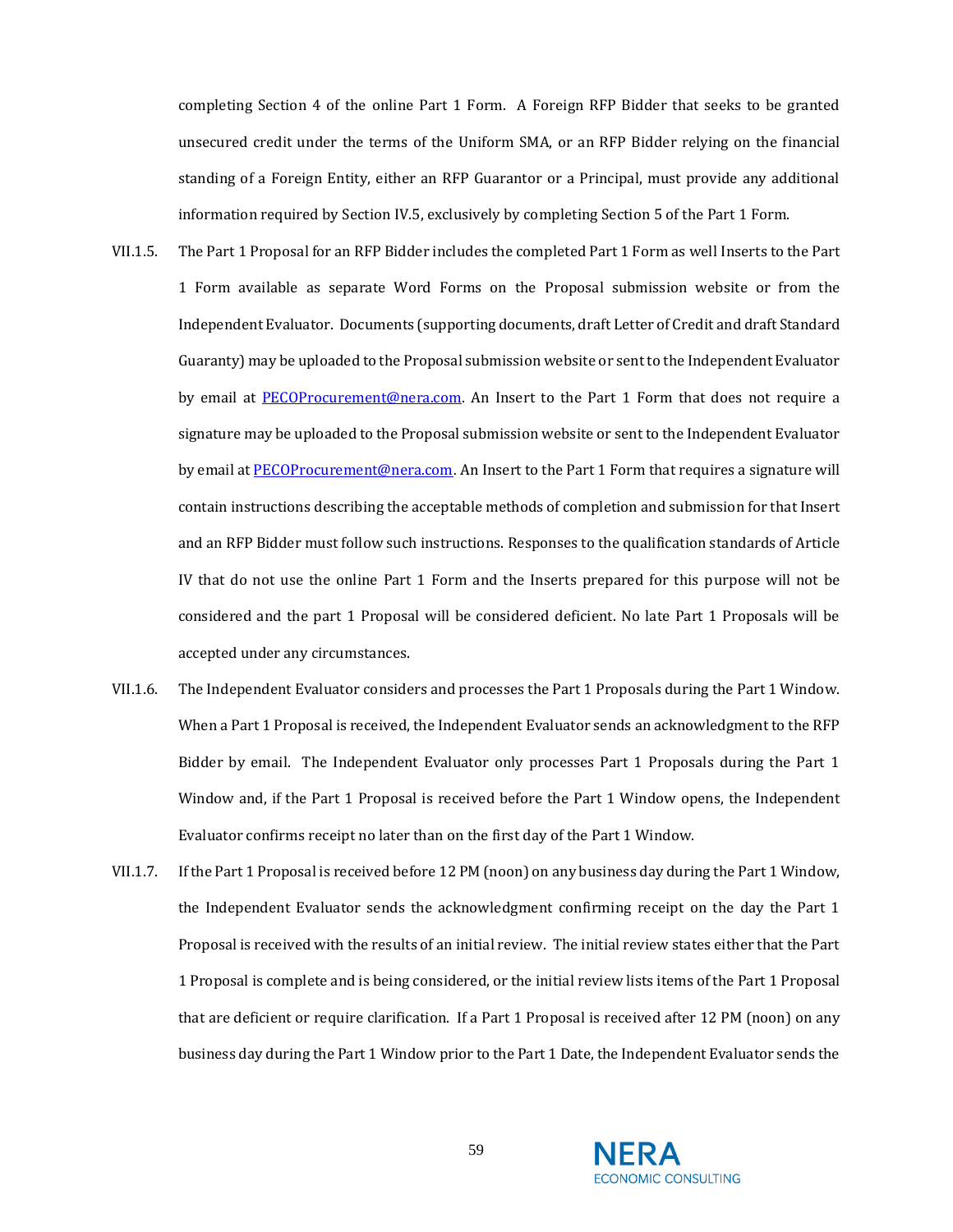completing Section 4 of the online Part 1 Form. A Foreign RFP Bidder that seeks to be granted unsecured credit under the terms of the Uniform SMA, or an RFP Bidder relying on the financial standing of a Foreign Entity, either an RFP Guarantor or a Principal, must provide any additional information required by Section IV.5, exclusively by completing Section 5 of the Part 1 Form.

VII.1.5. The Part 1 Proposal for an RFP Bidder includes the completed Part 1 Form as well Inserts to the Part 1 Form available as separate Word Forms on the Proposal submission website or from the Independent Evaluator. Documents (supporting documents, draft Letter of Credit and draft Standard Guaranty) may be uploaded to the Proposal submission website or sent to the Independent Evaluator by email at [PECOProcurement@nera.com](mailto:PECOProcurement@nera.com). An Insert to the Part 1 Form that does not require a signature may be uploaded to the Proposal submission website or sent to the Independent Evaluator by email at [PECOProcurement@nera.com](mailto:PECOProcurement@nera.com). An Insert to the Part 1 Form that requires a signature will contain instructions describing the acceptable methods of completion and submission for that Insert and an RFP Bidder must follow such instructions. Responses to the qualification standards of Article IV that do not use the online Part 1 Form and the Inserts prepared for this purpose will not be considered and the part 1 Proposal will be considered deficient. No late Part 1 Proposals will be accepted under any circumstances.

VII.1.6. The Independent Evaluator considers and processes the Part 1 Proposals during the Part 1 Window. When a Part 1 Proposal is received, the Independent Evaluator sends an acknowledgment to the RFP Bidder by email. The Independent Evaluator only processes Part 1 Proposals during the Part 1 Window and, if the Part 1 Proposal is received before the Part 1 Window opens, the Independent Evaluator confirms receipt no later than on the first day of the Part 1 Window.

VII.1.7. If the Part 1 Proposal is received before 12 PM (noon) on any business day during the Part 1 Window, the Independent Evaluator sends the acknowledgment confirming receipt on the day the Part 1 Proposal is received with the results of an initial review. The initial review states either that the Part 1 Proposal is complete and is being considered, or the initial review lists items of the Part 1 Proposal that are deficient or require clarification. If a Part 1 Proposal is received after 12 PM (noon) on any business day during the Part 1 Window prior to the Part 1 Date, the Independent Evaluator sends the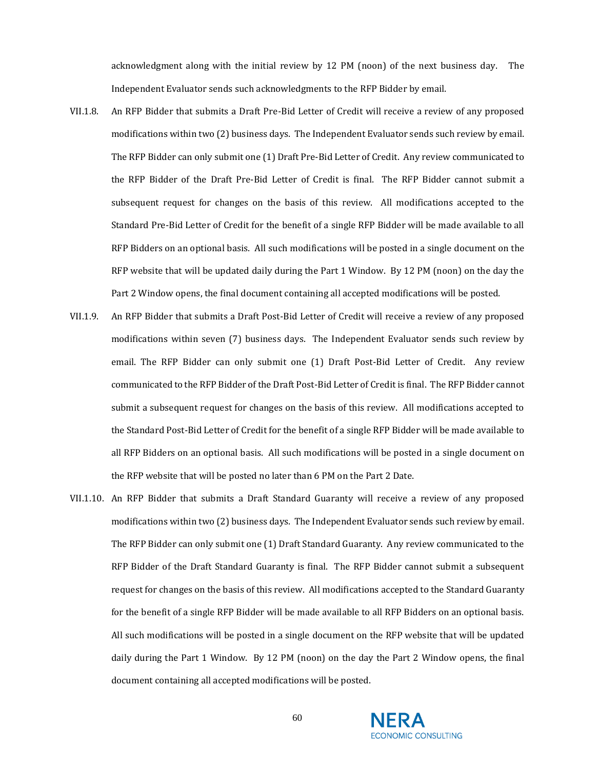acknowledgment along with the initial review by 12 PM (noon) of the next business day. The Independent Evaluator sends such acknowledgments to the RFP Bidder by email.

VII.1.8. An RFP Bidder that submits a Draft Pre-Bid Letter of Credit will receive a review of any proposed modifications within two (2) business days. The Independent Evaluator sends such review by email. The RFP Bidder can only submit one (1) Draft Pre-Bid Letter of Credit. Any review communicated to the RFP Bidder of the Draft Pre-Bid Letter of Credit is final. The RFP Bidder cannot submit a subsequent request for changes on the basis of this review. All modifications accepted to the Standard Pre-Bid Letter of Credit for the benefit of a single RFP Bidder will be made available to all RFP Bidders on an optional basis. All such modifications will be posted in a single document on the RFP website that will be updated daily during the Part 1 Window. By 12 PM (noon) on the day the Part 2 Window opens, the final document containing all accepted modifications will be posted.

VII.1.9. An RFP Bidder that submits a Draft Post-Bid Letter of Credit will receive a review of any proposed modifications within seven (7) business days. The Independent Evaluator sends such review by email. The RFP Bidder can only submit one (1) Draft Post-Bid Letter of Credit. Any review communicated to the RFP Bidder of the Draft Post-Bid Letter of Credit is final. The RFP Bidder cannot submit a subsequent request for changes on the basis of this review. All modifications accepted to the Standard Post-Bid Letter of Credit for the benefit of a single RFP Bidder will be made available to all RFP Bidders on an optional basis. All such modifications will be posted in a single document on the RFP website that will be posted no later than 6 PM on the Part 2 Date.

VII.1.10. An RFP Bidder that submits a Draft Standard Guaranty will receive a review of any proposed modifications within two (2) business days. The Independent Evaluator sends such review by email. The RFP Bidder can only submit one (1) Draft Standard Guaranty. Any review communicated to the RFP Bidder of the Draft Standard Guaranty is final. The RFP Bidder cannot submit a subsequent request for changes on the basis of this review. All modifications accepted to the Standard Guaranty for the benefit of a single RFP Bidder will be made available to all RFP Bidders on an optional basis. All such modifications will be posted in a single document on the RFP website that will be updated daily during the Part 1 Window. By 12 PM (noon) on the day the Part 2 Window opens, the final document containing all accepted modifications will be posted.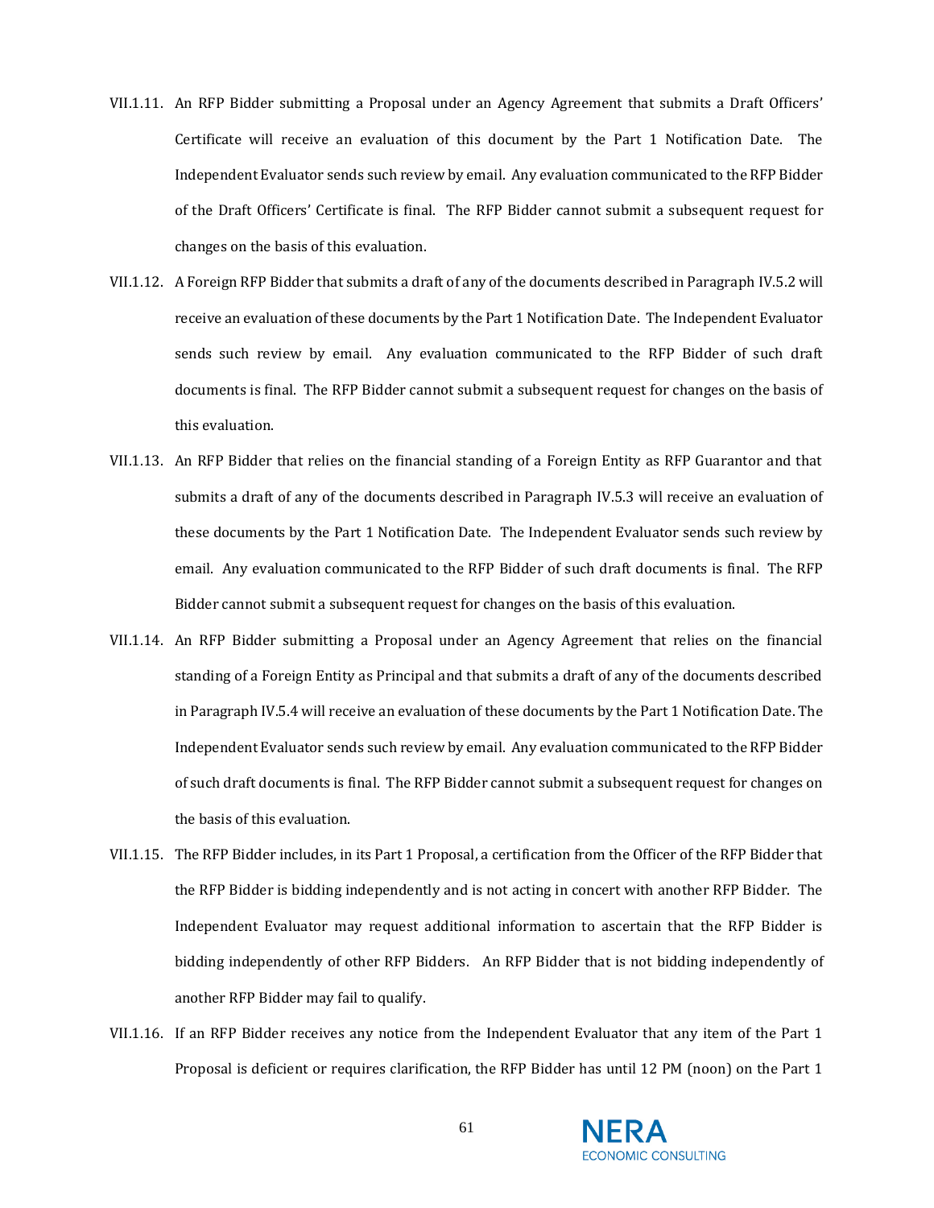VII.1.11. An RFP Bidder submitting a Proposal under an Agency Agreement that submits a Draft Officers' Certificate will receive an evaluation of this document by the Part 1 Notification Date. The Independent Evaluator sends such review by email. Any evaluation communicated to the RFP Bidder of the Draft Officers' Certificate is final. The RFP Bidder cannot submit a subsequent request for changes on the basis of this evaluation.

VII.1.12. A Foreign RFP Bidder that submits a draft of any of the documents described in Paragraph IV.5.2 will receive an evaluation of these documents by the Part 1 Notification Date. The Independent Evaluator sends such review by email. Any evaluation communicated to the RFP Bidder of such draft documents is final. The RFP Bidder cannot submit a subsequent request for changes on the basis of this evaluation.

VII.1.13. An RFP Bidder that relies on the financial standing of a Foreign Entity as RFP Guarantor and that submits a draft of any of the documents described in Paragraph IV.5.3 will receive an evaluation of these documents by the Part 1 Notification Date. The Independent Evaluator sends such review by email. Any evaluation communicated to the RFP Bidder of such draft documents is final. The RFP Bidder cannot submit a subsequent request for changes on the basis of this evaluation.

VII.1.14. An RFP Bidder submitting a Proposal under an Agency Agreement that relies on the financial standing of a Foreign Entity as Principal and that submits a draft of any of the documents described in Paragraph IV.5.4 will receive an evaluation of these documents by the Part 1 Notification Date. The Independent Evaluator sends such review by email. Any evaluation communicated to the RFP Bidder of such draft documents is final. The RFP Bidder cannot submit a subsequent request for changes on the basis of this evaluation.

VII.1.15. The RFP Bidder includes, in its Part 1 Proposal, a certification from the Officer of the RFP Bidder that the RFP Bidder is bidding independently and is not acting in concert with another RFP Bidder. The Independent Evaluator may request additional information to ascertain that the RFP Bidder is bidding independently of other RFP Bidders. An RFP Bidder that is not bidding independently of another RFP Bidder may fail to qualify.

VII.1.16. If an RFP Bidder receives any notice from the Independent Evaluator that any item of the Part 1 Proposal is deficient or requires clarification, the RFP Bidder has until 12 PM (noon) on the Part 1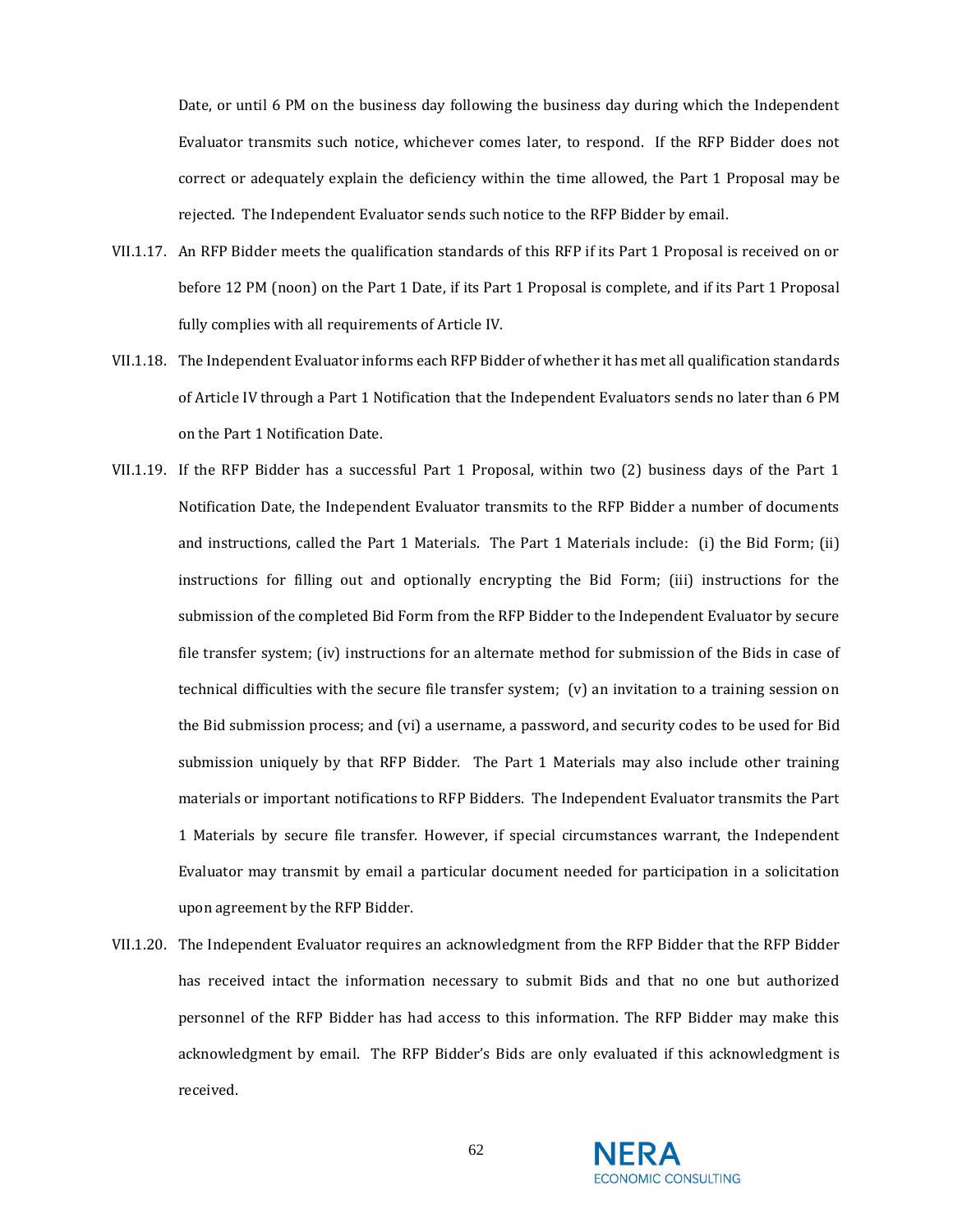Date, or until 6 PM on the business day following the business day during which the Independent Evaluator transmits such notice, whichever comes later, to respond. If the RFP Bidder does not correct or adequately explain the deficiency within the time allowed, the Part 1 Proposal may be rejected. The Independent Evaluator sends such notice to the RFP Bidder by email.

VII.1.17. An RFP Bidder meets the qualification standards of this RFP if its Part 1 Proposal is received on or before 12 PM (noon) on the Part 1 Date, if its Part 1 Proposal is complete, and if its Part 1 Proposal fully complies with all requirements of Article IV.

VII.1.18. The Independent Evaluator informs each RFP Bidder of whether it has met all qualification standards of Article IV through a Part 1 Notification that the Independent Evaluators sends no later than 6 PM on the Part 1 Notification Date.

VII.1.19. If the RFP Bidder has a successful Part 1 Proposal, within two (2) business days of the Part 1 Notification Date, the Independent Evaluator transmits to the RFP Bidder a number of documents and instructions, called the Part 1 Materials. The Part 1 Materials include: (i) the Bid Form; (ii) instructions for filling out and optionally encrypting the Bid Form; (iii) instructions for the submission of the completed Bid Form from the RFP Bidder to the Independent Evaluator by secure file transfer system; (iv) instructions for an alternate method for submission of the Bids in case of technical difficulties with the secure file transfer system; (v) an invitation to a training session on the Bid submission process; and (vi) a username, a password, and security codes to be used for Bid submission uniquely by that RFP Bidder. The Part 1 Materials may also include other training materials or important notifications to RFP Bidders. The Independent Evaluator transmits the Part 1 Materials by secure file transfer. However, if special circumstances warrant, the Independent Evaluator may transmit by email a particular document needed for participation in a solicitation upon agreement by the RFP Bidder.

VII.1.20. The Independent Evaluator requires an acknowledgment from the RFP Bidder that the RFP Bidder has received intact the information necessary to submit Bids and that no one but authorized personnel of the RFP Bidder has had access to this information. The RFP Bidder may make this acknowledgment by email. The RFP Bidder's Bids are only evaluated if this acknowledgment is received.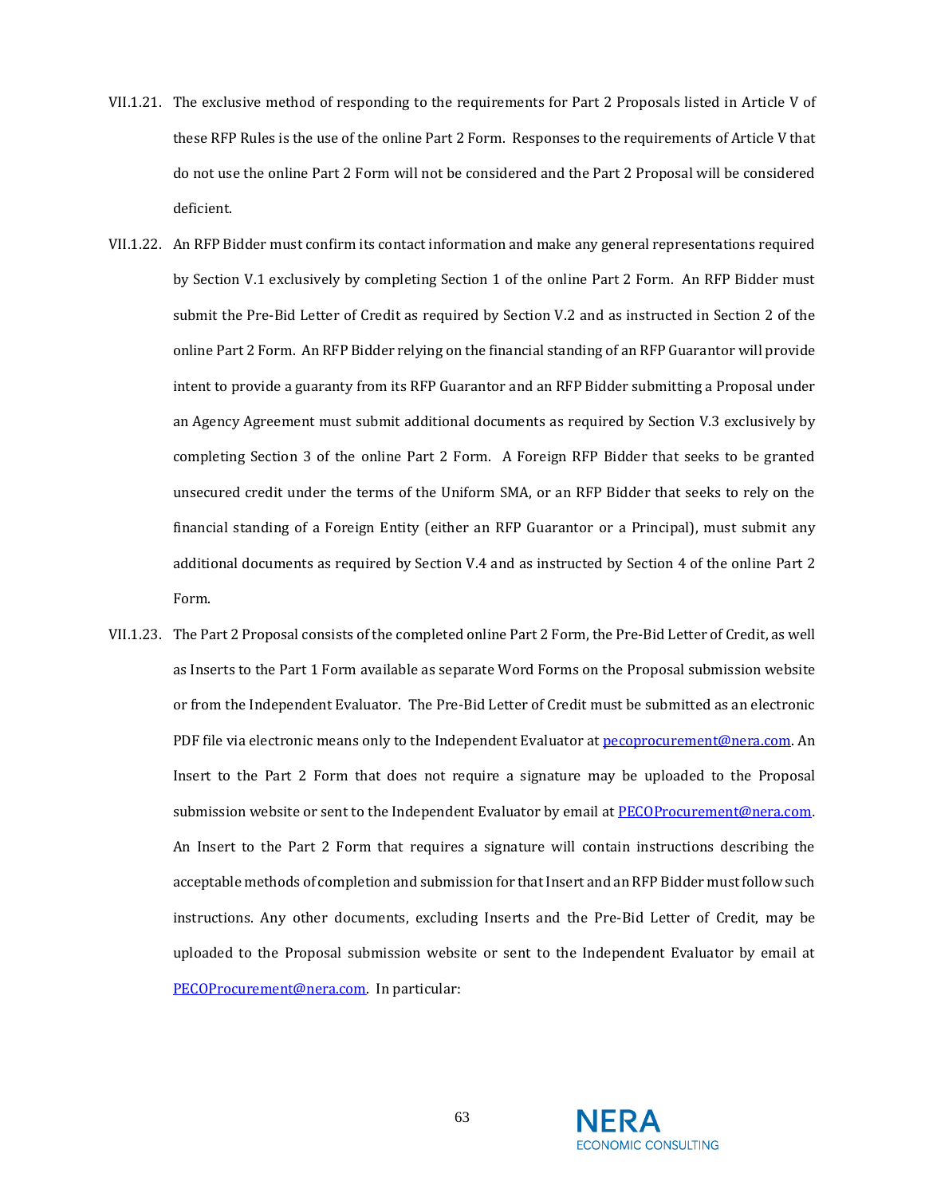VII.1.21. The exclusive method of responding to the requirements for Part 2 Proposals listed in Article V of these RFP Rules is the use of the online Part 2 Form. Responses to the requirements of Article V that do not use the online Part 2 Form will not be considered and the Part 2 Proposal will be considered deficient.

VII.1.22. An RFP Bidder must confirm its contact information and make any general representations required by Section V.1 exclusively by completing Section 1 of the online Part 2 Form. An RFP Bidder must submit the Pre-Bid Letter of Credit as required by Section V.2 and as instructed in Section 2 of the online Part 2 Form. An RFP Bidder relying on the financial standing of an RFP Guarantor will provide intent to provide a guaranty from its RFP Guarantor and an RFP Bidder submitting a Proposal under an Agency Agreement must submit additional documents as required by Section V.3 exclusively by completing Section 3 of the online Part 2 Form. A Foreign RFP Bidder that seeks to be granted unsecured credit under the terms of the Uniform SMA, or an RFP Bidder that seeks to rely on the financial standing of a Foreign Entity (either an RFP Guarantor or a Principal), must submit any additional documents as required by Section V.4 and as instructed by Section 4 of the online Part 2 Form.

VII.1.23. The Part 2 Proposal consists of the completed online Part 2 Form, the Pre-Bid Letter of Credit, as well as Inserts to the Part 1 Form available as separate Word Forms on the Proposal submission website or from the Independent Evaluator. The Pre-Bid Letter of Credit must be submitted as an electronic PDF file via electronic means only to the Independent Evaluator at pecoprocurement@nera.com. An Insert to the Part 2 Form that does not require a signature may be uploaded to the Proposal submission website or sent to the Independent Evaluator by email at PECOProcurement@nera.com. An Insert to the Part 2 Form that requires a signature will contain instructions describing the acceptable methods of completion and submission for that Insert and an RFP Bidder must follow such instructions. Any other documents, excluding Inserts and the Pre-Bid Letter of Credit, may be uploaded to the Proposal submission website or sent to the Independent Evaluator by email at PECOProcurement@nera.com. In particular: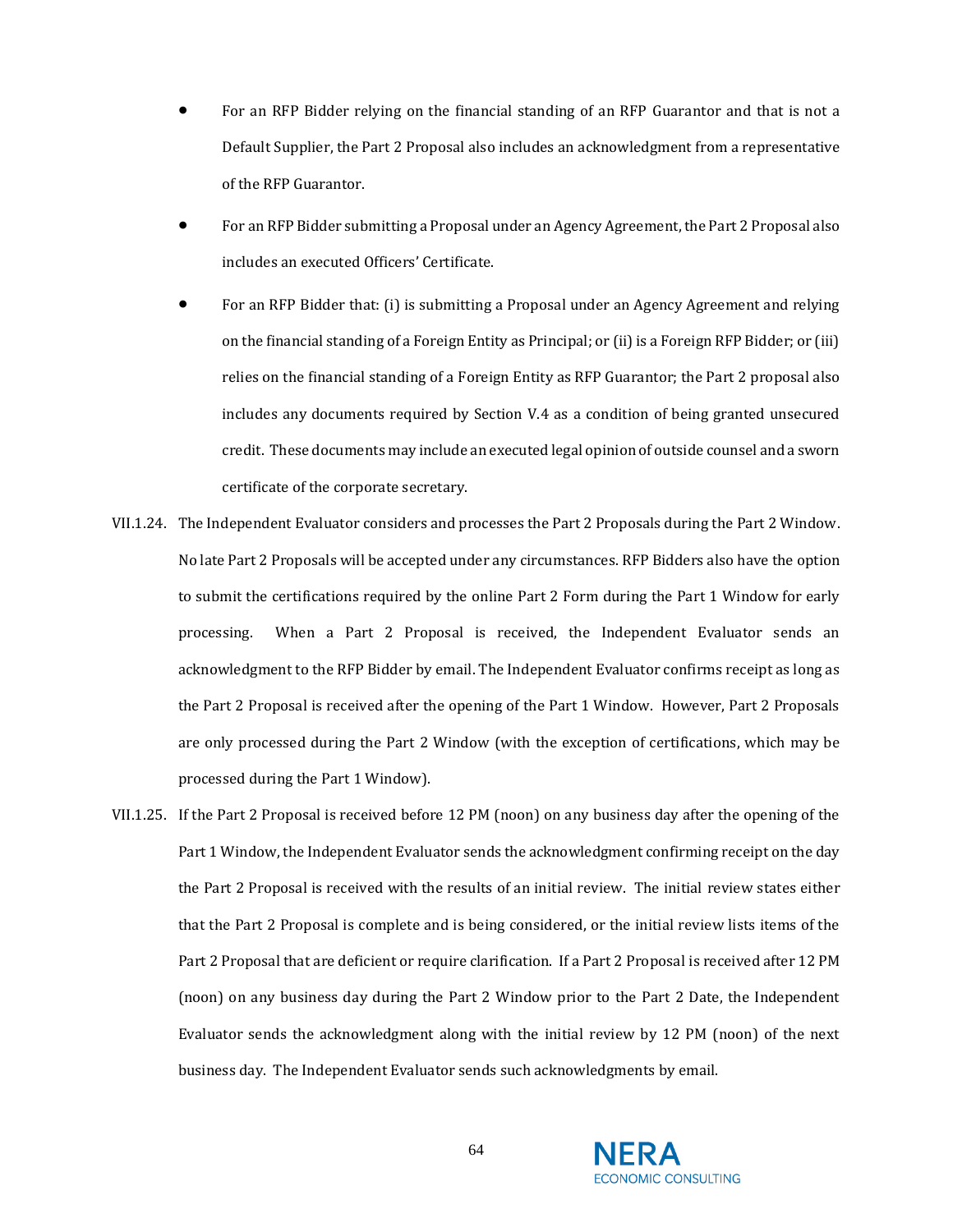- For an RFP Bidder relying on the financial standing of an RFP Guarantor and that is not a Default Supplier, the Part 2 Proposal also includes an acknowledgment from a representative of the RFP Guarantor.
- For an RFP Bidder submitting a Proposal under an Agency Agreement, the Part 2 Proposal also includes an executed Officers' Certificate.
- For an RFP Bidder that: (i) is submitting a Proposal under an Agency Agreement and relying on the financial standing of a Foreign Entity as Principal; or (ii) is a Foreign RFP Bidder; or (iii) relies on the financial standing of a Foreign Entity as RFP Guarantor; the Part 2 proposal also includes any documents required by Section V.4 as a condition of being granted unsecured credit. These documents may include an executed legal opinion of outside counsel and a sworn certificate of the corporate secretary.

VII.1.24. The Independent Evaluator considers and processes the Part 2 Proposals during the Part 2 Window. No late Part 2 Proposals will be accepted under any circumstances. RFP Bidders also have the option to submit the certifications required by the online Part 2 Form during the Part 1 Window for early processing. When a Part 2 Proposal is received, the Independent Evaluator sends an acknowledgment to the RFP Bidder by email. The Independent Evaluator confirms receipt as long as the Part 2 Proposal is received after the opening of the Part 1 Window. However, Part 2 Proposals are only processed during the Part 2 Window (with the exception of certifications, which may be processed during the Part 1 Window).

VII.1.25. If the Part 2 Proposal is received before 12 PM (noon) on any business day after the opening of the Part 1 Window, the Independent Evaluator sends the acknowledgment confirming receipt on the day the Part 2 Proposal is received with the results of an initial review. The initial review states either that the Part 2 Proposal is complete and is being considered, or the initial review lists items of the Part 2 Proposal that are deficient or require clarification. If a Part 2 Proposal is received after 12 PM (noon) on any business day during the Part 2 Window prior to the Part 2 Date, the Independent Evaluator sends the acknowledgment along with the initial review by 12 PM (noon) of the next business day. The Independent Evaluator sends such acknowledgments by email.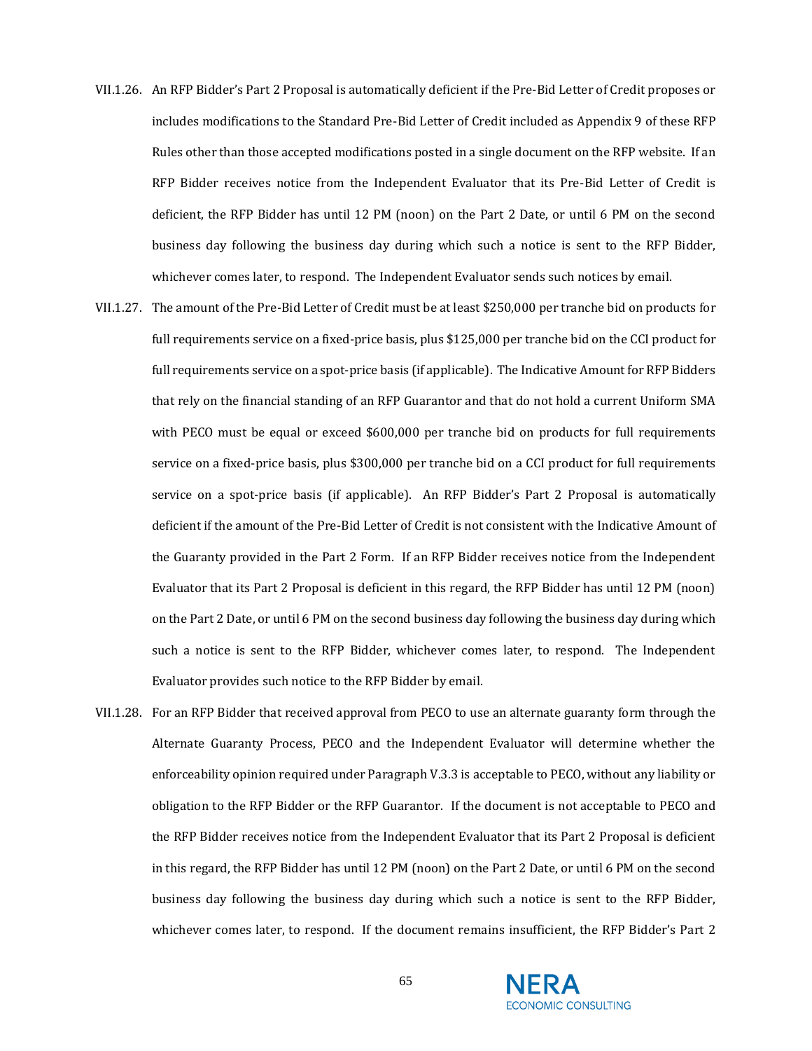VII.1.26. An RFP Bidder's Part 2 Proposal is automatically deficient if the Pre-Bid Letter of Credit proposes or includes modifications to the Standard Pre-Bid Letter of Credit included as Appendix 9 of these RFP Rules other than those accepted modifications posted in a single document on the RFP website. If an RFP Bidder receives notice from the Independent Evaluator that its Pre-Bid Letter of Credit is deficient, the RFP Bidder has until 12 PM (noon) on the Part 2 Date, or until 6 PM on the second business day following the business day during which such a notice is sent to the RFP Bidder, whichever comes later, to respond. The Independent Evaluator sends such notices by email.

VII.1.27. The amount of the Pre-Bid Letter of Credit must be at least $250,000 per tranche bid on products for full requirements service on a fixed-price basis, plus $125,000 per tranche bid on the CCI product for full requirements service on a spot-price basis (if applicable). The Indicative Amount for RFP Bidders that rely on the financial standing of an RFP Guarantor and that do not hold a current Uniform SMA with PECO must be equal or exceed $600,000 per tranche bid on products for full requirements service on a fixed-price basis, plus $300,000 per tranche bid on a CCI product for full requirements service on a spot-price basis (if applicable). An RFP Bidder's Part 2 Proposal is automatically deficient if the amount of the Pre-Bid Letter of Credit is not consistent with the Indicative Amount of the Guaranty provided in the Part 2 Form. If an RFP Bidder receives notice from the Independent Evaluator that its Part 2 Proposal is deficient in this regard, the RFP Bidder has until 12 PM (noon) on the Part 2 Date, or until 6 PM on the second business day following the business day during which such a notice is sent to the RFP Bidder, whichever comes later, to respond. The Independent Evaluator provides such notice to the RFP Bidder by email.

VII.1.28. For an RFP Bidder that received approval from PECO to use an alternate guaranty form through the Alternate Guaranty Process, PECO and the Independent Evaluator will determine whether the enforceability opinion required under Paragraph V.3.3 is acceptable to PECO, without any liability or obligation to the RFP Bidder or the RFP Guarantor. If the document is not acceptable to PECO and the RFP Bidder receives notice from the Independent Evaluator that its Part 2 Proposal is deficient in this regard, the RFP Bidder has until 12 PM (noon) on the Part 2 Date, or until 6 PM on the second business day following the business day during which such a notice is sent to the RFP Bidder, whichever comes later, to respond. If the document remains insufficient, the RFP Bidder's Part 2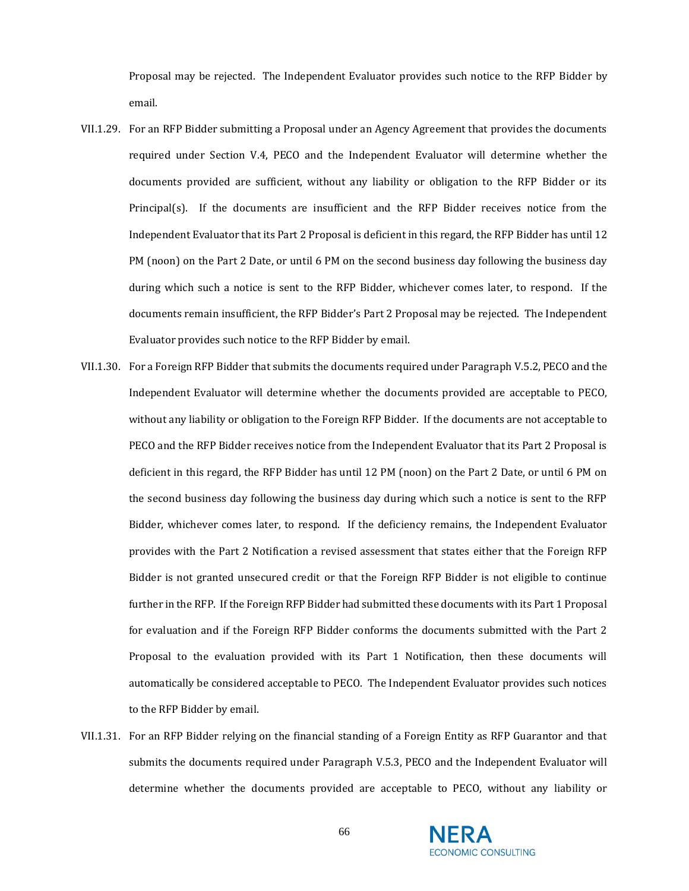Proposal may be rejected. The Independent Evaluator provides such notice to the RFP Bidder by email.

VII.1.29. For an RFP Bidder submitting a Proposal under an Agency Agreement that provides the documents required under Section V.4, PECO and the Independent Evaluator will determine whether the documents provided are sufficient, without any liability or obligation to the RFP Bidder or its Principal(s). If the documents are insufficient and the RFP Bidder receives notice from the Independent Evaluator that its Part 2 Proposal is deficient in this regard, the RFP Bidder has until 12 PM (noon) on the Part 2 Date, or until 6 PM on the second business day following the business day during which such a notice is sent to the RFP Bidder, whichever comes later, to respond. If the documents remain insufficient, the RFP Bidder's Part 2 Proposal may be rejected. The Independent Evaluator provides such notice to the RFP Bidder by email.

VII.1.30. For a Foreign RFP Bidder that submits the documents required under Paragraph V.5.2, PECO and the Independent Evaluator will determine whether the documents provided are acceptable to PECO, without any liability or obligation to the Foreign RFP Bidder. If the documents are not acceptable to PECO and the RFP Bidder receives notice from the Independent Evaluator that its Part 2 Proposal is deficient in this regard, the RFP Bidder has until 12 PM (noon) on the Part 2 Date, or until 6 PM on the second business day following the business day during which such a notice is sent to the RFP Bidder, whichever comes later, to respond. If the deficiency remains, the Independent Evaluator provides with the Part 2 Notification a revised assessment that states either that the Foreign RFP Bidder is not granted unsecured credit or that the Foreign RFP Bidder is not eligible to continue further in the RFP. If the Foreign RFP Bidder had submitted these documents with its Part 1 Proposal for evaluation and if the Foreign RFP Bidder conforms the documents submitted with the Part 2 Proposal to the evaluation provided with its Part 1 Notification, then these documents will automatically be considered acceptable to PECO. The Independent Evaluator provides such notices to the RFP Bidder by email.

VII.1.31. For an RFP Bidder relying on the financial standing of a Foreign Entity as RFP Guarantor and that submits the documents required under Paragraph V.5.3, PECO and the Independent Evaluator will determine whether the documents provided are acceptable to PECO, without any liability or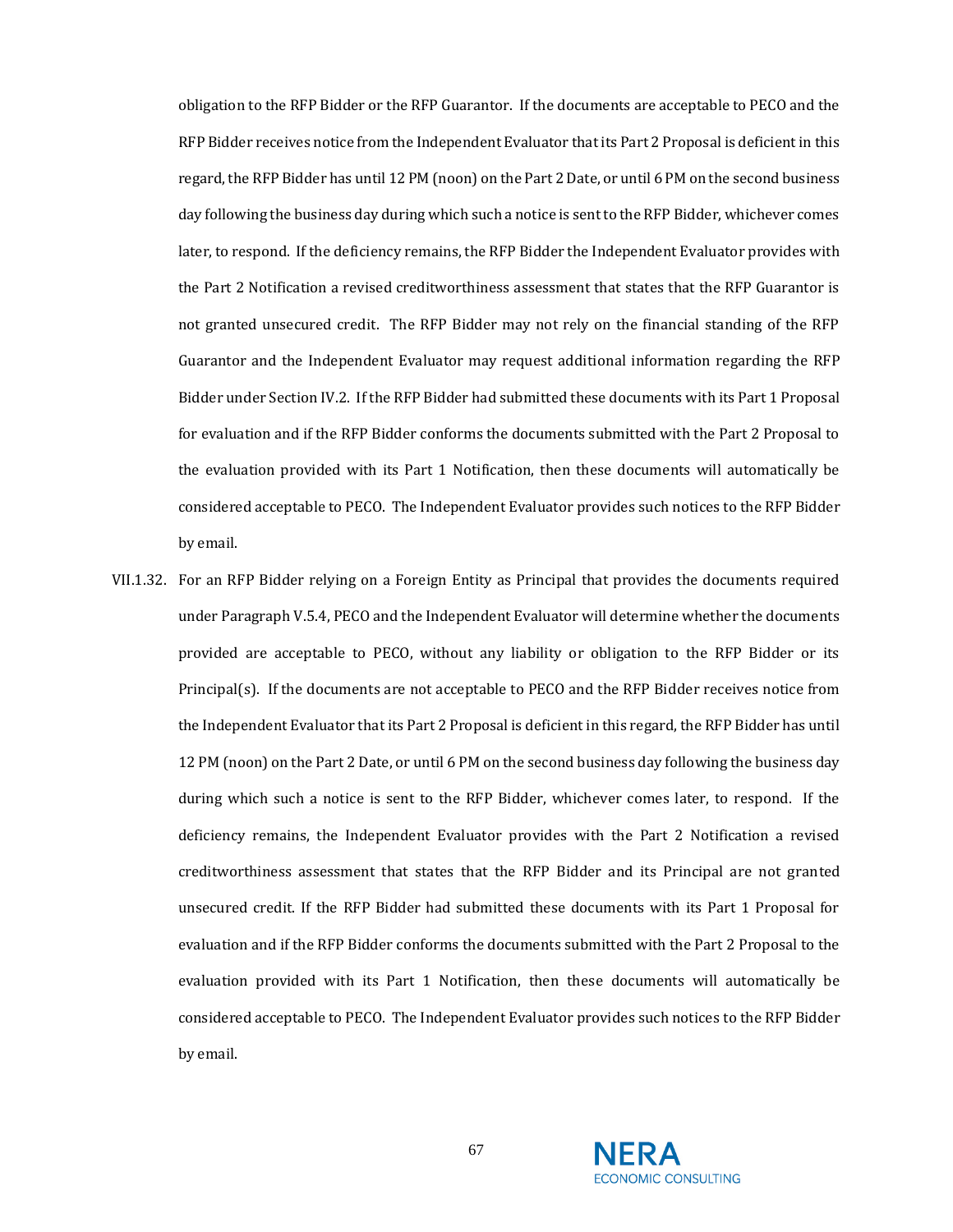obligation to the RFP Bidder or the RFP Guarantor. If the documents are acceptable to PECO and the RFP Bidder receives notice from the Independent Evaluator that its Part 2 Proposal is deficient in this regard, the RFP Bidder has until 12 PM (noon) on the Part 2 Date, or until 6 PM on the second business day following the business day during which such a notice is sent to the RFP Bidder, whichever comes later, to respond. If the deficiency remains, the RFP Bidder the Independent Evaluator provides with the Part 2 Notification a revised creditworthiness assessment that states that the RFP Guarantor is not granted unsecured credit. The RFP Bidder may not rely on the financial standing of the RFP Guarantor and the Independent Evaluator may request additional information regarding the RFP Bidder under Section IV.2. If the RFP Bidder had submitted these documents with its Part 1 Proposal for evaluation and if the RFP Bidder conforms the documents submitted with the Part 2 Proposal to the evaluation provided with its Part 1 Notification, then these documents will automatically be considered acceptable to PECO. The Independent Evaluator provides such notices to the RFP Bidder by email.

VII.1.32. For an RFP Bidder relying on a Foreign Entity as Principal that provides the documents required under Paragraph V.5.4, PECO and the Independent Evaluator will determine whether the documents provided are acceptable to PECO, without any liability or obligation to the RFP Bidder or its Principal(s). If the documents are not acceptable to PECO and the RFP Bidder receives notice from the Independent Evaluator that its Part 2 Proposal is deficient in this regard, the RFP Bidder has until 12 PM (noon) on the Part 2 Date, or until 6 PM on the second business day following the business day during which such a notice is sent to the RFP Bidder, whichever comes later, to respond. If the deficiency remains, the Independent Evaluator provides with the Part 2 Notification a revised creditworthiness assessment that states that the RFP Bidder and its Principal are not granted unsecured credit. If the RFP Bidder had submitted these documents with its Part 1 Proposal for evaluation and if the RFP Bidder conforms the documents submitted with the Part 2 Proposal to the evaluation provided with its Part 1 Notification, then these documents will automatically be considered acceptable to PECO. The Independent Evaluator provides such notices to the RFP Bidder by email.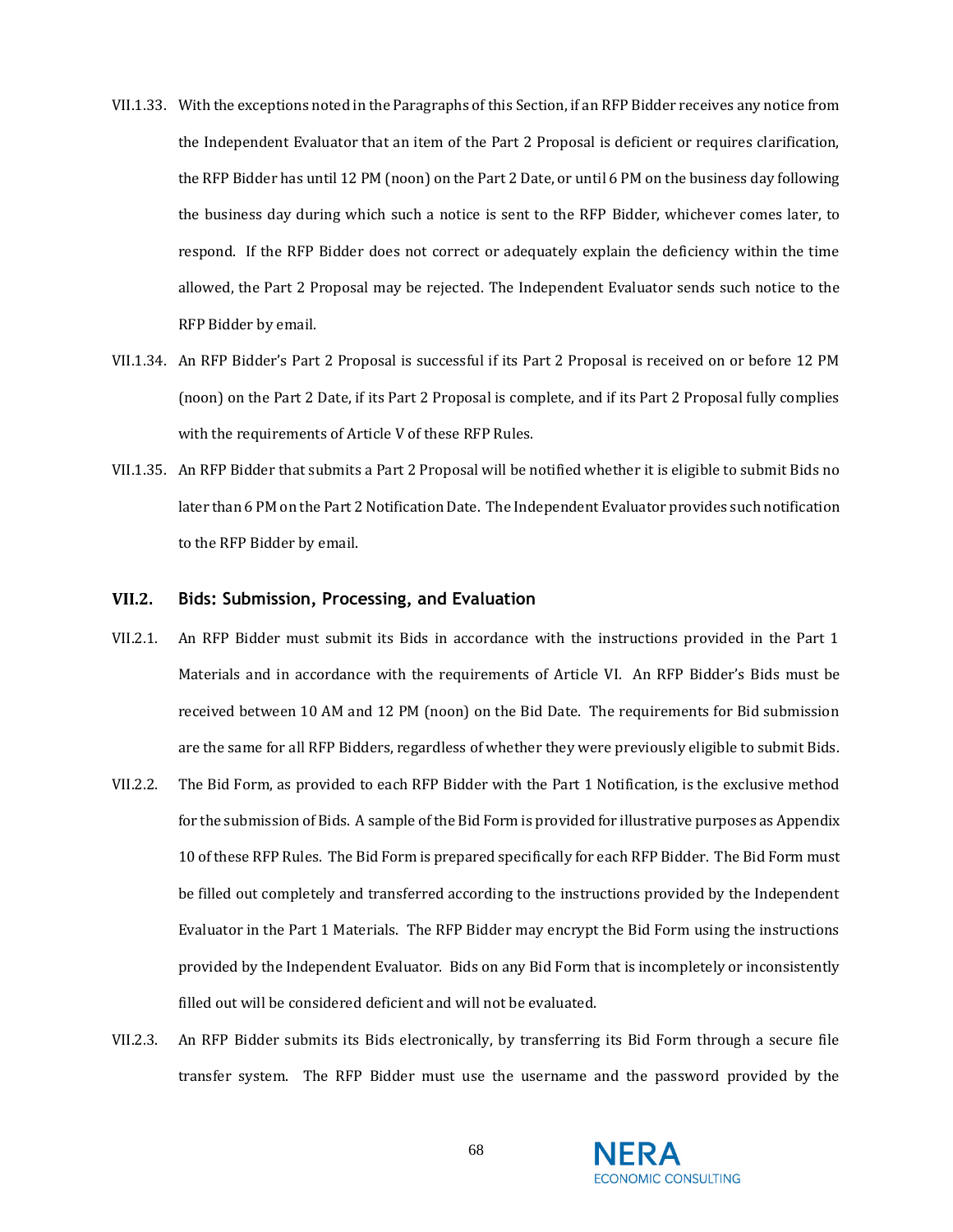VII.1.33. With the exceptions noted in the Paragraphs of this Section, if an RFP Bidder receives any notice from the Independent Evaluator that an item of the Part 2 Proposal is deficient or requires clarification, the RFP Bidder has until 12 PM (noon) on the Part 2 Date, or until 6 PM on the business day following the business day during which such a notice is sent to the RFP Bidder, whichever comes later, to respond. If the RFP Bidder does not correct or adequately explain the deficiency within the time allowed, the Part 2 Proposal may be rejected. The Independent Evaluator sends such notice to the RFP Bidder by email.

VII.1.34. An RFP Bidder's Part 2 Proposal is successful if its Part 2 Proposal is received on or before 12 PM (noon) on the Part 2 Date, if its Part 2 Proposal is complete, and if its Part 2 Proposal fully complies with the requirements of Article V of these RFP Rules.

VII.1.35. An RFP Bidder that submits a Part 2 Proposal will be notified whether it is eligible to submit Bids no later than 6 PM on the Part 2 Notification Date. The Independent Evaluator provides such notification to the RFP Bidder by email.

### VII.2. Bids: Submission, Processing, and Evaluation

VII.2.1. An RFP Bidder must submit its Bids in accordance with the instructions provided in the Part 1 Materials and in accordance with the requirements of Article VI. An RFP Bidder's Bids must be received between 10 AM and 12 PM (noon) on the Bid Date. The requirements for Bid submission are the same for all RFP Bidders, regardless of whether they were previously eligible to submit Bids.

VII.2.2. The Bid Form, as provided to each RFP Bidder with the Part 1 Notification, is the exclusive method for the submission of Bids. A sample of the Bid Form is provided for illustrative purposes as Appendix 10 of these RFP Rules. The Bid Form is prepared specifically for each RFP Bidder. The Bid Form must be filled out completely and transferred according to the instructions provided by the Independent Evaluator in the Part 1 Materials. The RFP Bidder may encrypt the Bid Form using the instructions provided by the Independent Evaluator. Bids on any Bid Form that is incompletely or inconsistently filled out will be considered deficient and will not be evaluated.

VII.2.3. An RFP Bidder submits its Bids electronically, by transferring its Bid Form through a secure file transfer system. The RFP Bidder must use the username and the password provided by the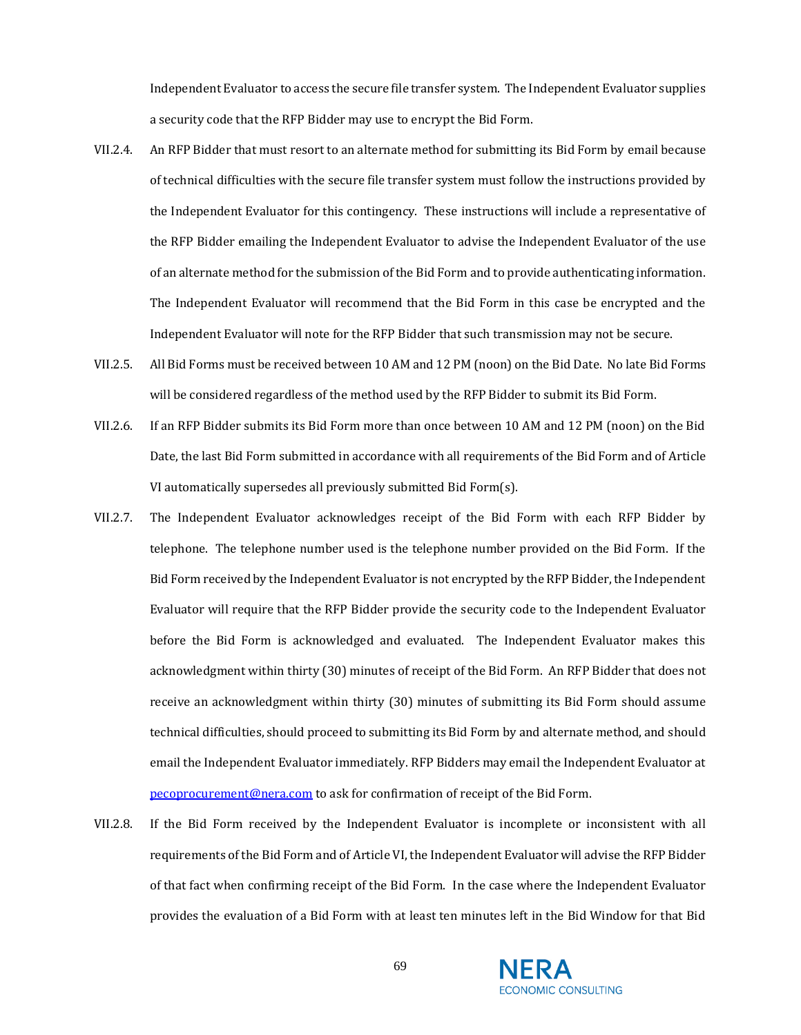Independent Evaluator to access the secure file transfer system. The Independent Evaluator supplies a security code that the RFP Bidder may use to encrypt the Bid Form.

VII.2.4. An RFP Bidder that must resort to an alternate method for submitting its Bid Form by email because of technical difficulties with the secure file transfer system must follow the instructions provided by the Independent Evaluator for this contingency. These instructions will include a representative of the RFP Bidder emailing the Independent Evaluator to advise the Independent Evaluator of the use of an alternate method for the submission of the Bid Form and to provide authenticating information. The Independent Evaluator will recommend that the Bid Form in this case be encrypted and the Independent Evaluator will note for the RFP Bidder that such transmission may not be secure.

VII.2.5. All Bid Forms must be received between 10 AM and 12 PM (noon) on the Bid Date. No late Bid Forms will be considered regardless of the method used by the RFP Bidder to submit its Bid Form.

VII.2.6. If an RFP Bidder submits its Bid Form more than once between 10 AM and 12 PM (noon) on the Bid Date, the last Bid Form submitted in accordance with all requirements of the Bid Form and of Article VI automatically supersedes all previously submitted Bid Form(s).

VII.2.7. The Independent Evaluator acknowledges receipt of the Bid Form with each RFP Bidder by telephone. The telephone number used is the telephone number provided on the Bid Form. If the Bid Form received by the Independent Evaluator is not encrypted by the RFP Bidder, the Independent Evaluator will require that the RFP Bidder provide the security code to the Independent Evaluator before the Bid Form is acknowledged and evaluated. The Independent Evaluator makes this acknowledgment within thirty (30) minutes of receipt of the Bid Form. An RFP Bidder that does not receive an acknowledgment within thirty (30) minutes of submitting its Bid Form should assume technical difficulties, should proceed to submitting its Bid Form by and alternate method, and should email the Independent Evaluator immediately. RFP Bidders may email the Independent Evaluator at pecoprocurement@nera.com to ask for confirmation of receipt of the Bid Form.

VII.2.8. If the Bid Form received by the Independent Evaluator is incomplete or inconsistent with all requirements of the Bid Form and of Article VI, the Independent Evaluator will advise the RFP Bidder of that fact when confirming receipt of the Bid Form. In the case where the Independent Evaluator provides the evaluation of a Bid Form with at least ten minutes left in the Bid Window for that Bid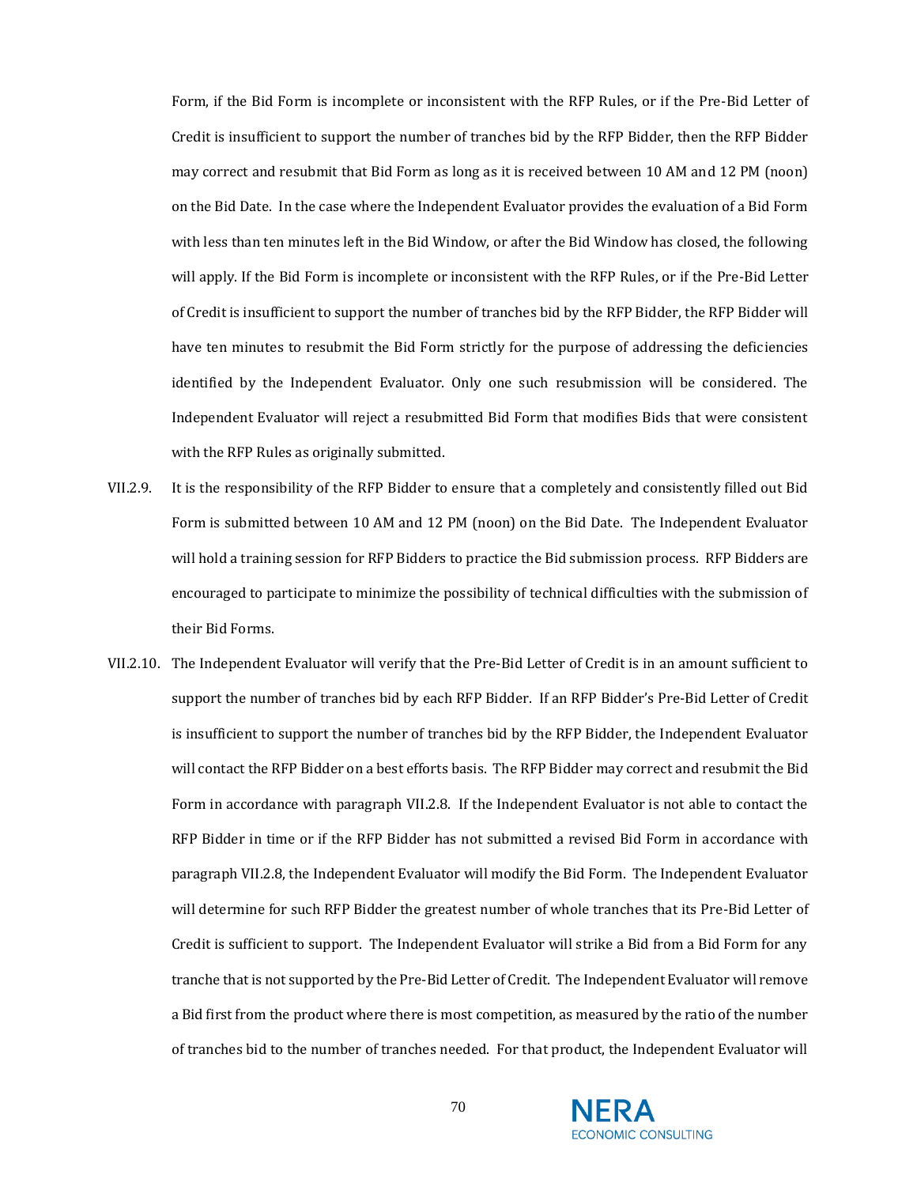Form, if the Bid Form is incomplete or inconsistent with the RFP Rules, or if the Pre-Bid Letter of Credit is insufficient to support the number of tranches bid by the RFP Bidder, then the RFP Bidder may correct and resubmit that Bid Form as long as it is received between 10 AM and 12 PM (noon) on the Bid Date. In the case where the Independent Evaluator provides the evaluation of a Bid Form with less than ten minutes left in the Bid Window, or after the Bid Window has closed, the following will apply. If the Bid Form is incomplete or inconsistent with the RFP Rules, or if the Pre-Bid Letter of Credit is insufficient to support the number of tranches bid by the RFP Bidder, the RFP Bidder will have ten minutes to resubmit the Bid Form strictly for the purpose of addressing the deficiencies identified by the Independent Evaluator. Only one such resubmission will be considered. The Independent Evaluator will reject a resubmitted Bid Form that modifies Bids that were consistent with the RFP Rules as originally submitted.

VII.2.9. It is the responsibility of the RFP Bidder to ensure that a completely and consistently filled out Bid Form is submitted between 10 AM and 12 PM (noon) on the Bid Date. The Independent Evaluator will hold a training session for RFP Bidders to practice the Bid submission process. RFP Bidders are encouraged to participate to minimize the possibility of technical difficulties with the submission of their Bid Forms.

VII.2.10. The Independent Evaluator will verify that the Pre-Bid Letter of Credit is in an amount sufficient to support the number of tranches bid by each RFP Bidder. If an RFP Bidder's Pre-Bid Letter of Credit is insufficient to support the number of tranches bid by the RFP Bidder, the Independent Evaluator will contact the RFP Bidder on a best efforts basis. The RFP Bidder may correct and resubmit the Bid Form in accordance with paragraph VII.2.8. If the Independent Evaluator is not able to contact the RFP Bidder in time or if the RFP Bidder has not submitted a revised Bid Form in accordance with paragraph VII.2.8, the Independent Evaluator will modify the Bid Form. The Independent Evaluator will determine for such RFP Bidder the greatest number of whole tranches that its Pre-Bid Letter of Credit is sufficient to support. The Independent Evaluator will strike a Bid from a Bid Form for any tranche that is not supported by the Pre-Bid Letter of Credit. The Independent Evaluator will remove a Bid first from the product where there is most competition, as measured by the ratio of the number of tranches bid to the number of tranches needed. For that product, the Independent Evaluator will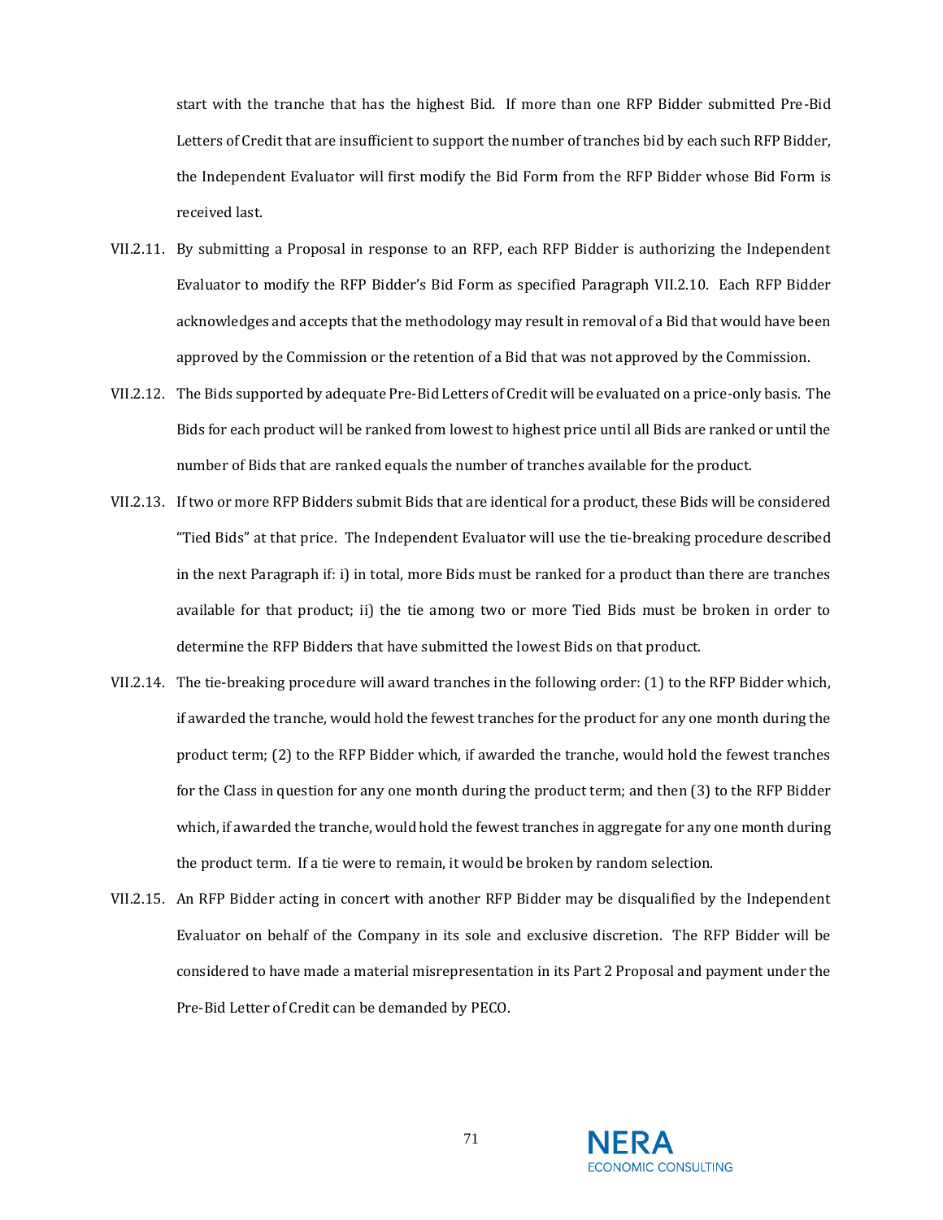start with the tranche that has the highest Bid. If more than one RFP Bidder submitted Pre-Bid Letters of Credit that are insufficient to support the number of tranches bid by each such RFP Bidder, the Independent Evaluator will first modify the Bid Form from the RFP Bidder whose Bid Form is received last.

VII.2.11. By submitting a Proposal in response to an RFP, each RFP Bidder is authorizing the Independent Evaluator to modify the RFP Bidder's Bid Form as specified Paragraph VII.2.10. Each RFP Bidder acknowledges and accepts that the methodology may result in removal of a Bid that would have been approved by the Commission or the retention of a Bid that was not approved by the Commission.

VII.2.12. The Bids supported by adequate Pre-Bid Letters of Credit will be evaluated on a price-only basis. The Bids for each product will be ranked from lowest to highest price until all Bids are ranked or until the number of Bids that are ranked equals the number of tranches available for the product.

VII.2.13. If two or more RFP Bidders submit Bids that are identical for a product, these Bids will be considered "Tied Bids" at that price. The Independent Evaluator will use the tie-breaking procedure described in the next Paragraph if: i) in total, more Bids must be ranked for a product than there are tranches available for that product; ii) the tie among two or more Tied Bids must be broken in order to determine the RFP Bidders that have submitted the lowest Bids on that product.

VII.2.14. The tie-breaking procedure will award tranches in the following order: (1) to the RFP Bidder which, if awarded the tranche, would hold the fewest tranches for the product for any one month during the product term; (2) to the RFP Bidder which, if awarded the tranche, would hold the fewest tranches for the Class in question for any one month during the product term; and then (3) to the RFP Bidder which, if awarded the tranche, would hold the fewest tranches in aggregate for any one month during the product term. If a tie were to remain, it would be broken by random selection.

VII.2.15. An RFP Bidder acting in concert with another RFP Bidder may be disqualified by the Independent Evaluator on behalf of the Company in its sole and exclusive discretion. The RFP Bidder will be considered to have made a material misrepresentation in its Part 2 Proposal and payment under the Pre-Bid Letter of Credit can be demanded by PECO.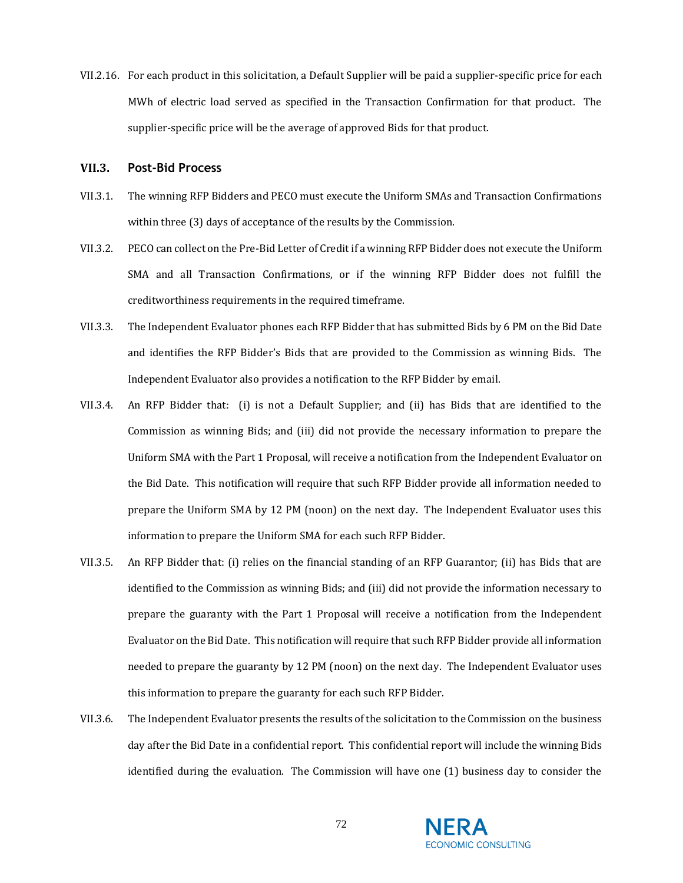VII.2.16. For each product in this solicitation, a Default Supplier will be paid a supplier-specific price for each MWh of electric load served as specified in the Transaction Confirmation for that product. The supplier-specific price will be the average of approved Bids for that product.

### VII.3. Post-Bid Process

VII.3.1. The winning RFP Bidders and PECO must execute the Uniform SMAs and Transaction Confirmations within three (3) days of acceptance of the results by the Commission.

VII.3.2. PECO can collect on the Pre-Bid Letter of Credit if a winning RFP Bidder does not execute the Uniform SMA and all Transaction Confirmations, or if the winning RFP Bidder does not fulfill the creditworthiness requirements in the required timeframe.

VII.3.3. The Independent Evaluator phones each RFP Bidder that has submitted Bids by 6 PM on the Bid Date and identifies the RFP Bidder's Bids that are provided to the Commission as winning Bids. The Independent Evaluator also provides a notification to the RFP Bidder by email.

VII.3.4. An RFP Bidder that: (i) is not a Default Supplier; and (ii) has Bids that are identified to the Commission as winning Bids; and (iii) did not provide the necessary information to prepare the Uniform SMA with the Part 1 Proposal, will receive a notification from the Independent Evaluator on the Bid Date. This notification will require that such RFP Bidder provide all information needed to prepare the Uniform SMA by 12 PM (noon) on the next day. The Independent Evaluator uses this information to prepare the Uniform SMA for each such RFP Bidder.

VII.3.5. An RFP Bidder that: (i) relies on the financial standing of an RFP Guarantor; (ii) has Bids that are identified to the Commission as winning Bids; and (iii) did not provide the information necessary to prepare the guaranty with the Part 1 Proposal will receive a notification from the Independent Evaluator on the Bid Date. This notification will require that such RFP Bidder provide all information needed to prepare the guaranty by 12 PM (noon) on the next day. The Independent Evaluator uses this information to prepare the guaranty for each such RFP Bidder.

VII.3.6. The Independent Evaluator presents the results of the solicitation to the Commission on the business day after the Bid Date in a confidential report. This confidential report will include the winning Bids identified during the evaluation. The Commission will have one (1) business day to consider the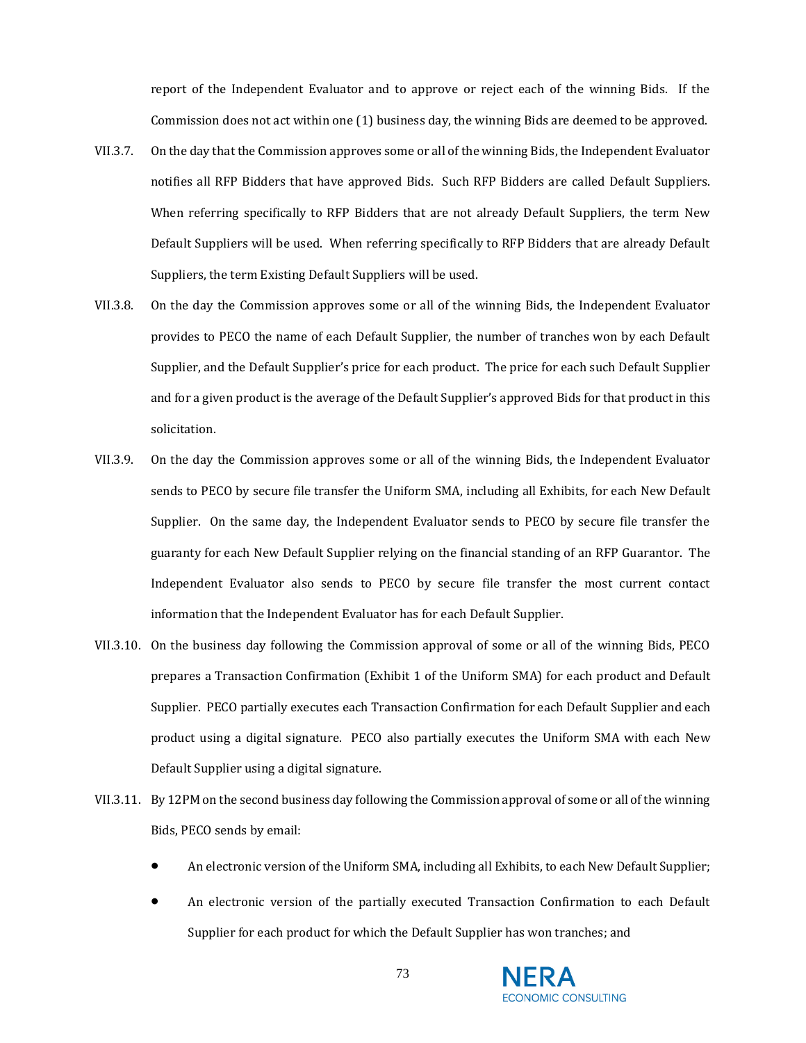report of the Independent Evaluator and to approve or reject each of the winning Bids. If the Commission does not act within one (1) business day, the winning Bids are deemed to be approved.

VII.3.7. On the day that the Commission approves some or all of the winning Bids, the Independent Evaluator notifies all RFP Bidders that have approved Bids. Such RFP Bidders are called Default Suppliers. When referring specifically to RFP Bidders that are not already Default Suppliers, the term New Default Suppliers will be used. When referring specifically to RFP Bidders that are already Default Suppliers, the term Existing Default Suppliers will be used.

VII.3.8. On the day the Commission approves some or all of the winning Bids, the Independent Evaluator provides to PECO the name of each Default Supplier, the number of tranches won by each Default Supplier, and the Default Supplier's price for each product. The price for each such Default Supplier and for a given product is the average of the Default Supplier's approved Bids for that product in this solicitation.

VII.3.9. On the day the Commission approves some or all of the winning Bids, the Independent Evaluator sends to PECO by secure file transfer the Uniform SMA, including all Exhibits, for each New Default Supplier. On the same day, the Independent Evaluator sends to PECO by secure file transfer the guaranty for each New Default Supplier relying on the financial standing of an RFP Guarantor. The Independent Evaluator also sends to PECO by secure file transfer the most current contact information that the Independent Evaluator has for each Default Supplier.

VII.3.10. On the business day following the Commission approval of some or all of the winning Bids, PECO prepares a Transaction Confirmation (Exhibit 1 of the Uniform SMA) for each product and Default Supplier. PECO partially executes each Transaction Confirmation for each Default Supplier and each product using a digital signature. PECO also partially executes the Uniform SMA with each New Default Supplier using a digital signature.

VII.3.11. By 12PM on the second business day following the Commission approval of some or all of the winning Bids, PECO sends by email:

- An electronic version of the Uniform SMA, including all Exhibits, to each New Default Supplier;
- An electronic version of the partially executed Transaction Confirmation to each Default Supplier for each product for which the Default Supplier has won tranches; and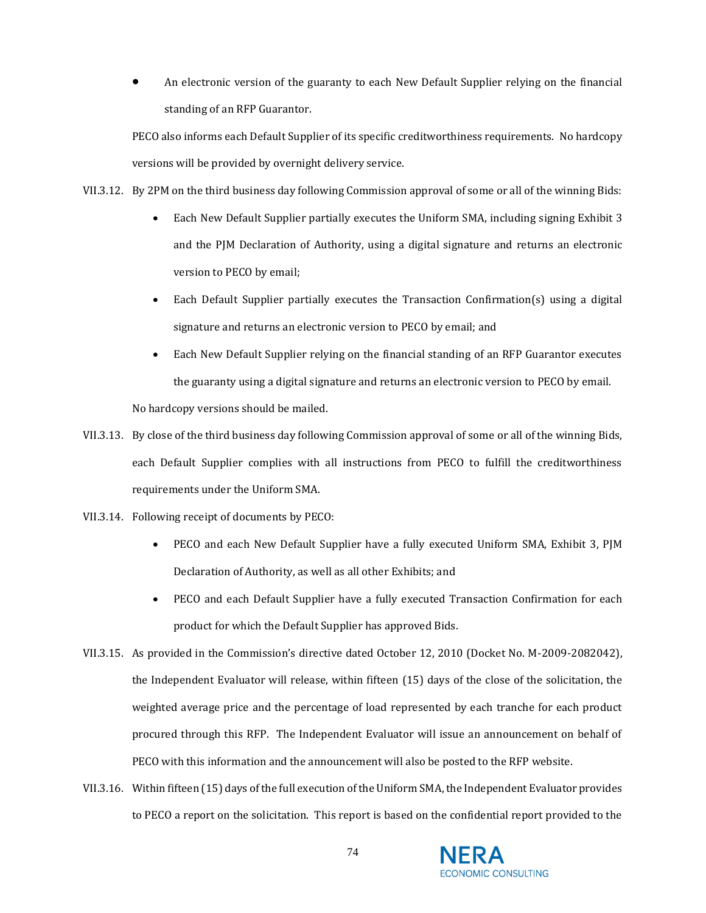- An electronic version of the guaranty to each New Default Supplier relying on the financial standing of an RFP Guarantor.

PECO also informs each Default Supplier of its specific creditworthiness requirements. No hardcopy versions will be provided by overnight delivery service.

VII.3.12. By 2PM on the third business day following Commission approval of some or all of the winning Bids:

- Each New Default Supplier partially executes the Uniform SMA, including signing Exhibit 3 and the PJM Declaration of Authority, using a digital signature and returns an electronic version to PECO by email;
- Each Default Supplier partially executes the Transaction Confirmation(s) using a digital signature and returns an electronic version to PECO by email; and
- Each New Default Supplier relying on the financial standing of an RFP Guarantor executes the guaranty using a digital signature and returns an electronic version to PECO by email.

No hardcopy versions should be mailed.

VII.3.13. By close of the third business day following Commission approval of some or all of the winning Bids, each Default Supplier complies with all instructions from PECO to fulfill the creditworthiness requirements under the Uniform SMA.

VII.3.14. Following receipt of documents by PECO:

- PECO and each New Default Supplier have a fully executed Uniform SMA, Exhibit 3, PJM Declaration of Authority, as well as all other Exhibits; and
- PECO and each Default Supplier have a fully executed Transaction Confirmation for each product for which the Default Supplier has approved Bids.

VII.3.15. As provided in the Commission's directive dated October 12, 2010 (Docket No. M-2009-2082042), the Independent Evaluator will release, within fifteen (15) days of the close of the solicitation, the weighted average price and the percentage of load represented by each tranche for each product procured through this RFP. The Independent Evaluator will issue an announcement on behalf of PECO with this information and the announcement will also be posted to the RFP website.

VII.3.16. Within fifteen (15) days of the full execution of the Uniform SMA, the Independent Evaluator provides to PECO a report on the solicitation. This report is based on the confidential report provided to the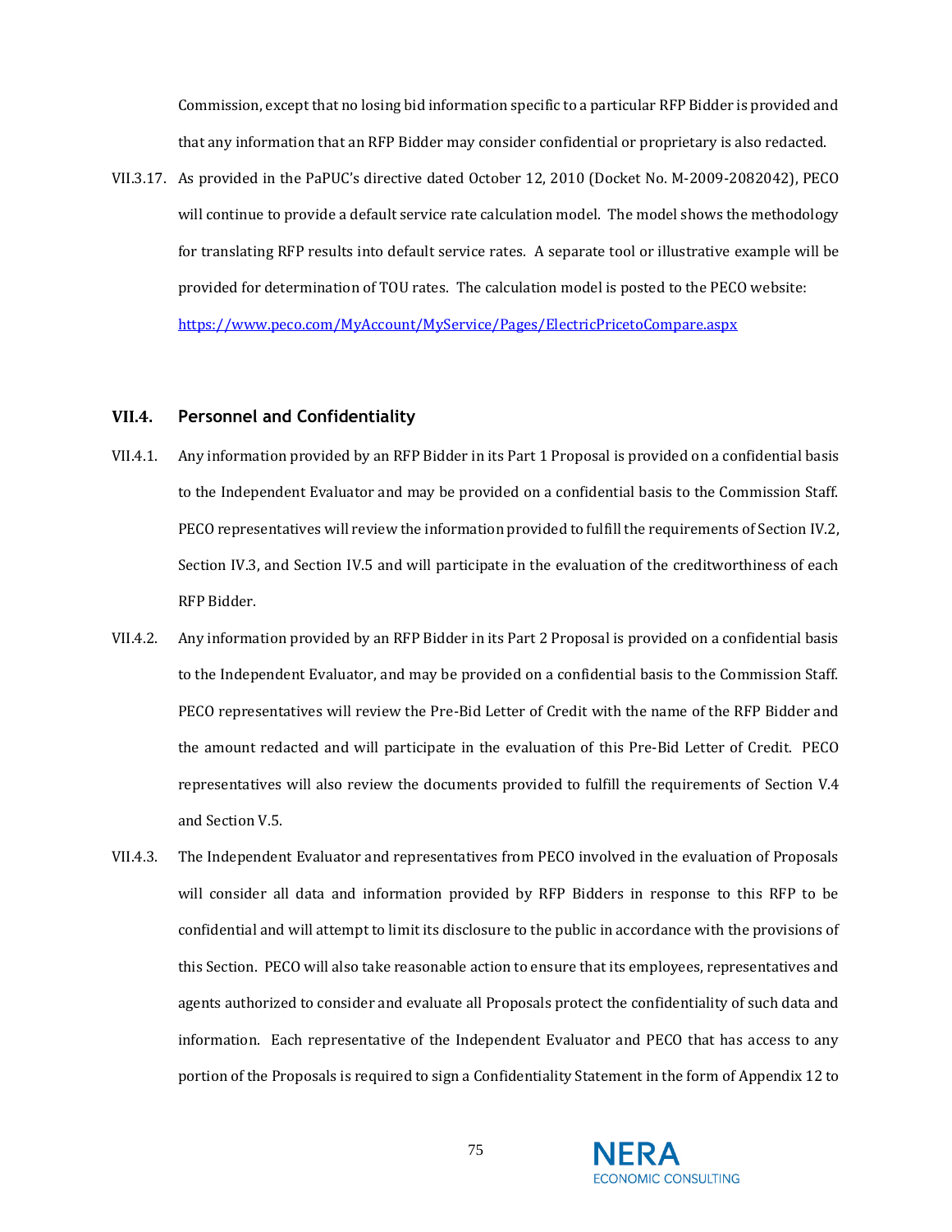Commission, except that no losing bid information specific to a particular RFP Bidder is provided and that any information that an RFP Bidder may consider confidential or proprietary is also redacted.

VII.3.17. As provided in the PaPUC's directive dated October 12, 2010 (Docket No. M-2009-2082042), PECO will continue to provide a default service rate calculation model. The model shows the methodology for translating RFP results into default service rates. A separate tool or illustrative example will be provided for determination of TOU rates. The calculation model is posted to the PECO website: [https://www.peco.com/MyAccount/MyService/Pages/ElectricPricetoCompare.aspx](https://www.peco.com/MyAccount/MyService/Pages/ElectricPricetoCompare.aspx)

## VII.4. Personnel and Confidentiality

VII.4.1. Any information provided by an RFP Bidder in its Part 1 Proposal is provided on a confidential basis to the Independent Evaluator and may be provided on a confidential basis to the Commission Staff. PECO representatives will review the information provided to fulfill the requirements of Section IV.2, Section IV.3, and Section IV.5 and will participate in the evaluation of the creditworthiness of each RFP Bidder.

VII.4.2. Any information provided by an RFP Bidder in its Part 2 Proposal is provided on a confidential basis to the Independent Evaluator, and may be provided on a confidential basis to the Commission Staff. PECO representatives will review the Pre-Bid Letter of Credit with the name of the RFP Bidder and the amount redacted and will participate in the evaluation of this Pre-Bid Letter of Credit. PECO representatives will also review the documents provided to fulfill the requirements of Section V.4 and Section V.5.

VII.4.3. The Independent Evaluator and representatives from PECO involved in the evaluation of Proposals will consider all data and information provided by RFP Bidders in response to this RFP to be confidential and will attempt to limit its disclosure to the public in accordance with the provisions of this Section. PECO will also take reasonable action to ensure that its employees, representatives and agents authorized to consider and evaluate all Proposals protect the confidentiality of such data and information. Each representative of the Independent Evaluator and PECO that has access to any portion of the Proposals is required to sign a Confidentiality Statement in the form of Appendix 12 to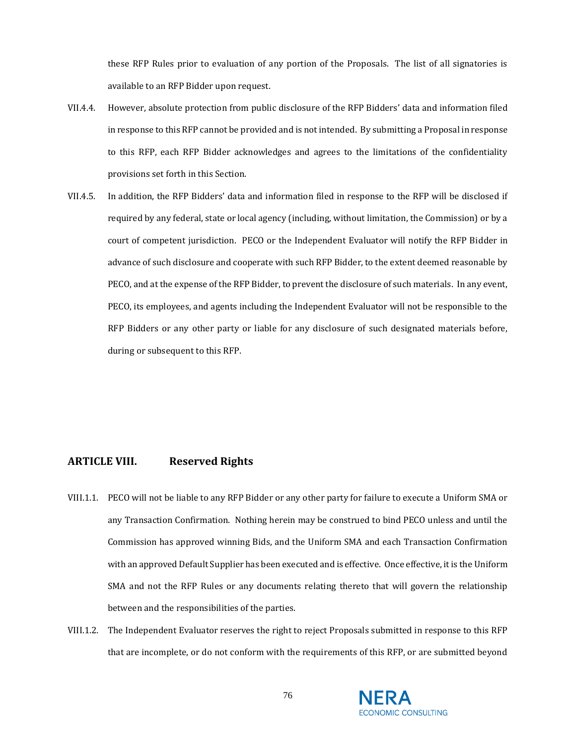these RFP Rules prior to evaluation of any portion of the Proposals. The list of all signatories is available to an RFP Bidder upon request.

VII.4.4. However, absolute protection from public disclosure of the RFP Bidders' data and information filed in response to this RFP cannot be provided and is not intended. By submitting a Proposal in response to this RFP, each RFP Bidder acknowledges and agrees to the limitations of the confidentiality provisions set forth in this Section.

VII.4.5. In addition, the RFP Bidders' data and information filed in response to the RFP will be disclosed if required by any federal, state or local agency (including, without limitation, the Commission) or by a court of competent jurisdiction. PECO or the Independent Evaluator will notify the RFP Bidder in advance of such disclosure and cooperate with such RFP Bidder, to the extent deemed reasonable by PECO, and at the expense of the RFP Bidder, to prevent the disclosure of such materials. In any event, PECO, its employees, and agents including the Independent Evaluator will not be responsible to the RFP Bidders or any other party or liable for any disclosure of such designated materials before, during or subsequent to this RFP.

## ARTICLE VIII. Reserved Rights

VIII.1.1. PECO will not be liable to any RFP Bidder or any other party for failure to execute a Uniform SMA or any Transaction Confirmation. Nothing herein may be construed to bind PECO unless and until the Commission has approved winning Bids, and the Uniform SMA and each Transaction Confirmation with an approved Default Supplier has been executed and is effective. Once effective, it is the Uniform SMA and not the RFP Rules or any documents relating thereto that will govern the relationship between and the responsibilities of the parties.

VIII.1.2. The Independent Evaluator reserves the right to reject Proposals submitted in response to this RFP that are incomplete, or do not conform with the requirements of this RFP, or are submitted beyond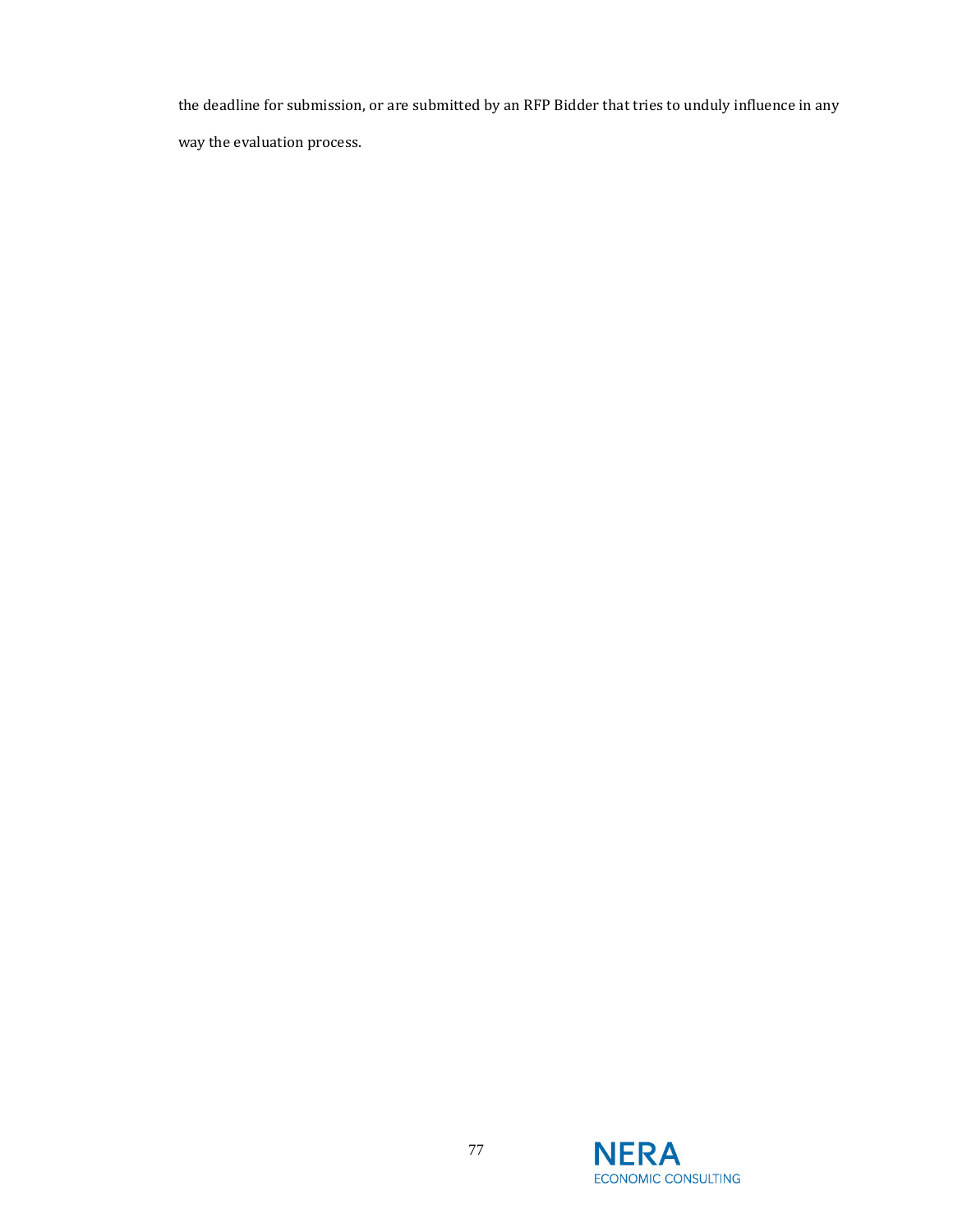the deadline for submission, or are submitted by an RFP Bidder that tries to unduly influence in any way the evaluation process.